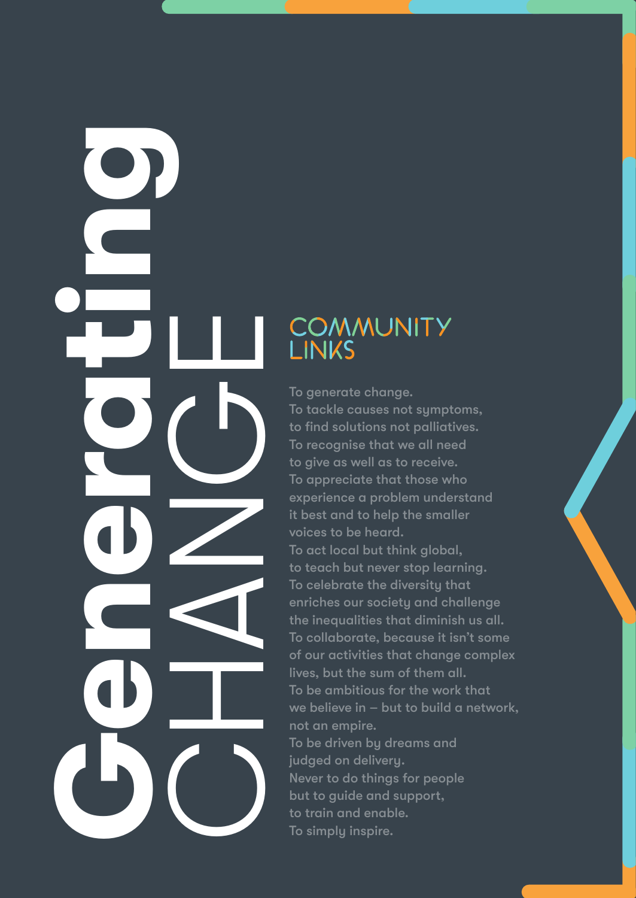# Generating CHANGE

COMMUNITY LINKS

To generate change.
To tackle causes not symptoms, to find solutions not palliatives.
To recognise that we all need to give as well as to receive.
To appreciate that those who experience a problem understand it best and to help the smaller voices to be heard.
To act local but think global, to teach but never stop learning.
To celebrate the diversity that enriches our society and challenge the inequalities that diminish us all.
To collaborate, because it isn't some of our activities that change complex lives, but the sum of them all.
To be ambitious for the work that we believe in – but to build a network, not an empire.
To be driven by dreams and judged on delivery.
Never to do things for people but to guide and support, to train and enable.
To simply inspire.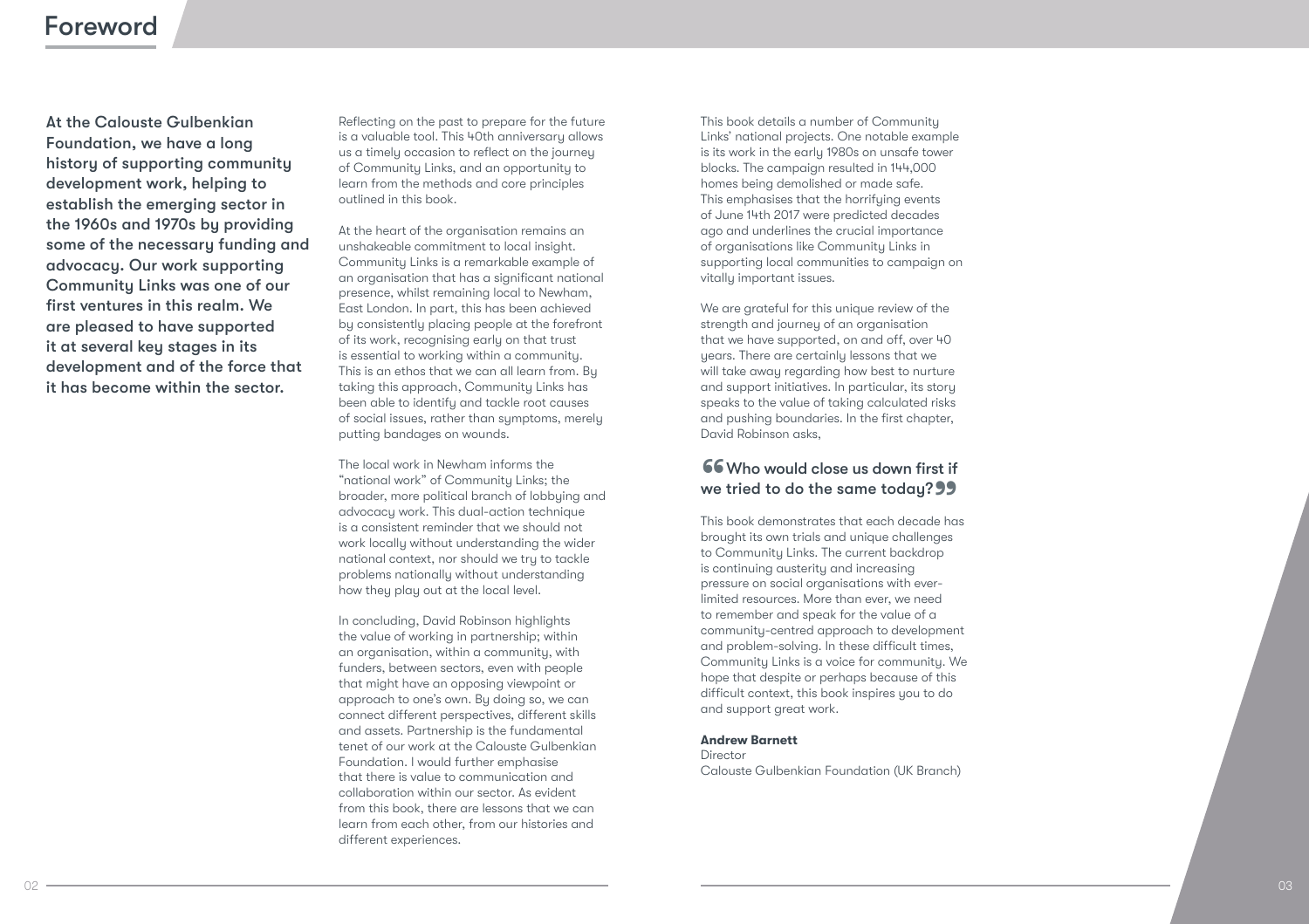# Foreword

**At the Calouste Gulbenkian Foundation, we have a long history of supporting community development work, helping to establish the emerging sector in the 1960s and 1970s by providing some of the necessary funding and advocacy. Our work supporting Community Links was one of our first ventures in this realm. We are pleased to have supported it at several key stages in its development and of the force that it has become within the sector.**

Reflecting on the past to prepare for the future is a valuable tool. This 40th anniversary allows us a timely occasion to reflect on the journey of Community Links, and an opportunity to learn from the methods and core principles outlined in this book.

At the heart of the organisation remains an unshakeable commitment to local insight. Community Links is a remarkable example of an organisation that has a significant national presence, whilst remaining local to Newham, East London. In part, this has been achieved by consistently placing people at the forefront of its work, recognising early on that trust is essential to working within a community. This is an ethos that we can all learn from. By taking this approach, Community Links has been able to identify and tackle root causes of social issues, rather than symptoms, merely putting bandages on wounds.

The local work in Newham informs the "national work" of Community Links; the broader, more political branch of lobbying and advocacy work. This dual-action technique is a consistent reminder that we should not work locally without understanding the wider national context, nor should we try to tackle problems nationally without understanding how they play out at the local level.

In concluding, David Robinson highlights the value of working in partnership; within an organisation, within a community, with funders, between sectors, even with people that might have an opposing viewpoint or approach to one's own. By doing so, we can connect different perspectives, different skills and assets. Partnership is the fundamental tenet of our work at the Calouste Gulbenkian Foundation. I would further emphasise that there is value to communication and collaboration within our sector. As evident from this book, there are lessons that we can learn from each other, from our histories and different experiences.

This book details a number of Community Links' national projects. One notable example is its work in the early 1980s on unsafe tower blocks. The campaign resulted in 144,000 homes being demolished or made safe. This emphasises that the horrifying events of June 14th 2017 were predicted decades ago and underlines the crucial importance of organisations like Community Links in supporting local communities to campaign on vitally important issues.

We are grateful for this unique review of the strength and journey of an organisation that we have supported, on and off, over 40 years. There are certainly lessons that we will take away regarding how best to nurture and support initiatives. In particular, its story speaks to the value of taking calculated risks and pushing boundaries. In the first chapter, David Robinson asks,

> "Who would close us down first if we tried to do the same today?"

This book demonstrates that each decade has brought its own trials and unique challenges to Community Links. The current backdrop is continuing austerity and increasing pressure on social organisations with ever-limited resources. More than ever, we need to remember and speak for the value of a community-centred approach to development and problem-solving. In these difficult times, Community Links is a voice for community. We hope that despite or perhaps because of this difficult context, this book inspires you to do and support great work.

**Andrew Barnett**
Director
Calouste Gulbenkian Foundation (UK Branch)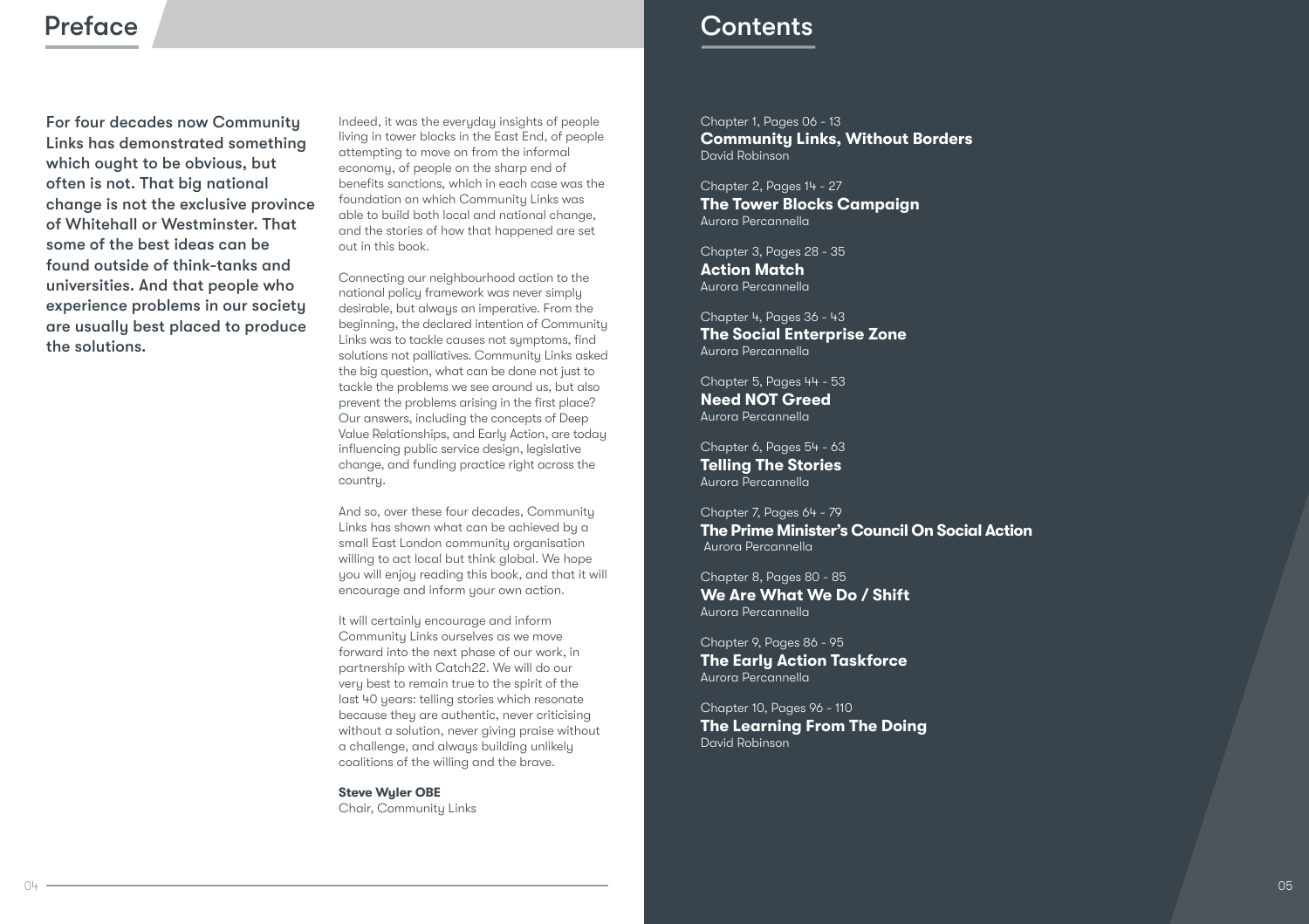# Preface

**For four decades now Community Links has demonstrated something which ought to be obvious, but often is not. That big national change is not the exclusive province of Whitehall or Westminster. That some of the best ideas can be found outside of think-tanks and universities. And that people who experience problems in our society are usually best placed to produce the solutions.**

Indeed, it was the everyday insights of people living in tower blocks in the East End, of people attempting to move on from the informal economy, of people on the sharp end of benefits sanctions, which in each case was the foundation on which Community Links was able to build both local and national change, and the stories of how that happened are set out in this book.

Connecting our neighbourhood action to the national policy framework was never simply desirable, but always an imperative. From the beginning, the declared intention of Community Links was to tackle causes not symptoms, find solutions not palliatives. Community Links asked the big question, what can be done not just to tackle the problems we see around us, but also prevent the problems arising in the first place? Our answers, including the concepts of Deep Value Relationships, and Early Action, are today influencing public service design, legislative change, and funding practice right across the country.

And so, over these four decades, Community Links has shown what can be achieved by a small East London community organisation willing to act local but think global. We hope you will enjoy reading this book, and that it will encourage and inform your own action.

It will certainly encourage and inform Community Links ourselves as we move forward into the next phase of our work, in partnership with Catch22. We will do our very best to remain true to the spirit of the last 40 years: telling stories which resonate because they are authentic, never criticising without a solution, never giving praise without a challenge, and always building unlikely coalitions of the willing and the brave.

**Steve Wyler OBE**
Chair, Community Links

# Contents

Chapter 1, Pages 06 - 13
**Community Links, Without Borders**
David Robinson

Chapter 2, Pages 14 - 27
**The Tower Blocks Campaign**
Aurora Percannella

Chapter 3, Pages 28 - 35
**Action Match**
Aurora Percannella

Chapter 4, Pages 36 - 43
**The Social Enterprise Zone**
Aurora Percannella

Chapter 5, Pages 44 - 53
**Need NOT Greed**
Aurora Percannella

Chapter 6, Pages 54 - 63
**Telling The Stories**
Aurora Percannella

Chapter 7, Pages 64 - 79
**The Prime Minister's Council On Social Action**
Aurora Percannella

Chapter 8, Pages 80 - 85
**We Are What We Do / Shift**
Aurora Percannella

Chapter 9, Pages 86 - 95
**The Early Action Taskforce**
Aurora Percannella

Chapter 10, Pages 96 - 110
**The Learning From The Doing**
David Robinson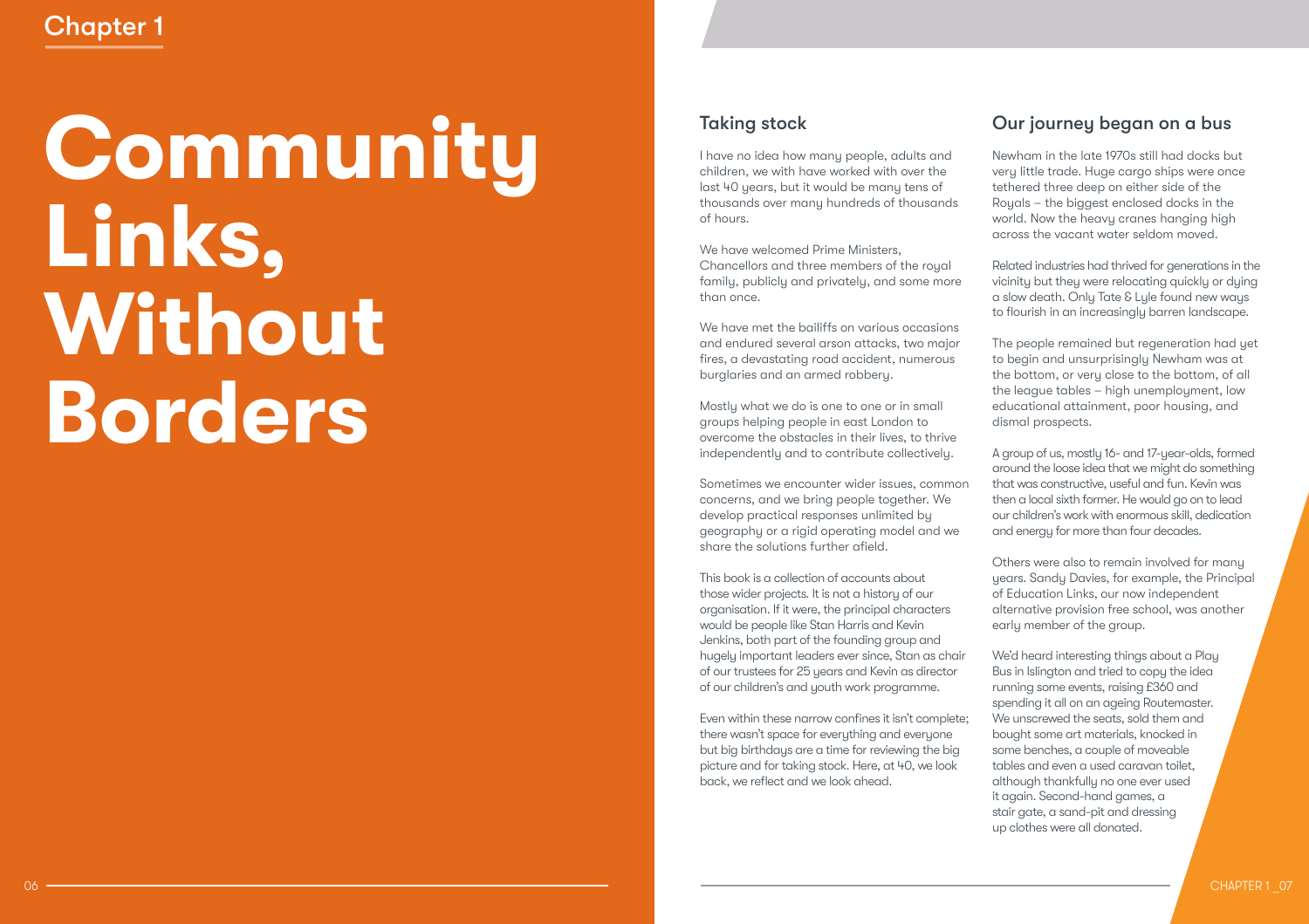Chapter 1

# Community Links, Without Borders

## Taking stock

I have no idea how many people, adults and children, we with have worked with over the last 40 years, but it would be many tens of thousands over many hundreds of thousands of hours.

We have welcomed Prime Ministers, Chancellors and three members of the royal family, publicly and privately, and some more than once.

We have met the bailiffs on various occasions and endured several arson attacks, two major fires, a devastating road accident, numerous burglaries and an armed robbery.

Mostly what we do is one to one or in small groups helping people in east London to overcome the obstacles in their lives, to thrive independently and to contribute collectively.

Sometimes we encounter wider issues, common concerns, and we bring people together. We develop practical responses unlimited by geography or a rigid operating model and we share the solutions further afield.

This book is a collection of accounts about those wider projects. It is not a history of our organisation. If it were, the principal characters would be people like Stan Harris and Kevin Jenkins, both part of the founding group and hugely important leaders ever since, Stan as chair of our trustees for 25 years and Kevin as director of our children's and youth work programme.

Even within these narrow confines it isn't complete; there wasn't space for everything and everyone but big birthdays are a time for reviewing the big picture and for taking stock. Here, at 40, we look back, we reflect and we look ahead.

## Our journey began on a bus

Newham in the late 1970s still had docks but very little trade. Huge cargo ships were once tethered three deep on either side of the Royals – the biggest enclosed docks in the world. Now the heavy cranes hanging high across the vacant water seldom moved.

Related industries had thrived for generations in the vicinity but they were relocating quickly or dying a slow death. Only Tate & Lyle found new ways to flourish in an increasingly barren landscape.

The people remained but regeneration had yet to begin and unsurprisingly Newham was at the bottom, or very close to the bottom, of all the league tables – high unemployment, low educational attainment, poor housing, and dismal prospects.

A group of us, mostly 16- and 17-year-olds, formed around the loose idea that we might do something that was constructive, useful and fun. Kevin was then a local sixth former. He would go on to lead our children's work with enormous skill, dedication and energy for more than four decades.

Others were also to remain involved for many years. Sandy Davies, for example, the Principal of Education Links, our now independent alternative provision free school, was another early member of the group.

We'd heard interesting things about a Play Bus in Islington and tried to copy the idea running some events, raising £360 and spending it all on an ageing Routemaster. We unscrewed the seats, sold them and bought some art materials, knocked in some benches, a couple of moveable tables and even a used caravan toilet, although thankfully no one ever used it again. Second-hand games, a stair gate, a sand-pit and dressing up clothes were all donated.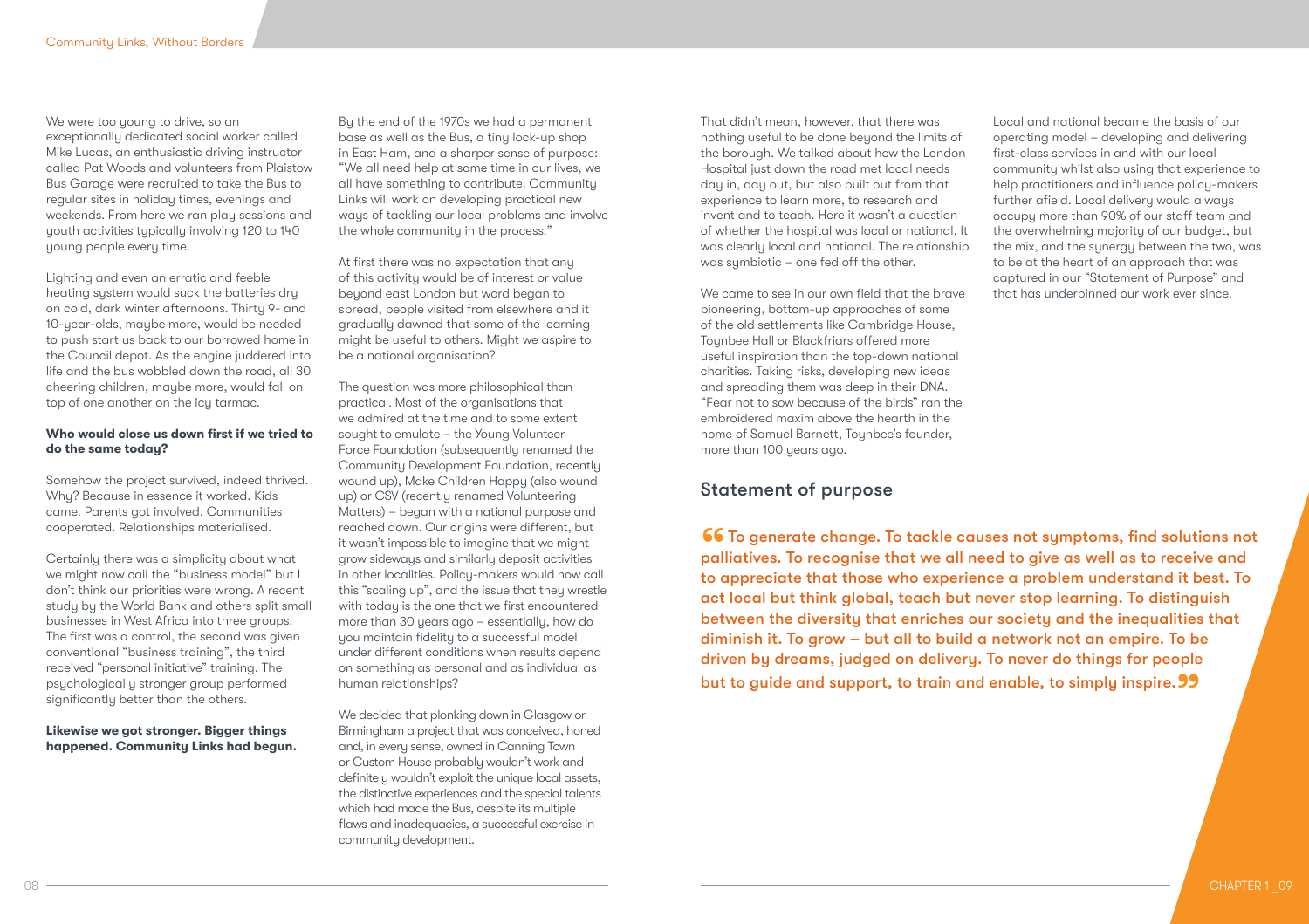We were too young to drive, so an exceptionally dedicated social worker called Mike Lucas, an enthusiastic driving instructor called Pat Woods and volunteers from Plaistow Bus Garage were recruited to take the Bus to regular sites in holiday times, evenings and weekends. From here we ran play sessions and youth activities typically involving 120 to 140 young people every time.

Lighting and even an erratic and feeble heating system would suck the batteries dry on cold, dark winter afternoons. Thirty 9- and 10-year-olds, maybe more, would be needed to push start us back to our borrowed home in the Council depot. As the engine juddered into life and the bus wobbled down the road, all 30 cheering children, maybe more, would fall on top of one another on the icy tarmac.

**Who would close us down first if we tried to do the same today?**

Somehow the project survived, indeed thrived. Why? Because in essence it worked. Kids came. Parents got involved. Communities cooperated. Relationships materialised.

Certainly there was a simplicity about what we might now call the "business model" but I don't think our priorities were wrong. A recent study by the World Bank and others split small businesses in West Africa into three groups. The first was a control, the second was given conventional "business training", the third received "personal initiative" training. The psychologically stronger group performed significantly better than the others.

**Likewise we got stronger. Bigger things happened. Community Links had begun.**

By the end of the 1970s we had a permanent base as well as the Bus, a tiny lock-up shop in East Ham, and a sharper sense of purpose: "We all need help at some time in our lives, we all have something to contribute. Community Links will work on developing practical new ways of tackling our local problems and involve the whole community in the process."

At first there was no expectation that any of this activity would be of interest or value beyond east London but word began to spread, people visited from elsewhere and it gradually dawned that some of the learning might be useful to others. Might we aspire to be a national organisation?

The question was more philosophical than practical. Most of the organisations that we admired at the time and to some extent sought to emulate – the Young Volunteer Force Foundation (subsequently renamed the Community Development Foundation, recently wound up), Make Children Happy (also wound up) or CSV (recently renamed Volunteering Matters) – began with a national purpose and reached down. Our origins were different, but it wasn't impossible to imagine that we might grow sideways and similarly deposit activities in other localities. Policy-makers would now call this "scaling up", and the issue that they wrestle with today is the one that we first encountered more than 30 years ago – essentially, how do you maintain fidelity to a successful model under different conditions when results depend on something as personal and as individual as human relationships?

We decided that plonking down in Glasgow or Birmingham a project that was conceived, honed and, in every sense, owned in Canning Town or Custom House probably wouldn't work and definitely wouldn't exploit the unique local assets, the distinctive experiences and the special talents which had made the Bus, despite its multiple flaws and inadequacies, a successful exercise in community development.

That didn't mean, however, that there was nothing useful to be done beyond the limits of the borough. We talked about how the London Hospital just down the road met local needs day in, day out, but also built out from that experience to learn more, to research and invent and to teach. Here it wasn't a question of whether the hospital was local or national. It was clearly local and national. The relationship was symbiotic – one fed off the other.

We came to see in our own field that the brave pioneering, bottom-up approaches of some of the old settlements like Cambridge House, Toynbee Hall or Blackfriars offered more useful inspiration than the top-down national charities. Taking risks, developing new ideas and spreading them was deep in their DNA. "Fear not to sow because of the birds" ran the embroidered maxim above the hearth in the home of Samuel Barnett, Toynbee's founder, more than 100 years ago.

Local and national became the basis of our operating model – developing and delivering first-class services in and with our local community whilst also using that experience to help practitioners and influence policy-makers further afield. Local delivery would always occupy more than 90% of our staff team and the overwhelming majority of our budget, but the mix, and the synergy between the two, was to be at the heart of an approach that was captured in our "Statement of Purpose" and that has underpinned our work ever since.

## Statement of purpose

> "To generate change. To tackle causes not symptoms, find solutions not palliatives. To recognise that we all need to give as well as to receive and to appreciate that those who experience a problem understand it best. To act local but think global, teach but never stop learning. To distinguish between the diversity that enriches our society and the inequalities that diminish it. To grow – but all to build a network not an empire. To be driven by dreams, judged on delivery. To never do things for people but to guide and support, to train and enable, to simply inspire."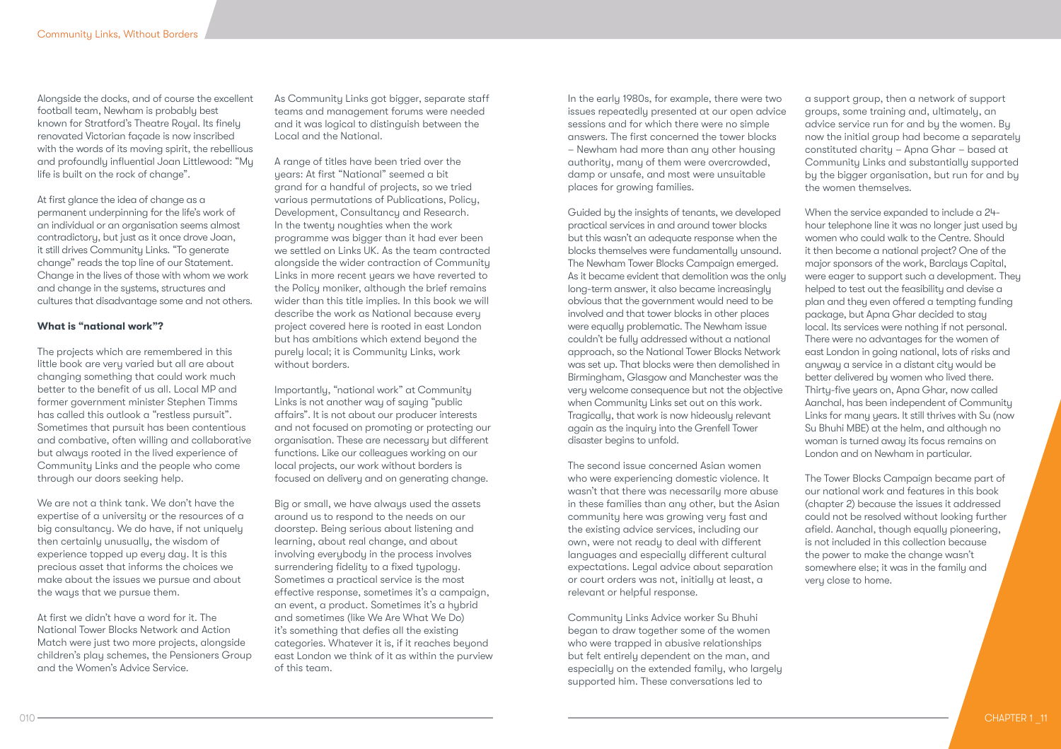Alongside the docks, and of course the excellent football team, Newham is probably best known for Stratford's Theatre Royal. Its finely renovated Victorian façade is now inscribed with the words of its moving spirit, the rebellious and profoundly influential Joan Littlewood: "My life is built on the rock of change".

At first glance the idea of change as a permanent underpinning for the life's work of an individual or an organisation seems almost contradictory, but just as it once drove Joan, it still drives Community Links. "To generate change" reads the top line of our Statement. Change in the lives of those with whom we work and change in the systems, structures and cultures that disadvantage some and not others.

**What is "national work"?**

The projects which are remembered in this little book are very varied but all are about changing something that could work much better to the benefit of us all. Local MP and former government minister Stephen Timms has called this outlook a "restless pursuit". Sometimes that pursuit has been contentious and combative, often willing and collaborative but always rooted in the lived experience of Community Links and the people who come through our doors seeking help.

We are not a think tank. We don't have the expertise of a university or the resources of a big consultancy. We do have, if not uniquely then certainly unusually, the wisdom of experience topped up every day. It is this precious asset that informs the choices we make about the issues we pursue and about the ways that we pursue them.

At first we didn't have a word for it. The National Tower Blocks Network and Action Match were just two more projects, alongside children's play schemes, the Pensioners Group and the Women's Advice Service.

As Community Links got bigger, separate staff teams and management forums were needed and it was logical to distinguish between the Local and the National.

A range of titles have been tried over the years: At first "National" seemed a bit grand for a handful of projects, so we tried various permutations of Publications, Policy, Development, Consultancy and Research. In the twenty noughties when the work programme was bigger than it had ever been we settled on Links UK. As the team contracted alongside the wider contraction of Community Links in more recent years we have reverted to the Policy moniker, although the brief remains wider than this title implies. In this book we will describe the work as National because every project covered here is rooted in east London but has ambitions which extend beyond the purely local; it is Community Links, work without borders.

Importantly, "national work" at Community Links is not another way of saying "public affairs". It is not about our producer interests and not focused on promoting or protecting our organisation. These are necessary but different functions. Like our colleagues working on our local projects, our work without borders is focused on delivery and on generating change.

Big or small, we have always used the assets around us to respond to the needs on our doorstep. Being serious about listening and learning, about real change, and about involving everybody in the process involves surrendering fidelity to a fixed typology. Sometimes a practical service is the most effective response, sometimes it's a campaign, an event, a product. Sometimes it's a hybrid and sometimes (like We Are What We Do) it's something that defies all the existing categories. Whatever it is, if it reaches beyond east London we think of it as within the purview of this team.

In the early 1980s, for example, there were two issues repeatedly presented at our open advice sessions and for which there were no simple answers. The first concerned the tower blocks – Newham had more than any other housing authority, many of them were overcrowded, damp or unsafe, and most were unsuitable places for growing families.

Guided by the insights of tenants, we developed practical services in and around tower blocks but this wasn't an adequate response when the blocks themselves were fundamentally unsound. The Newham Tower Blocks Campaign emerged. As it became evident that demolition was the only long-term answer, it also became increasingly obvious that the government would need to be involved and that tower blocks in other places were equally problematic. The Newham issue couldn't be fully addressed without a national approach, so the National Tower Blocks Network was set up. That blocks were then demolished in Birmingham, Glasgow and Manchester was the very welcome consequence but not the objective when Community Links set out on this work. Tragically, that work is now hideously relevant again as the inquiry into the Grenfell Tower disaster begins to unfold.

The second issue concerned Asian women who were experiencing domestic violence. It wasn't that there was necessarily more abuse in these families than any other, but the Asian community here was growing very fast and the existing advice services, including our own, were not ready to deal with different languages and especially different cultural expectations. Legal advice about separation or court orders was not, initially at least, a relevant or helpful response.

Community Links Advice worker Su Bhuhi began to draw together some of the women who were trapped in abusive relationships but felt entirely dependent on the man, and especially on the extended family, who largely supported him. These conversations led to a support group, then a network of support groups, some training and, ultimately, an advice service run for and by the women. By now the initial group had become a separately constituted charity – Apna Ghar – based at Community Links and substantially supported by the bigger organisation, but run for and by the women themselves.

When the service expanded to include a 24-hour telephone line it was no longer just used by women who could walk to the Centre. Should it then become a national project? One of the major sponsors of the work, Barclays Capital, were eager to support such a development. They helped to test out the feasibility and devise a plan and they even offered a tempting funding package, but Apna Ghar decided to stay local. Its services were nothing if not personal. There were no advantages for the women of east London in going national, lots of risks and anyway a service in a distant city would be better delivered by women who lived there. Thirty-five years on, Apna Ghar, now called Aanchal, has been independent of Community Links for many years. It still thrives with Su (now Su Bhuhi MBE) at the helm, and although no woman is turned away its focus remains on London and on Newham in particular.

The Tower Blocks Campaign became part of our national work and features in this book (chapter 2) because the issues it addressed could not be resolved without looking further afield. Aanchal, though equally pioneering, is not included in this collection because the power to make the change wasn't somewhere else; it was in the family and very close to home.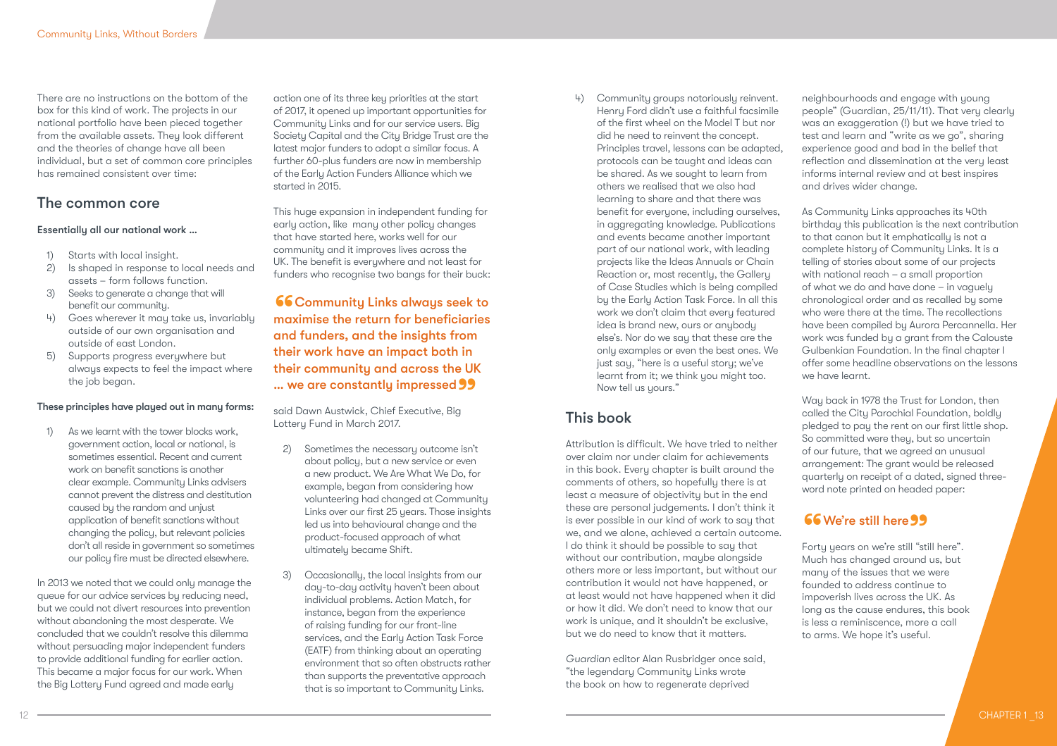There are no instructions on the bottom of the box for this kind of work. The projects in our national portfolio have been pieced together from the available assets. They look different and the theories of change have all been individual, but a set of common core principles has remained consistent over time:

## The common core

**Essentially all our national work ...**

1) Starts with local insight.
2) Is shaped in response to local needs and assets – form follows function.
3) Seeks to generate a change that will benefit our community.
4) Goes wherever it may take us, invariably outside of our own organisation and outside of east London.
5) Supports progress everywhere but always expects to feel the impact where the job began.

**These principles have played out in many forms:**

1) As we learnt with the tower blocks work, government action, local or national, is sometimes essential. Recent and current work on benefit sanctions is another clear example. Community Links advisers cannot prevent the distress and destitution caused by the random and unjust application of benefit sanctions without changing the policy, but relevant policies don't all reside in government so sometimes our policy fire must be directed elsewhere.

In 2013 we noted that we could only manage the queue for our advice services by reducing need, but we could not divert resources into prevention without abandoning the most desperate. We concluded that we couldn't resolve this dilemma without persuading major independent funders to provide additional funding for earlier action. This became a major focus for our work. When the Big Lottery Fund agreed and made early action one of its three key priorities at the start of 2017, it opened up important opportunities for Community Links and for our service users. Big Society Capital and the City Bridge Trust are the latest major funders to adopt a similar focus. A further 60-plus funders are now in membership of the Early Action Funders Alliance which we started in 2015.

This huge expansion in independent funding for early action, like many other policy changes that have started here, works well for our community and it improves lives across the UK. The benefit is everywhere and not least for funders who recognise two bangs for their buck:

> **"Community Links always seek to maximise the return for beneficiaries and funders, and the insights from their work have an impact both in their community and across the UK ... we are constantly impressed"**

said Dawn Austwick, Chief Executive, Big Lottery Fund in March 2017.

2) Sometimes the necessary outcome isn't about policy, but a new service or even a new product. We Are What We Do, for example, began from considering how volunteering had changed at Community Links over our first 25 years. Those insights led us into behavioural change and the product-focused approach of what ultimately became Shift.

3) Occasionally, the local insights from our day-to-day activity haven't been about individual problems. Action Match, for instance, began from the experience of raising funding for our front-line services, and the Early Action Task Force (EATF) from thinking about an operating environment that so often obstructs rather than supports the preventative approach that is so important to Community Links.

4) Community groups notoriously reinvent. Henry Ford didn't use a faithful facsimile of the first wheel on the Model T but nor did he need to reinvent the concept. Principles travel, lessons can be adapted, protocols can be taught and ideas can be shared. As we sought to learn from others we realised that we also had learning to share and that there was benefit for everyone, including ourselves, in aggregating knowledge. Publications and events became another important part of our national work, with leading projects like the Ideas Annuals or Chain Reaction or, most recently, the Gallery of Case Studies which is being compiled by the Early Action Task Force. In all this work we don't claim that every featured idea is brand new, ours or anybody else's. Nor do we say that these are the only examples or even the best ones. We just say, "here is a useful story; we've learnt from it; we think you might too. Now tell us yours."

## This book

Attribution is difficult. We have tried to neither over claim nor under claim for achievements in this book. Every chapter is built around the comments of others, so hopefully there is at least a measure of objectivity but in the end these are personal judgements. I don't think it is ever possible in our kind of work to say that we, and we alone, achieved a certain outcome. I do think it should be possible to say that without our contribution, maybe alongside others more or less important, but without our contribution it would not have happened, or at least would not have happened when it did or how it did. We don't need to know that our work is unique, and it shouldn't be exclusive, but we do need to know that it matters.

*Guardian* editor Alan Rusbridger once said, "the legendary Community Links wrote the book on how to regenerate deprived neighbourhoods and engage with young people" (Guardian, 25/11/11). That very clearly was an exaggeration (!) but we have tried to test and learn and "write as we go", sharing experience good and bad in the belief that reflection and dissemination at the very least informs internal review and at best inspires and drives wider change.

As Community Links approaches its 40th birthday this publication is the next contribution to that canon but it emphatically is not a complete history of Community Links. It is a telling of stories about some of our projects with national reach – a small proportion of what we do and have done – in vaguely chronological order and as recalled by some who were there at the time. The recollections have been compiled by Aurora Percannella. Her work was funded by a grant from the Calouste Gulbenkian Foundation. In the final chapter I offer some headline observations on the lessons we have learnt.

Way back in 1978 the Trust for London, then called the City Parochial Foundation, boldly pledged to pay the rent on our first little shop. So committed were they, but so uncertain of our future, that we agreed an unusual arrangement: The grant would be released quarterly on receipt of a dated, signed three-word note printed on headed paper:

> **"We're still here"**

Forty years on we're still "still here". Much has changed around us, but many of the issues that we were founded to address continue to impoverish lives across the UK. As long as the cause endures, this book is less a reminiscence, more a call to arms. We hope it's useful.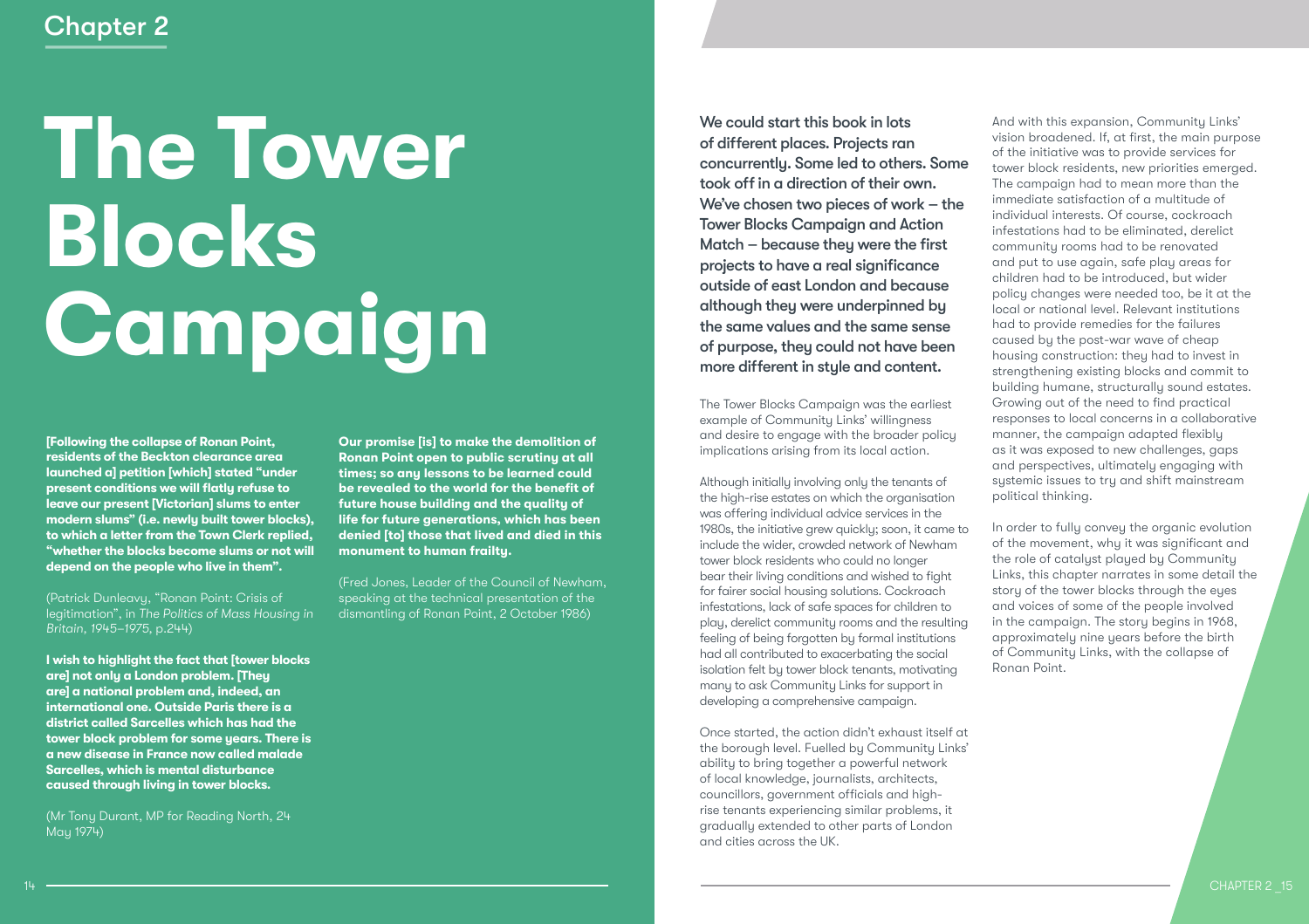Chapter 2

# The Tower Blocks Campaign

**[Following the collapse of Ronan Point, residents of the Beckton clearance area launched a] petition [which] stated "under present conditions we will flatly refuse to leave our present [Victorian] slums to enter modern slums" (i.e. newly built tower blocks), to which a letter from the Town Clerk replied, "whether the blocks become slums or not will depend on the people who live in them".**

(Patrick Dunleavy, "Ronan Point: Crisis of legitimation", in *The Politics of Mass Housing in Britain, 1945–1975*, p.244)

**I wish to highlight the fact that [tower blocks are] not only a London problem. [They are] a national problem and, indeed, an international one. Outside Paris there is a district called Sarcelles which has had the tower block problem for some years. There is a new disease in France now called malade Sarcelles, which is mental disturbance caused through living in tower blocks.**

(Mr Tony Durant, MP for Reading North, 24 May 1974)

**Our promise [is] to make the demolition of Ronan Point open to public scrutiny at all times; so any lessons to be learned could be revealed to the world for the benefit of future house building and the quality of life for future generations, which has been denied [to] those that lived and died in this monument to human frailty.**

(Fred Jones, Leader of the Council of Newham, speaking at the technical presentation of the dismantling of Ronan Point, 2 October 1986)

We could start this book in lots of different places. Projects ran concurrently. Some led to others. Some took off in a direction of their own. We've chosen two pieces of work – the Tower Blocks Campaign and Action Match – because they were the first projects to have a real significance outside of east London and because although they were underpinned by the same values and the same sense of purpose, they could not have been more different in style and content.

The Tower Blocks Campaign was the earliest example of Community Links' willingness and desire to engage with the broader policy implications arising from its local action.

Although initially involving only the tenants of the high-rise estates on which the organisation was offering individual advice services in the 1980s, the initiative grew quickly; soon, it came to include the wider, crowded network of Newham tower block residents who could no longer bear their living conditions and wished to fight for fairer social housing solutions. Cockroach infestations, lack of safe spaces for children to play, derelict community rooms and the resulting feeling of being forgotten by formal institutions had all contributed to exacerbating the social isolation felt by tower block tenants, motivating many to ask Community Links for support in developing a comprehensive campaign.

Once started, the action didn't exhaust itself at the borough level. Fuelled by Community Links' ability to bring together a powerful network of local knowledge, journalists, architects, councillors, government officials and high-rise tenants experiencing similar problems, it gradually extended to other parts of London and cities across the UK.

And with this expansion, Community Links' vision broadened. If, at first, the main purpose of the initiative was to provide services for tower block residents, new priorities emerged. The campaign had to mean more than the immediate satisfaction of a multitude of individual interests. Of course, cockroach infestations had to be eliminated, derelict community rooms had to be renovated and put to use again, safe play areas for children had to be introduced, but wider policy changes were needed too, be it at the local or national level. Relevant institutions had to provide remedies for the failures caused by the post-war wave of cheap housing construction: they had to invest in strengthening existing blocks and commit to building humane, structurally sound estates. Growing out of the need to find practical responses to local concerns in a collaborative manner, the campaign adapted flexibly as it was exposed to new challenges, gaps and perspectives, ultimately engaging with systemic issues to try and shift mainstream political thinking.

In order to fully convey the organic evolution of the movement, why it was significant and the role of catalyst played by Community Links, this chapter narrates in some detail the story of the tower blocks through the eyes and voices of some of the people involved in the campaign. The story begins in 1968, approximately nine years before the birth of Community Links, with the collapse of Ronan Point.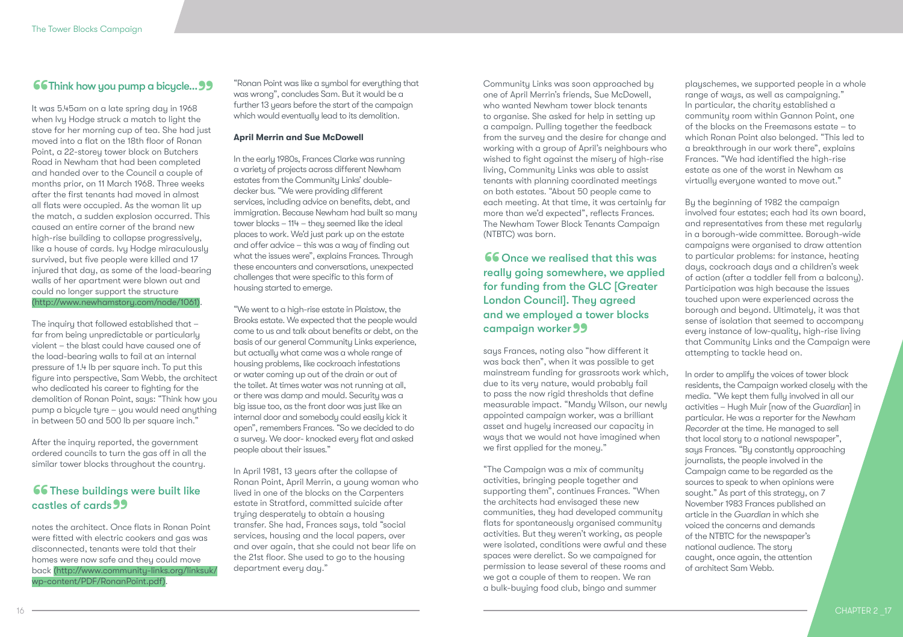## “Think how you pump a bicycle...”

It was 5.45am on a late spring day in 1968 when Ivy Hodge struck a match to light the stove for her morning cup of tea. She had just moved into a flat on the 18th floor of Ronan Point, a 22-storey tower block on Butchers Road in Newham that had been completed and handed over to the Council a couple of months prior, on 11 March 1968. Three weeks after the first tenants had moved in almost all flats were occupied. As the woman lit up the match, a sudden explosion occurred. This caused an entire corner of the brand new high-rise building to collapse progressively, like a house of cards. Ivy Hodge miraculously survived, but five people were killed and 17 injured that day, as some of the load-bearing walls of her apartment were blown out and could no longer support the structure (http://www.newhamstory.com/node/1061).

The inquiry that followed established that – far from being unpredictable or particularly violent – the blast could have caused one of the load-bearing walls to fail at an internal pressure of 1.4 lb per square inch. To put this figure into perspective, Sam Webb, the architect who dedicated his career to fighting for the demolition of Ronan Point, says: “Think how you pump a bicycle tyre – you would need anything in between 50 and 500 lb per square inch.”

After the inquiry reported, the government ordered councils to turn the gas off in all the similar tower blocks throughout the country.

## “These buildings were built like castles of cards”

notes the architect. Once flats in Ronan Point were fitted with electric cookers and gas was disconnected, tenants were told that their homes were now safe and they could move back (http://www.community-links.org/linksuk/wp-content/PDF/RonanPoint.pdf).

“Ronan Point was like a symbol for everything that was wrong”, concludes Sam. But it would be a further 13 years before the start of the campaign which would eventually lead to its demolition.

### April Merrin and Sue McDowell

In the early 1980s, Frances Clarke was running a variety of projects across different Newham estates from the Community Links’ double-decker bus. “We were providing different services, including advice on benefits, debt, and immigration. Because Newham had built so many tower blocks – 114 – they seemed like the ideal places to work. We’d just park up on the estate and offer advice – this was a way of finding out what the issues were”, explains Frances. Through these encounters and conversations, unexpected challenges that were specific to this form of housing started to emerge.

“We went to a high-rise estate in Plaistow, the Brooks estate. We expected that the people would come to us and talk about benefits or debt, on the basis of our general Community Links experience, but actually what came was a whole range of housing problems, like cockroach infestations or water coming up out of the drain or out of the toilet. At times water was not running at all, or there was damp and mould. Security was a big issue too, as the front door was just like an internal door and somebody could easily kick it open”, remembers Frances. “So we decided to do a survey. We door- knocked every flat and asked people about their issues.”

In April 1981, 13 years after the collapse of Ronan Point, April Merrin, a young woman who lived in one of the blocks on the Carpenters estate in Stratford, committed suicide after trying desperately to obtain a housing transfer. She had, Frances says, told “social services, housing and the local papers, over and over again, that she could not bear life on the 21st floor. She used to go to the housing department every day.”

Community Links was soon approached by one of April Merrin’s friends, Sue McDowell, who wanted Newham tower block tenants to organise. She asked for help in setting up a campaign. Pulling together the feedback from the survey and the desire for change and working with a group of April’s neighbours who wished to fight against the misery of high-rise living, Community Links was able to assist tenants with planning coordinated meetings on both estates. “About 50 people came to each meeting. At that time, it was certainly far more than we’d expected”, reflects Frances. The Newham Tower Block Tenants Campaign (NTBTC) was born.

## “Once we realised that this was really going somewhere, we applied for funding from the GLC [Greater London Council]. They agreed and we employed a tower blocks campaign worker”

says Frances, noting also “how different it was back then”, when it was possible to get mainstream funding for grassroots work which, due to its very nature, would probably fail to pass the now rigid thresholds that define measurable impact. “Mandy Wilson, our newly appointed campaign worker, was a brilliant asset and hugely increased our capacity in ways that we would not have imagined when we first applied for the money.”

“The Campaign was a mix of community activities, bringing people together and supporting them”, continues Frances. “When the architects had envisaged these new communities, they had developed community flats for spontaneously organised community activities. But they weren’t working, as people were isolated, conditions were awful and these spaces were derelict. So we campaigned for permission to lease several of these rooms and we got a couple of them to reopen. We ran a bulk-buying food club, bingo and summer playschemes, we supported people in a whole range of ways, as well as campaigning.” In particular, the charity established a community room within Gannon Point, one of the blocks on the Freemasons estate – to which Ronan Point also belonged. “This led to a breakthrough in our work there”, explains Frances. “We had identified the high-rise estate as one of the worst in Newham as virtually everyone wanted to move out.”

By the beginning of 1982 the campaign involved four estates; each had its own board, and representatives from these met regularly in a borough-wide committee. Borough-wide campaigns were organised to draw attention to particular problems: for instance, heating days, cockroach days and a children’s week of action (after a toddler fell from a balcony). Participation was high because the issues touched upon were experienced across the borough and beyond. Ultimately, it was that sense of isolation that seemed to accompany every instance of low-quality, high-rise living that Community Links and the Campaign were attempting to tackle head on.

In order to amplify the voices of tower block residents, the Campaign worked closely with the media. “We kept them fully involved in all our activities – Hugh Muir [now of the *Guardian*] in particular. He was a reporter for the *Newham Recorder* at the time. He managed to sell that local story to a national newspaper”, says Frances. “By constantly approaching journalists, the people involved in the Campaign came to be regarded as the sources to speak to when opinions were sought.” As part of this strategy, on 7 November 1983 Frances published an article in the *Guardian* in which she voiced the concerns and demands of the NTBTC for the newspaper’s national audience. The story caught, once again, the attention of architect Sam Webb.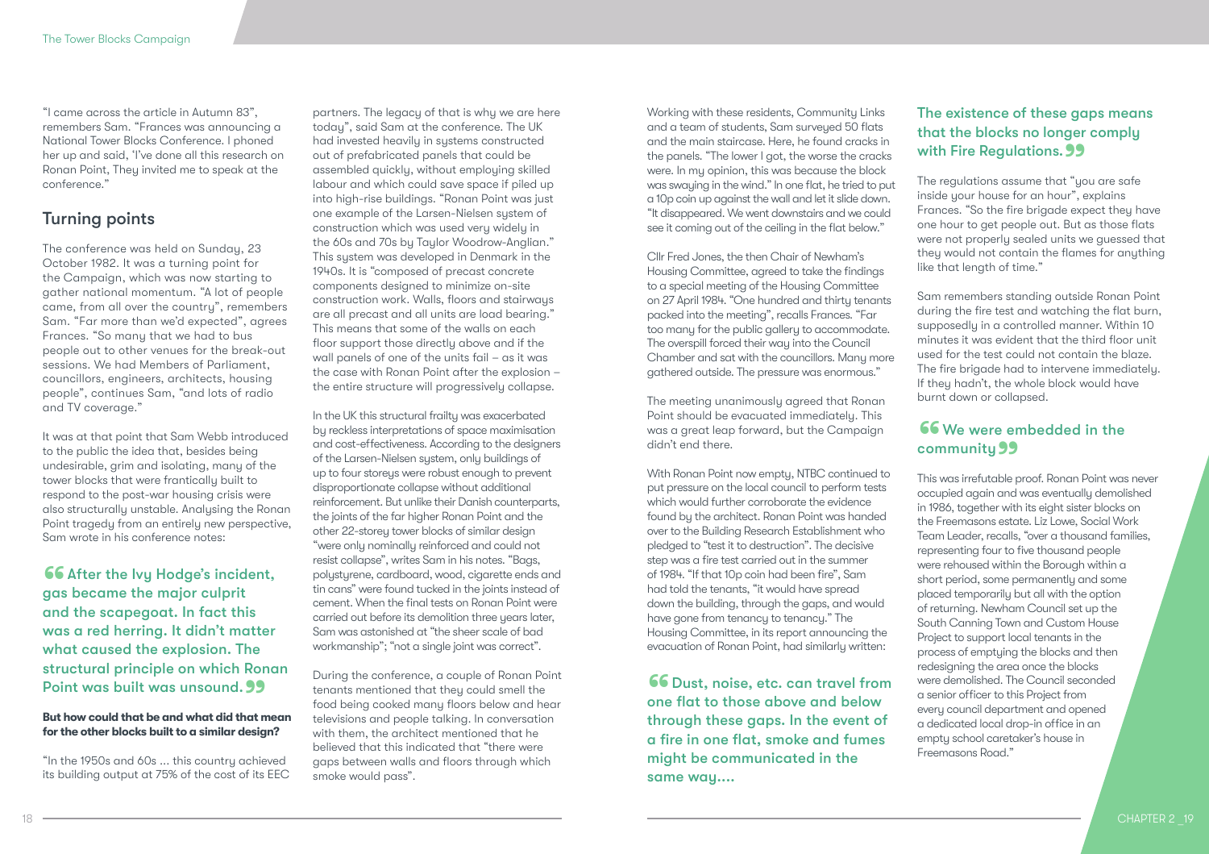"I came across the article in Autumn 83", remembers Sam. "Frances was announcing a National Tower Blocks Conference. I phoned her up and said, 'I've done all this research on Ronan Point, They invited me to speak at the conference."

## Turning points

The conference was held on Sunday, 23 October 1982. It was a turning point for the Campaign, which was now starting to gather national momentum. "A lot of people came, from all over the country", remembers Sam. "Far more than we'd expected", agrees Frances. "So many that we had to bus people out to other venues for the break-out sessions. We had Members of Parliament, councillors, engineers, architects, housing people", continues Sam, "and lots of radio and TV coverage."

It was at that point that Sam Webb introduced to the public the idea that, besides being undesirable, grim and isolating, many of the tower blocks that were frantically built to respond to the post-war housing crisis were also structurally unstable. Analysing the Ronan Point tragedy from an entirely new perspective, Sam wrote in his conference notes:

> "After the Ivy Hodge's incident, gas became the major culprit and the scapegoat. In fact this was a red herring. It didn't matter what caused the explosion. The structural principle on which Ronan Point was built was unsound."

**But how could that be and what did that mean for the other blocks built to a similar design?**

"In the 1950s and 60s … this country achieved its building output at 75% of the cost of its EEC partners. The legacy of that is why we are here today", said Sam at the conference. The UK had invested heavily in systems constructed out of prefabricated panels that could be assembled quickly, without employing skilled labour and which could save space if piled up into high-rise buildings. "Ronan Point was just one example of the Larsen-Nielsen system of construction which was used very widely in the 60s and 70s by Taylor Woodrow-Anglian." This system was developed in Denmark in the 1940s. It is "composed of precast concrete components designed to minimize on-site construction work. Walls, floors and stairways are all precast and all units are load bearing." This means that some of the walls on each floor support those directly above and if the wall panels of one of the units fail – as it was the case with Ronan Point after the explosion – the entire structure will progressively collapse.

In the UK this structural frailty was exacerbated by reckless interpretations of space maximisation and cost-effectiveness. According to the designers of the Larsen-Nielsen system, only buildings of up to four storeys were robust enough to prevent disproportionate collapse without additional reinforcement. But unlike their Danish counterparts, the joints of the far higher Ronan Point and the other 22-storey tower blocks of similar design "were only nominally reinforced and could not resist collapse", writes Sam in his notes. "Bags, polystyrene, cardboard, wood, cigarette ends and tin cans" were found tucked in the joints instead of cement. When the final tests on Ronan Point were carried out before its demolition three years later, Sam was astonished at "the sheer scale of bad workmanship"; "not a single joint was correct".

During the conference, a couple of Ronan Point tenants mentioned that they could smell the food being cooked many floors below and hear televisions and people talking. In conversation with them, the architect mentioned that he believed that this indicated that "there were gaps between walls and floors through which smoke would pass".

Working with these residents, Community Links and a team of students, Sam surveyed 50 flats and the main staircase. Here, he found cracks in the panels. "The lower I got, the worse the cracks were. In my opinion, this was because the block was swaying in the wind." In one flat, he tried to put a 10p coin up against the wall and let it slide down. "It disappeared. We went downstairs and we could see it coming out of the ceiling in the flat below."

Cllr Fred Jones, the then Chair of Newham's Housing Committee, agreed to take the findings to a special meeting of the Housing Committee on 27 April 1984. "One hundred and thirty tenants packed into the meeting", recalls Frances. "Far too many for the public gallery to accommodate. The overspill forced their way into the Council Chamber and sat with the councillors. Many more gathered outside. The pressure was enormous."

The meeting unanimously agreed that Ronan Point should be evacuated immediately. This was a great leap forward, but the Campaign didn't end there.

With Ronan Point now empty, NTBC continued to put pressure on the local council to perform tests which would further corroborate the evidence found by the architect. Ronan Point was handed over to the Building Research Establishment who pledged to "test it to destruction". The decisive step was a fire test carried out in the summer of 1984. "If that 10p coin had been fire", Sam had told the tenants, "it would have spread down the building, through the gaps, and would have gone from tenancy to tenancy." The Housing Committee, in its report announcing the evacuation of Ronan Point, had similarly written:

> "Dust, noise, etc. can travel from one flat to those above and below through these gaps. In the event of a fire in one flat, smoke and fumes might be communicated in the same way…."

> The existence of these gaps means that the blocks no longer comply with Fire Regulations."

The regulations assume that "you are safe inside your house for an hour", explains Frances. "So the fire brigade expect they have one hour to get people out. But as those flats were not properly sealed units we guessed that they would not contain the flames for anything like that length of time."

Sam remembers standing outside Ronan Point during the fire test and watching the flat burn, supposedly in a controlled manner. Within 10 minutes it was evident that the third floor unit used for the test could not contain the blaze. The fire brigade had to intervene immediately. If they hadn't, the whole block would have burnt down or collapsed.

## "We were embedded in the community"

This was irrefutable proof. Ronan Point was never occupied again and was eventually demolished in 1986, together with its eight sister blocks on the Freemasons estate. Liz Lowe, Social Work Team Leader, recalls, "over a thousand families, representing four to five thousand people were rehoused within the Borough within a short period, some permanently and some placed temporarily but all with the option of returning. Newham Council set up the South Canning Town and Custom House Project to support local tenants in the process of emptying the blocks and then redesigning the area once the blocks were demolished. The Council seconded a senior officer to this Project from every council department and opened a dedicated local drop-in office in an empty school caretaker's house in Freemasons Road."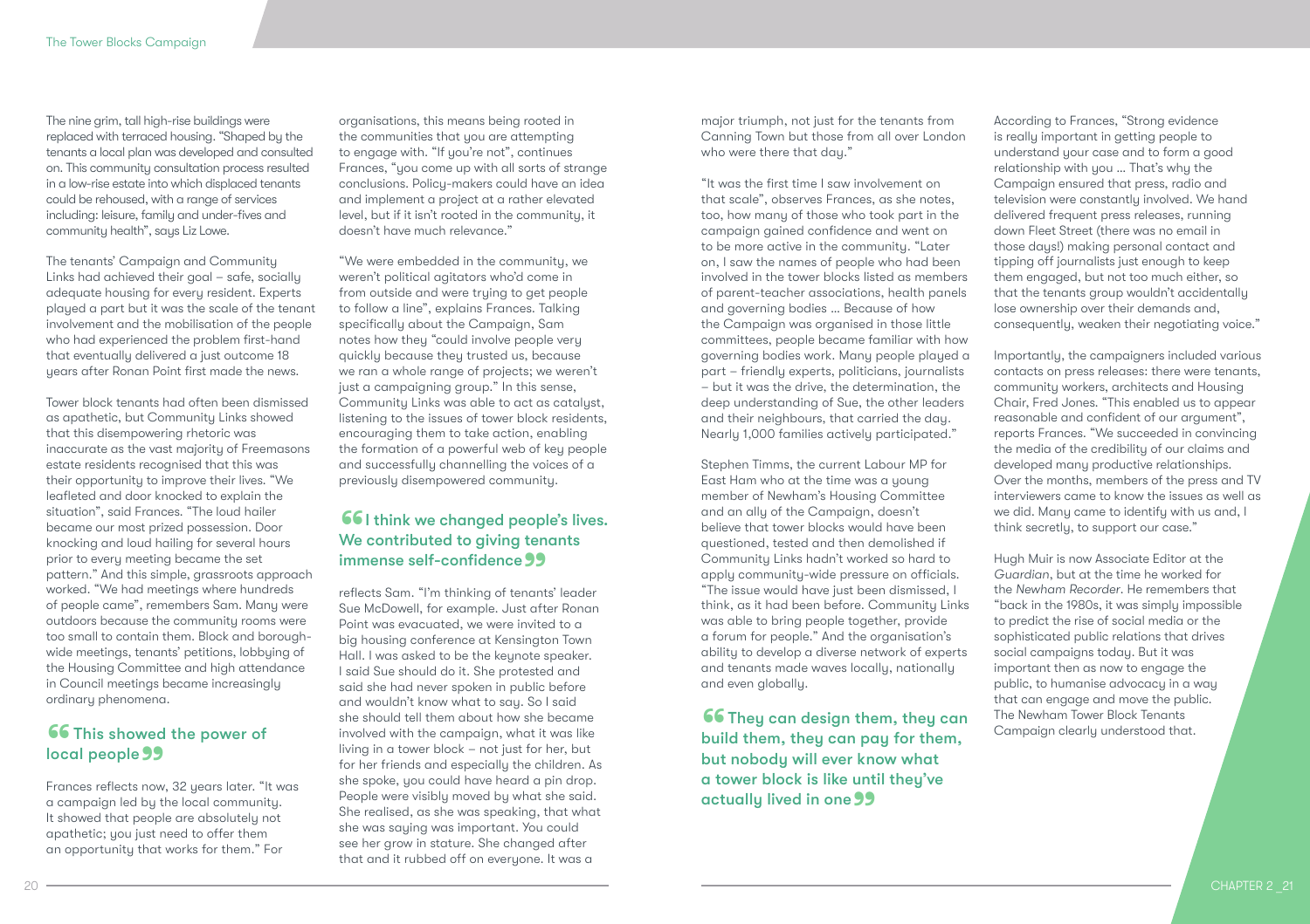The nine grim, tall high-rise buildings were replaced with terraced housing. "Shaped by the tenants a local plan was developed and consulted on. This community consultation process resulted in a low-rise estate into which displaced tenants could be rehoused, with a range of services including: leisure, family and under-fives and community health", says Liz Lowe.

The tenants' Campaign and Community Links had achieved their goal – safe, socially adequate housing for every resident. Experts played a part but it was the scale of the tenant involvement and the mobilisation of the people who had experienced the problem first-hand that eventually delivered a just outcome 18 years after Ronan Point first made the news.

Tower block tenants had often been dismissed as apathetic, but Community Links showed that this disempowering rhetoric was inaccurate as the vast majority of Freemasons estate residents recognised that this was their opportunity to improve their lives. "We leafleted and door knocked to explain the situation", said Frances. "The loud hailer became our most prized possession. Door knocking and loud hailing for several hours prior to every meeting became the set pattern." And this simple, grassroots approach worked. "We had meetings where hundreds of people came", remembers Sam. Many were outdoors because the community rooms were too small to contain them. Block and borough-wide meetings, tenants' petitions, lobbying of the Housing Committee and high attendance in Council meetings became increasingly ordinary phenomena.

> **"This showed the power of local people"**

Frances reflects now, 32 years later. "It was a campaign led by the local community. It showed that people are absolutely not apathetic; you just need to offer them an opportunity that works for them." For organisations, this means being rooted in the communities that you are attempting to engage with. "If you're not", continues Frances, "you come up with all sorts of strange conclusions. Policy-makers could have an idea and implement a project at a rather elevated level, but if it isn't rooted in the community, it doesn't have much relevance."

"We were embedded in the community, we weren't political agitators who'd come in from outside and were trying to get people to follow a line", explains Frances. Talking specifically about the Campaign, Sam notes how they "could involve people very quickly because they trusted us, because we ran a whole range of projects; we weren't just a campaigning group." In this sense, Community Links was able to act as catalyst, listening to the issues of tower block residents, encouraging them to take action, enabling the formation of a powerful web of key people and successfully channelling the voices of a previously disempowered community.

> **"I think we changed people's lives. We contributed to giving tenants immense self-confidence"**

reflects Sam. "I'm thinking of tenants' leader Sue McDowell, for example. Just after Ronan Point was evacuated, we were invited to a big housing conference at Kensington Town Hall. I was asked to be the keynote speaker. I said Sue should do it. She protested and said she had never spoken in public before and wouldn't know what to say. So I said she should tell them about how she became involved with the campaign, what it was like living in a tower block – not just for her, but for her friends and especially the children. As she spoke, you could have heard a pin drop. People were visibly moved by what she said. She realised, as she was speaking, that what she was saying was important. You could see her grow in stature. She changed after that and it rubbed off on everyone. It was a major triumph, not just for the tenants from Canning Town but those from all over London who were there that day."

"It was the first time I saw involvement on that scale", observes Frances, as she notes, too, how many of those who took part in the campaign gained confidence and went on to be more active in the community. "Later on, I saw the names of people who had been involved in the tower blocks listed as members of parent-teacher associations, health panels and governing bodies … Because of how the Campaign was organised in those little committees, people became familiar with how governing bodies work. Many people played a part – friendly experts, politicians, journalists – but it was the drive, the determination, the deep understanding of Sue, the other leaders and their neighbours, that carried the day. Nearly 1,000 families actively participated."

Stephen Timms, the current Labour MP for East Ham who at the time was a young member of Newham's Housing Committee and an ally of the Campaign, doesn't believe that tower blocks would have been questioned, tested and then demolished if Community Links hadn't worked so hard to apply community-wide pressure on officials. "The issue would have just been dismissed, I think, as it had been before. Community Links was able to bring people together, provide a forum for people." And the organisation's ability to develop a diverse network of experts and tenants made waves locally, nationally and even globally.

> **"They can design them, they can build them, they can pay for them, but nobody will ever know what a tower block is like until they've actually lived in one"**

According to Frances, "Strong evidence is really important in getting people to understand your case and to form a good relationship with you … That's why the Campaign ensured that press, radio and television were constantly involved. We hand delivered frequent press releases, running down Fleet Street (there was no email in those days!) making personal contact and tipping off journalists just enough to keep them engaged, but not too much either, so that the tenants group wouldn't accidentally lose ownership over their demands and, consequently, weaken their negotiating voice."

Importantly, the campaigners included various contacts on press releases: there were tenants, community workers, architects and Housing Chair, Fred Jones. "This enabled us to appear reasonable and confident of our argument", reports Frances. "We succeeded in convincing the media of the credibility of our claims and developed many productive relationships. Over the months, members of the press and TV interviewers came to know the issues as well as we did. Many came to identify with us and, I think secretly, to support our case."

Hugh Muir is now Associate Editor at the *Guardian*, but at the time he worked for the *Newham Recorder*. He remembers that "back in the 1980s, it was simply impossible to predict the rise of social media or the sophisticated public relations that drives social campaigns today. But it was important then as now to engage the public, to humanise advocacy in a way that can engage and move the public. The Newham Tower Block Tenants Campaign clearly understood that.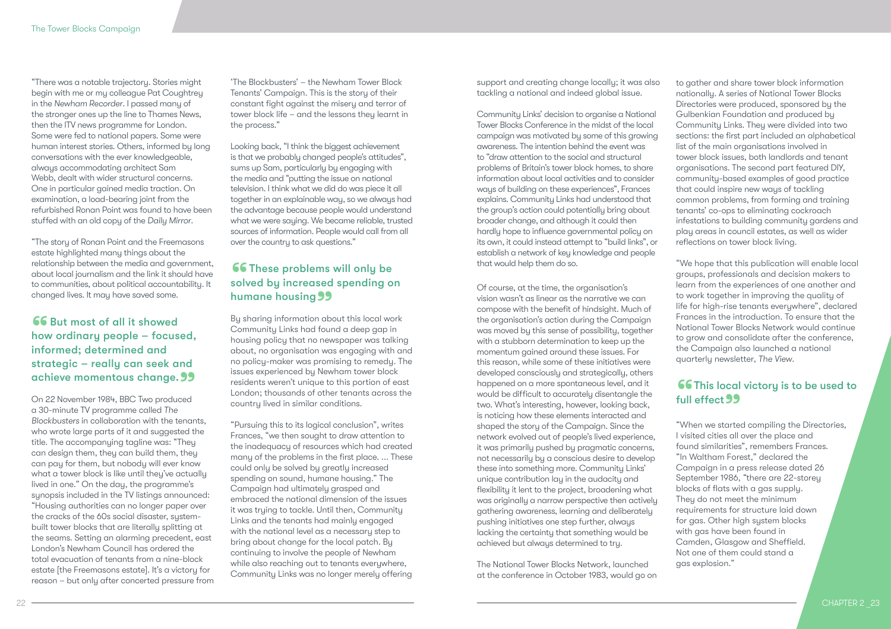"There was a notable trajectory. Stories might begin with me or my colleague Pat Coughtrey in the *Newham Recorder*. I passed many of the stronger ones up the line to Thames News, then the ITV news programme for London. Some were fed to national papers. Some were human interest stories. Others, informed by long conversations with the ever knowledgeable, always accommodating architect Sam Webb, dealt with wider structural concerns. One in particular gained media traction. On examination, a load-bearing joint from the refurbished Ronan Point was found to have been stuffed with an old copy of the *Daily Mirror*.

"The story of Ronan Point and the Freemasons estate highlighted many things about the relationship between the media and government, about local journalism and the link it should have to communities, about political accountability. It changed lives. It may have saved some.

> **"But most of all it showed how ordinary people – focused, informed; determined and strategic – really can seek and achieve momentous change."**

On 22 November 1984, BBC Two produced a 30-minute TV programme called *The Blockbusters* in collaboration with the tenants, who wrote large parts of it and suggested the title. The accompanying tagline was: "They can design them, they can build them, they can pay for them, but nobody will ever know what a tower block is like until they've actually lived in one." On the day, the programme's synopsis included in the TV listings announced: "Housing authorities can no longer paper over the cracks of the 60s social disaster, system-built tower blocks that are literally splitting at the seams. Setting an alarming precedent, east London's Newham Council has ordered the total evacuation of tenants from a nine-block estate [the Freemasons estate]. It's a victory for reason – but only after concerted pressure from 'The Blockbusters' – the Newham Tower Block Tenants' Campaign. This is the story of their constant fight against the misery and terror of tower block life – and the lessons they learnt in the process."

Looking back, "I think the biggest achievement is that we probably changed people's attitudes", sums up Sam, particularly by engaging with the media and "putting the issue on national television. I think what we did do was piece it all together in an explainable way, so we always had the advantage because people would understand what we were saying. We became reliable, trusted sources of information. People would call from all over the country to ask questions."

> **"These problems will only be solved by increased spending on humane housing"**

By sharing information about this local work Community Links had found a deep gap in housing policy that no newspaper was talking about, no organisation was engaging with and no policy-maker was promising to remedy. The issues experienced by Newham tower block residents weren't unique to this portion of east London; thousands of other tenants across the country lived in similar conditions.

"Pursuing this to its logical conclusion", writes Frances, "we then sought to draw attention to the inadequacy of resources which had created many of the problems in the first place. ... These could only be solved by greatly increased spending on sound, humane housing." The Campaign had ultimately grasped and embraced the national dimension of the issues it was trying to tackle. Until then, Community Links and the tenants had mainly engaged with the national level as a necessary step to bring about change for the local patch. By continuing to involve the people of Newham while also reaching out to tenants everywhere, Community Links was no longer merely offering support and creating change locally; it was also tackling a national and indeed global issue.

Community Links' decision to organise a National Tower Blocks Conference in the midst of the local campaign was motivated by some of this growing awareness. The intention behind the event was to "draw attention to the social and structural problems of Britain's tower block homes, to share information about local activities and to consider ways of building on these experiences", Frances explains. Community Links had understood that the group's action could potentially bring about broader change, and although it could then hardly hope to influence governmental policy on its own, it could instead attempt to "build links", or establish a network of key knowledge and people that would help them do so.

Of course, at the time, the organisation's vision wasn't as linear as the narrative we can compose with the benefit of hindsight. Much of the organisation's action during the Campaign was moved by this sense of possibility, together with a stubborn determination to keep up the momentum gained around these issues. For this reason, while some of these initiatives were developed consciously and strategically, others happened on a more spontaneous level, and it would be difficult to accurately disentangle the two. What's interesting, however, looking back, is noticing how these elements interacted and shaped the story of the Campaign. Since the network evolved out of people's lived experience, it was primarily pushed by pragmatic concerns, not necessarily by a conscious desire to develop these into something more. Community Links' unique contribution lay in the audacity and flexibility it lent to the project, broadening what was originally a narrow perspective then actively gathering awareness, learning and deliberately pushing initiatives one step further, always lacking the certainty that something would be achieved but always determined to try.

The National Tower Blocks Network, launched at the conference in October 1983, would go on to gather and share tower block information nationally. A series of National Tower Blocks Directories were produced, sponsored by the Gulbenkian Foundation and produced by Community Links. They were divided into two sections: the first part included an alphabetical list of the main organisations involved in tower block issues, both landlords and tenant organisations. The second part featured DIY, community-based examples of good practice that could inspire new ways of tackling common problems, from forming and training tenants' co-ops to eliminating cockroach infestations to building community gardens and play areas in council estates, as well as wider reflections on tower block living.

"We hope that this publication will enable local groups, professionals and decision makers to learn from the experiences of one another and to work together in improving the quality of life for high-rise tenants everywhere", declared Frances in the introduction. To ensure that the National Tower Blocks Network would continue to grow and consolidate after the conference, the Campaign also launched a national quarterly newsletter, *The View*.

> **"This local victory is to be used to full effect"**

"When we started compiling the Directories, I visited cities all over the place and found similarities", remembers Frances. "In Waltham Forest," declared the Campaign in a press release dated 26 September 1986, "there are 22-storey blocks of flats with a gas supply. They do not meet the minimum requirements for structure laid down for gas. Other high system blocks with gas have been found in Camden, Glasgow and Sheffield. Not one of them could stand a gas explosion."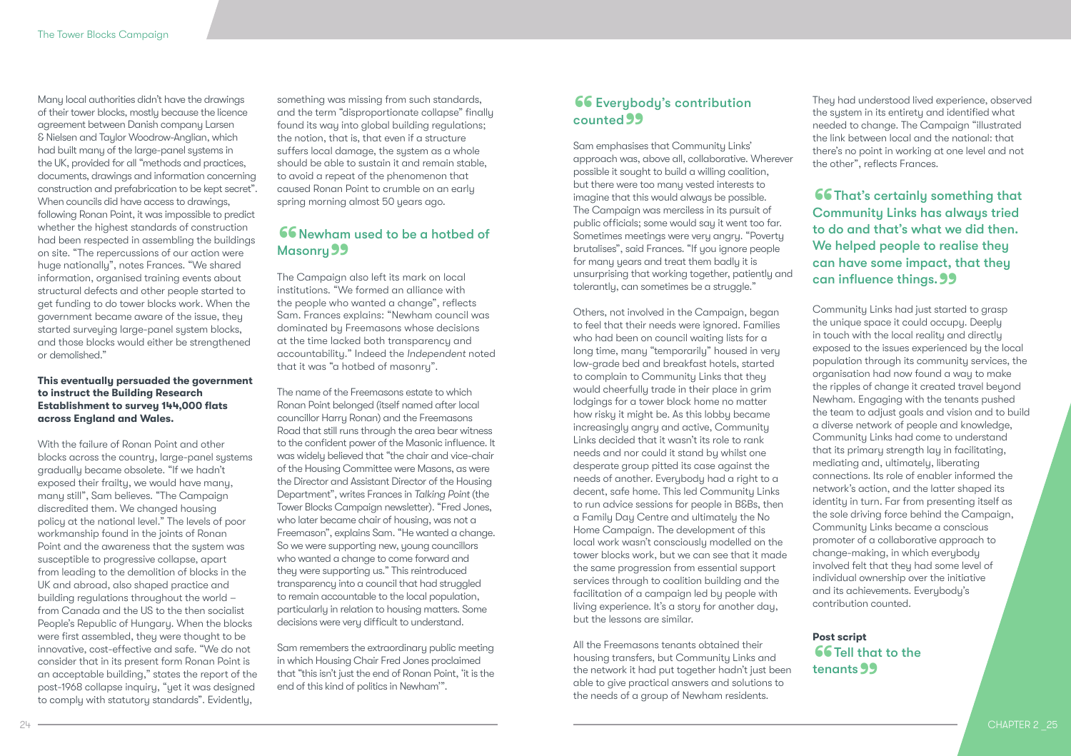Many local authorities didn't have the drawings of their tower blocks, mostly because the licence agreement between Danish company Larsen & Nielsen and Taylor Woodrow-Anglian, which had built many of the large-panel systems in the UK, provided for all "methods and practices, documents, drawings and information concerning construction and prefabrication to be kept secret". When councils did have access to drawings, following Ronan Point, it was impossible to predict whether the highest standards of construction had been respected in assembling the buildings on site. "The repercussions of our action were huge nationally", notes Frances. "We shared information, organised training events about structural defects and other people started to get funding to do tower blocks work. When the government became aware of the issue, they started surveying large-panel system blocks, and those blocks would either be strengthened or demolished."

**This eventually persuaded the government to instruct the Building Research Establishment to survey 144,000 flats across England and Wales.**

With the failure of Ronan Point and other blocks across the country, large-panel systems gradually became obsolete. "If we hadn't exposed their frailty, we would have many, many still", Sam believes. "The Campaign discredited them. We changed housing policy at the national level." The levels of poor workmanship found in the joints of Ronan Point and the awareness that the system was susceptible to progressive collapse, apart from leading to the demolition of blocks in the UK and abroad, also shaped practice and building regulations throughout the world – from Canada and the US to the then socialist People's Republic of Hungary. When the blocks were first assembled, they were thought to be innovative, cost-effective and safe. "We do not consider that in its present form Ronan Point is an acceptable building," states the report of the post-1968 collapse inquiry, "yet it was designed to comply with statutory standards". Evidently, something was missing from such standards, and the term "disproportionate collapse" finally found its way into global building regulations; the notion, that is, that even if a structure suffers local damage, the system as a whole should be able to sustain it and remain stable, to avoid a repeat of the phenomenon that caused Ronan Point to crumble on an early spring morning almost 50 years ago.

## “Newham used to be a hotbed of Masonry”

The Campaign also left its mark on local institutions. "We formed an alliance with the people who wanted a change", reflects Sam. Frances explains: "Newham council was dominated by Freemasons whose decisions at the time lacked both transparency and accountability." Indeed the *Independent* noted that it was "a hotbed of masonry".

The name of the Freemasons estate to which Ronan Point belonged (itself named after local councillor Harry Ronan) and the Freemasons Road that still runs through the area bear witness to the confident power of the Masonic influence. It was widely believed that "the chair and vice-chair of the Housing Committee were Masons, as were the Director and Assistant Director of the Housing Department", writes Frances in *Talking Point* (the Tower Blocks Campaign newsletter). "Fred Jones, who later became chair of housing, was not a Freemason", explains Sam. "He wanted a change. So we were supporting new, young councillors who wanted a change to come forward and they were supporting us." This reintroduced transparency into a council that had struggled to remain accountable to the local population, particularly in relation to housing matters. Some decisions were very difficult to understand.

Sam remembers the extraordinary public meeting in which Housing Chair Fred Jones proclaimed that "this isn't just the end of Ronan Point, 'it is the end of this kind of politics in Newham'".

## “Everybody's contribution counted”

Sam emphasises that Community Links' approach was, above all, collaborative. Wherever possible it sought to build a willing coalition, but there were too many vested interests to imagine that this would always be possible. The Campaign was merciless in its pursuit of public officials; some would say it went too far. Sometimes meetings were very angry. "Poverty brutalises", said Frances. "If you ignore people for many years and treat them badly it is unsurprising that working together, patiently and tolerantly, can sometimes be a struggle."

Others, not involved in the Campaign, began to feel that their needs were ignored. Families who had been on council waiting lists for a long time, many "temporarily" housed in very low-grade bed and breakfast hotels, started to complain to Community Links that they would cheerfully trade in their place in grim lodgings for a tower block home no matter how risky it might be. As this lobby became increasingly angry and active, Community Links decided that it wasn't its role to rank needs and nor could it stand by whilst one desperate group pitted its case against the needs of another. Everybody had a right to a decent, safe home. This led Community Links to run advice sessions for people in B&Bs, then a Family Day Centre and ultimately the No Home Campaign. The development of this local work wasn't consciously modelled on the tower blocks work, but we can see that it made the same progression from essential support services through to coalition building and the facilitation of a campaign led by people with living experience. It's a story for another day, but the lessons are similar.

All the Freemasons tenants obtained their housing transfers, but Community Links and the network it had put together hadn't just been able to give practical answers and solutions to the needs of a group of Newham residents. They had understood lived experience, observed the system in its entirety and identified what needed to change. The Campaign "illustrated the link between local and the national: that there's no point in working at one level and not the other", reflects Frances.

> “That's certainly something that Community Links has always tried to do and that's what we did then. We helped people to realise they can have some impact, that they can influence things.”

Community Links had just started to grasp the unique space it could occupy. Deeply in touch with the local reality and directly exposed to the issues experienced by the local population through its community services, the organisation had now found a way to make the ripples of change it created travel beyond Newham. Engaging with the tenants pushed the team to adjust goals and vision and to build a diverse network of people and knowledge. Community Links had come to understand that its primary strength lay in facilitating, mediating and, ultimately, liberating connections. Its role of enabler informed the network's action, and the latter shaped its identity in turn. Far from presenting itself as the sole driving force behind the Campaign, Community Links became a conscious promoter of a collaborative approach to change-making, in which everybody involved felt that they had some level of individual ownership over the initiative and its achievements. Everybody's contribution counted.

**Post script**

## “Tell that to the tenants”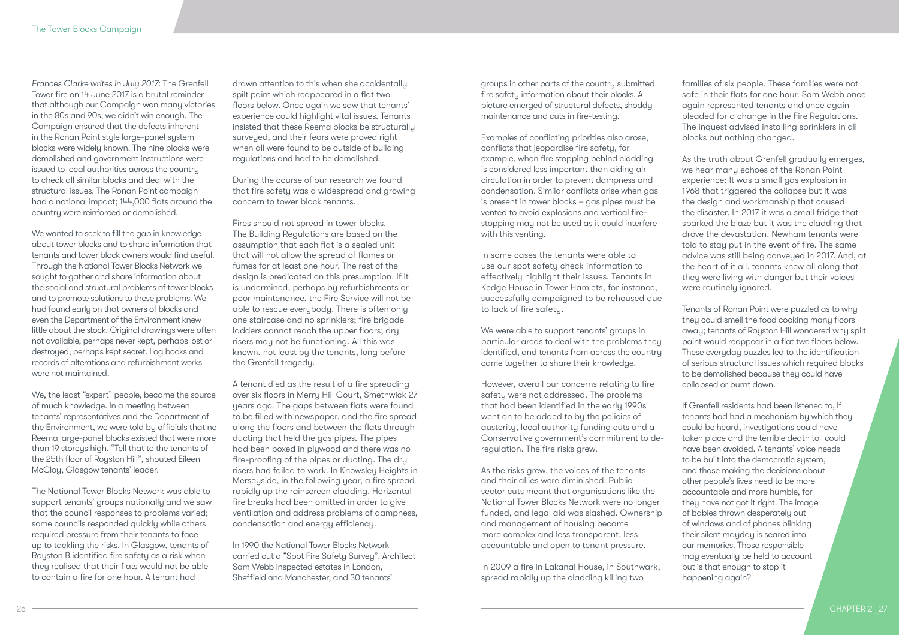*Frances Clarke writes in July 2017:* The Grenfell Tower fire on 14 June 2017 is a brutal reminder that although our Campaign won many victories in the 80s and 90s, we didn't win enough. The Campaign ensured that the defects inherent in the Ronan Point style large-panel system blocks were widely known. The nine blocks were demolished and government instructions were issued to local authorities across the country to check all similar blocks and deal with the structural issues. The Ronan Point campaign had a national impact; 144,000 flats around the country were reinforced or demolished.

We wanted to seek to fill the gap in knowledge about tower blocks and to share information that tenants and tower block owners would find useful. Through the National Tower Blocks Network we sought to gather and share information about the social and structural problems of tower blocks and to promote solutions to these problems. We had found early on that owners of blocks and even the Department of the Environment knew little about the stock. Original drawings were often not available, perhaps never kept, perhaps lost or destroyed, perhaps kept secret. Log books and records of alterations and refurbishment works were not maintained.

We, the least "expert" people, became the source of much knowledge. In a meeting between tenants' representatives and the Department of the Environment, we were told by officials that no Reema large-panel blocks existed that were more than 19 storeys high. "Tell that to the tenants of the 25th floor of Royston Hill", shouted Eileen McCloy, Glasgow tenants' leader.

The National Tower Blocks Network was able to support tenants' groups nationally and we saw that the council responses to problems varied; some councils responded quickly while others required pressure from their tenants to face up to tackling the risks. In Glasgow, tenants of Royston B identified fire safety as a risk when they realised that their flats would not be able to contain a fire for one hour. A tenant had drawn attention to this when she accidentally spilt paint which reappeared in a flat two floors below. Once again we saw that tenants' experience could highlight vital issues. Tenants insisted that these Reema blocks be structurally surveyed, and their fears were proved right when all were found to be outside of building regulations and had to be demolished.

During the course of our research we found that fire safety was a widespread and growing concern to tower block tenants.

Fires should not spread in tower blocks. The Building Regulations are based on the assumption that each flat is a sealed unit that will not allow the spread of flames or fumes for at least one hour. The rest of the design is predicated on this presumption. If it is undermined, perhaps by refurbishments or poor maintenance, the Fire Service will not be able to rescue everybody. There is often only one staircase and no sprinklers; fire brigade ladders cannot reach the upper floors; dry risers may not be functioning. All this was known, not least by the tenants, long before the Grenfell tragedy.

A tenant died as the result of a fire spreading over six floors in Merry Hill Court, Smethwick 27 years ago. The gaps between flats were found to be filled with newspaper, and the fire spread along the floors and between the flats through ducting that held the gas pipes. The pipes had been boxed in plywood and there was no fire-proofing of the pipes or ducting. The dry risers had failed to work. In Knowsley Heights in Merseyside, in the following year, a fire spread rapidly up the rainscreen cladding. Horizontal fire breaks had been omitted in order to give ventilation and address problems of dampness, condensation and energy efficiency.

In 1990 the National Tower Blocks Network carried out a "Spot Fire Safety Survey". Architect Sam Webb inspected estates in London, Sheffield and Manchester, and 30 tenants' groups in other parts of the country submitted fire safety information about their blocks. A picture emerged of structural defects, shoddy maintenance and cuts in fire-testing.

Examples of conflicting priorities also arose, conflicts that jeopardise fire safety, for example, when fire stopping behind cladding is considered less important than aiding air circulation in order to prevent dampness and condensation. Similar conflicts arise when gas is present in tower blocks – gas pipes must be vented to avoid explosions and vertical fire-stopping may not be used as it could interfere with this venting.

In some cases the tenants were able to use our spot safety check information to effectively highlight their issues. Tenants in Kedge House in Tower Hamlets, for instance, successfully campaigned to be rehoused due to lack of fire safety.

We were able to support tenants' groups in particular areas to deal with the problems they identified, and tenants from across the country came together to share their knowledge.

However, overall our concerns relating to fire safety were not addressed. The problems that had been identified in the early 1990s went on to be added to by the policies of austerity, local authority funding cuts and a Conservative government's commitment to de-regulation. The fire risks grew.

As the risks grew, the voices of the tenants and their allies were diminished. Public sector cuts meant that organisations like the National Tower Blocks Network were no longer funded, and legal aid was slashed. Ownership and management of housing became more complex and less transparent, less accountable and open to tenant pressure.

In 2009 a fire in Lakanal House, in Southwark, spread rapidly up the cladding killing two families of six people. These families were not safe in their flats for one hour. Sam Webb once again represented tenants and once again pleaded for a change in the Fire Regulations. The inquest advised installing sprinklers in all blocks but nothing changed.

As the truth about Grenfell gradually emerges, we hear many echoes of the Ronan Point experience: It was a small gas explosion in 1968 that triggered the collapse but it was the design and workmanship that caused the disaster. In 2017 it was a small fridge that sparked the blaze but it was the cladding that drove the devastation. Newham tenants were told to stay put in the event of fire. The same advice was still being conveyed in 2017. And, at the heart of it all, tenants knew all along that they were living with danger but their voices were routinely ignored.

Tenants of Ronan Point were puzzled as to why they could smell the food cooking many floors away; tenants of Royston Hill wondered why spilt paint would reappear in a flat two floors below. These everyday puzzles led to the identification of serious structural issues which required blocks to be demolished because they could have collapsed or burnt down.

If Grenfell residents had been listened to, if tenants had had a mechanism by which they could be heard, investigations could have taken place and the terrible death toll could have been avoided. A tenants' voice needs to be built into the democratic system, and those making the decisions about other people's lives need to be more accountable and more humble, for they have not got it right. The image of babies thrown desperately out of windows and of phones blinking their silent mayday is seared into our memories. Those responsible may eventually be held to account but is that enough to stop it happening again?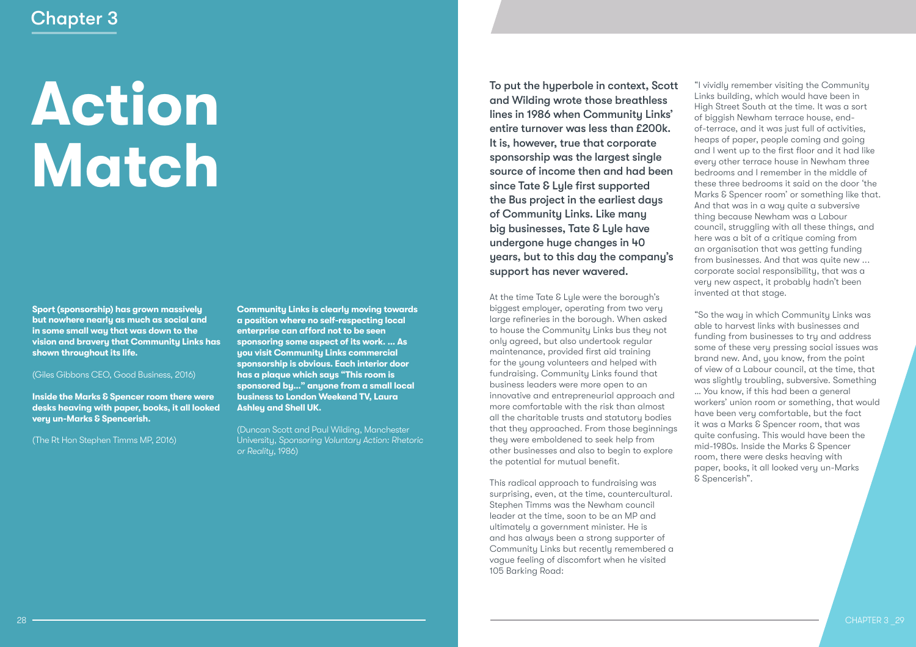Chapter 3

# Action Match

**Sport (sponsorship) has grown massively but nowhere nearly as much as social and in some small way that was down to the vision and bravery that Community Links has shown throughout its life.**

(Giles Gibbons CEO, Good Business, 2016)

**Inside the Marks & Spencer room there were desks heaving with paper, books, it all looked very un-Marks & Spencerish.**

(The Rt Hon Stephen Timms MP, 2016)

**Community Links is clearly moving towards a position where no self-respecting local enterprise can afford not to be seen sponsoring some aspect of its work. ... As you visit Community Links commercial sponsorship is obvious. Each interior door has a plaque which says "This room is sponsored by..." anyone from a small local business to London Weekend TV, Laura Ashley and Shell UK.**

(Duncan Scott and Paul Wilding, Manchester University, *Sponsoring Voluntary Action: Rhetoric or Reality*, 1986)

**To put the hyperbole in context, Scott and Wilding wrote those breathless lines in 1986 when Community Links' entire turnover was less than £200k. It is, however, true that corporate sponsorship was the largest single source of income then and had been since Tate & Lyle first supported the Bus project in the earliest days of Community Links. Like many big businesses, Tate & Lyle have undergone huge changes in 40 years, but to this day the company's support has never wavered.**

At the time Tate & Lyle were the borough's biggest employer, operating from two very large refineries in the borough. When asked to house the Community Links bus they not only agreed, but also undertook regular maintenance, provided first aid training for the young volunteers and helped with fundraising. Community Links found that business leaders were more open to an innovative and entrepreneurial approach and more comfortable with the risk than almost all the charitable trusts and statutory bodies that they approached. From those beginnings they were emboldened to seek help from other businesses and also to begin to explore the potential for mutual benefit.

This radical approach to fundraising was surprising, even, at the time, countercultural. Stephen Timms was the Newham council leader at the time, soon to be an MP and ultimately a government minister. He is and has always been a strong supporter of Community Links but recently remembered a vague feeling of discomfort when he visited 105 Barking Road:

"I vividly remember visiting the Community Links building, which would have been in High Street South at the time. It was a sort of biggish Newham terrace house, end-of-terrace, and it was just full of activities, heaps of paper, people coming and going and I went up to the first floor and it had like every other terrace house in Newham three bedrooms and I remember in the middle of these three bedrooms it said on the door 'the Marks & Spencer room' or something like that. And that was in a way quite a subversive thing because Newham was a Labour council, struggling with all these things, and here was a bit of a critique coming from an organisation that was getting funding from businesses. And that was quite new ... corporate social responsibility, that was a very new aspect, it probably hadn't been invented at that stage.

"So the way in which Community Links was able to harvest links with businesses and funding from businesses to try and address some of these very pressing social issues was brand new. And, you know, from the point of view of a Labour council, at the time, that was slightly troubling, subversive. Something ... You know, if this had been a general workers' union room or something, that would have been very comfortable, but the fact it was a Marks & Spencer room, that was quite confusing. This would have been the mid-1980s. Inside the Marks & Spencer room, there were desks heaving with paper, books, it all looked very un-Marks & Spencerish".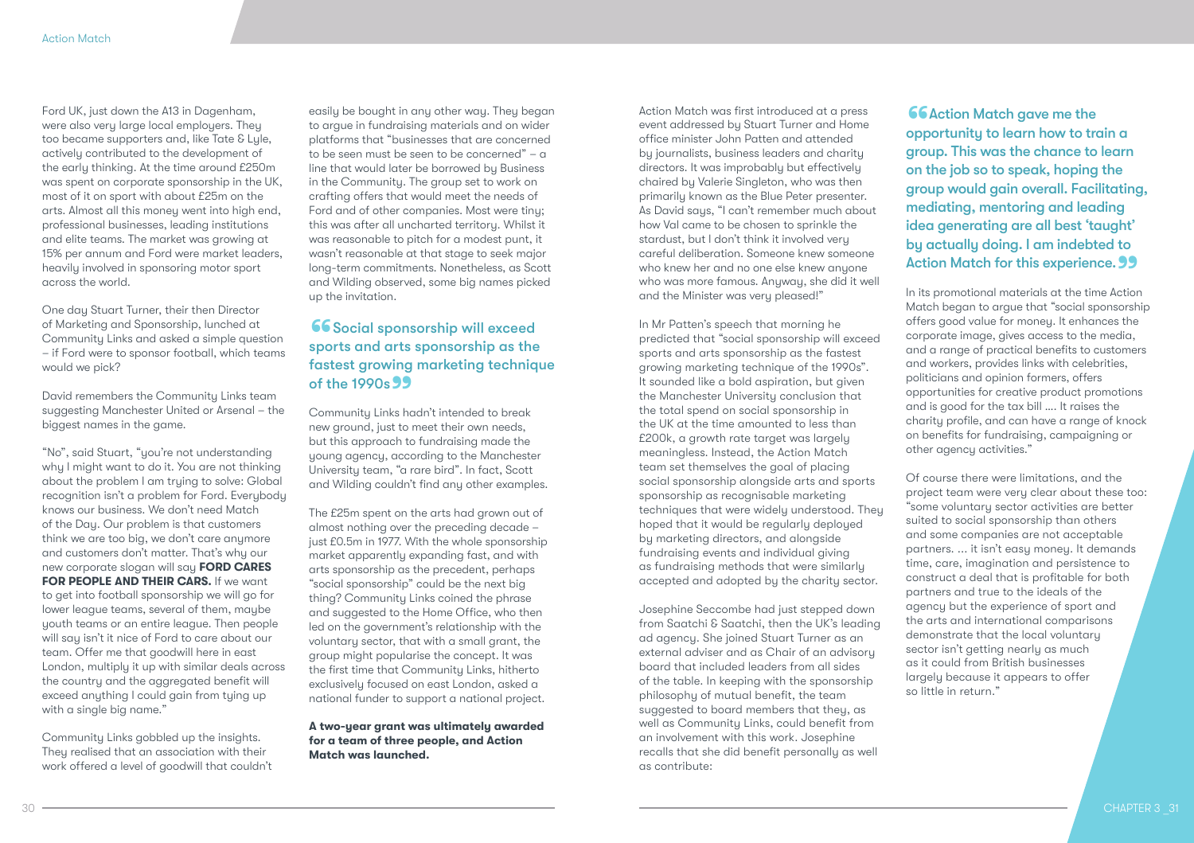Ford UK, just down the A13 in Dagenham, were also very large local employers. They too became supporters and, like Tate & Lyle, actively contributed to the development of the early thinking. At the time around £250m was spent on corporate sponsorship in the UK, most of it on sport with about £25m on the arts. Almost all this money went into high end, professional businesses, leading institutions and elite teams. The market was growing at 15% per annum and Ford were market leaders, heavily involved in sponsoring motor sport across the world.

One day Stuart Turner, their then Director of Marketing and Sponsorship, lunched at Community Links and asked a simple question – if Ford were to sponsor football, which teams would we pick?

David remembers the Community Links team suggesting Manchester United or Arsenal – the biggest names in the game.

"No", said Stuart, "you're not understanding why I might want to do it. You are not thinking about the problem I am trying to solve: Global recognition isn't a problem for Ford. Everybody knows our business. We don't need Match of the Day. Our problem is that customers think we are too big, we don't care anymore and customers don't matter. That's why our new corporate slogan will say **FORD CARES FOR PEOPLE AND THEIR CARS.** If we want to get into football sponsorship we will go for lower league teams, several of them, maybe youth teams or an entire league. Then people will say isn't it nice of Ford to care about our team. Offer me that goodwill here in east London, multiply it up with similar deals across the country and the aggregated benefit will exceed anything I could gain from tying up with a single big name."

Community Links gobbled up the insights. They realised that an association with their work offered a level of goodwill that couldn't easily be bought in any other way. They began to argue in fundraising materials and on wider platforms that "businesses that are concerned to be seen must be seen to be concerned" – a line that would later be borrowed by Business in the Community. The group set to work on crafting offers that would meet the needs of Ford and of other companies. Most were tiny; this was after all uncharted territory. Whilst it was reasonable to pitch for a modest punt, it wasn't reasonable at that stage to seek major long-term commitments. Nonetheless, as Scott and Wilding observed, some big names picked up the invitation.

> "Social sponsorship will exceed sports and arts sponsorship as the fastest growing marketing technique of the 1990s"

Community Links hadn't intended to break new ground, just to meet their own needs, but this approach to fundraising made the young agency, according to the Manchester University team, "a rare bird". In fact, Scott and Wilding couldn't find any other examples.

The £25m spent on the arts had grown out of almost nothing over the preceding decade – just £0.5m in 1977. With the whole sponsorship market apparently expanding fast, and with arts sponsorship as the precedent, perhaps "social sponsorship" could be the next big thing? Community Links coined the phrase and suggested to the Home Office, who then led on the government's relationship with the voluntary sector, that with a small grant, the group might popularise the concept. It was the first time that Community Links, hitherto exclusively focused on east London, asked a national funder to support a national project.

**A two-year grant was ultimately awarded for a team of three people, and Action Match was launched.**

Action Match was first introduced at a press event addressed by Stuart Turner and Home office minister John Patten and attended by journalists, business leaders and charity directors. It was improbably but effectively chaired by Valerie Singleton, who was then primarily known as the Blue Peter presenter. As David says, "I can't remember much about how Val came to be chosen to sprinkle the stardust, but I don't think it involved very careful deliberation. Someone knew someone who knew her and no one else knew anyone who was more famous. Anyway, she did it well and the Minister was very pleased!"

In Mr Patten's speech that morning he predicted that "social sponsorship will exceed sports and arts sponsorship as the fastest growing marketing technique of the 1990s". It sounded like a bold aspiration, but given the Manchester University conclusion that the total spend on social sponsorship in the UK at the time amounted to less than £200k, a growth rate target was largely meaningless. Instead, the Action Match team set themselves the goal of placing social sponsorship alongside arts and sports sponsorship as recognisable marketing techniques that were widely understood. They hoped that it would be regularly deployed by marketing directors, and alongside fundraising events and individual giving as fundraising methods that were similarly accepted and adopted by the charity sector.

Josephine Seccombe had just stepped down from Saatchi & Saatchi, then the UK's leading ad agency. She joined Stuart Turner as an external adviser and as Chair of an advisory board that included leaders from all sides of the table. In keeping with the sponsorship philosophy of mutual benefit, the team suggested to board members that they, as well as Community Links, could benefit from an involvement with this work. Josephine recalls that she did benefit personally as well as contribute:

> "Action Match gave me the opportunity to learn how to train a group. This was the chance to learn on the job so to speak, hoping the group would gain overall. Facilitating, mediating, mentoring and leading idea generating are all best 'taught' by actually doing. I am indebted to Action Match for this experience."

In its promotional materials at the time Action Match began to argue that "social sponsorship offers good value for money. It enhances the corporate image, gives access to the media, and a range of practical benefits to customers and workers, provides links with celebrities, politicians and opinion formers, offers opportunities for creative product promotions and is good for the tax bill .... It raises the charity profile, and can have a range of knock on benefits for fundraising, campaigning or other agency activities."

Of course there were limitations, and the project team were very clear about these too: "some voluntary sector activities are better suited to social sponsorship than others and some companies are not acceptable partners. ... it isn't easy money. It demands time, care, imagination and persistence to construct a deal that is profitable for both partners and true to the ideals of the agency but the experience of sport and the arts and international comparisons demonstrate that the local voluntary sector isn't getting nearly as much as it could from British businesses largely because it appears to offer so little in return."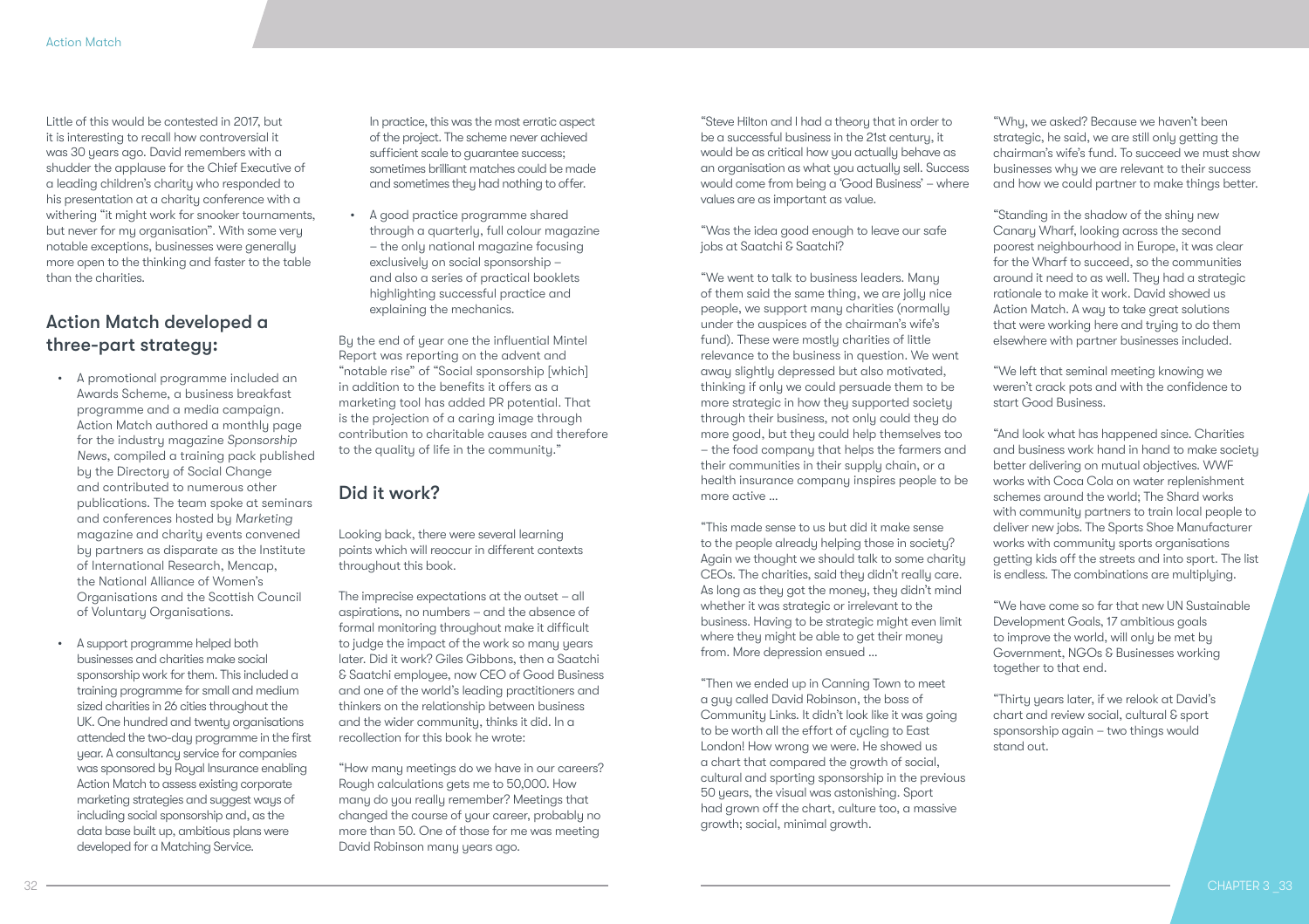Little of this would be contested in 2017, but it is interesting to recall how controversial it was 30 years ago. David remembers with a shudder the applause for the Chief Executive of a leading children's charity who responded to his presentation at a charity conference with a withering "it might work for snooker tournaments, but never for my organisation". With some very notable exceptions, businesses were generally more open to the thinking and faster to the table than the charities.

## Action Match developed a three-part strategy:

- A promotional programme included an Awards Scheme, a business breakfast programme and a media campaign. Action Match authored a monthly page for the industry magazine *Sponsorship News*, compiled a training pack published by the Directory of Social Change and contributed to numerous other publications. The team spoke at seminars and conferences hosted by *Marketing* magazine and charity events convened by partners as disparate as the Institute of International Research, Mencap, the National Alliance of Women's Organisations and the Scottish Council of Voluntary Organisations.

- A support programme helped both businesses and charities make social sponsorship work for them. This included a training programme for small and medium sized charities in 26 cities throughout the UK. One hundred and twenty organisations attended the two-day programme in the first year. A consultancy service for companies was sponsored by Royal Insurance enabling Action Match to assess existing corporate marketing strategies and suggest ways of including social sponsorship and, as the data base built up, ambitious plans were developed for a Matching Service.

  In practice, this was the most erratic aspect of the project. The scheme never achieved sufficient scale to guarantee success; sometimes brilliant matches could be made and sometimes they had nothing to offer.

- A good practice programme shared through a quarterly, full colour magazine – the only national magazine focusing exclusively on social sponsorship – and also a series of practical booklets highlighting successful practice and explaining the mechanics.

By the end of year one the influential Mintel Report was reporting on the advent and "notable rise" of "Social sponsorship [which] in addition to the benefits it offers as a marketing tool has added PR potential. That is the projection of a caring image through contribution to charitable causes and therefore to the quality of life in the community."

## Did it work?

Looking back, there were several learning points which will reoccur in different contexts throughout this book.

The imprecise expectations at the outset – all aspirations, no numbers – and the absence of formal monitoring throughout make it difficult to judge the impact of the work so many years later. Did it work? Giles Gibbons, then a Saatchi & Saatchi employee, now CEO of Good Business and one of the world's leading practitioners and thinkers on the relationship between business and the wider community, thinks it did. In a recollection for this book he wrote:

"How many meetings do we have in our careers? Rough calculations gets me to 50,000. How many do you really remember? Meetings that changed the course of your career, probably no more than 50. One of those for me was meeting David Robinson many years ago.

"Steve Hilton and I had a theory that in order to be a successful business in the 21st century, it would be as critical how you actually behave as an organisation as what you actually sell. Success would come from being a 'Good Business' – where values are as important as value.

"Was the idea good enough to leave our safe jobs at Saatchi & Saatchi?

"We went to talk to business leaders. Many of them said the same thing, we are jolly nice people, we support many charities (normally under the auspices of the chairman's wife's fund). These were mostly charities of little relevance to the business in question. We went away slightly depressed but also motivated, thinking if only we could persuade them to be more strategic in how they supported society through their business, not only could they do more good, but they could help themselves too – the food company that helps the farmers and their communities in their supply chain, or a health insurance company inspires people to be more active ...

"This made sense to us but did it make sense to the people already helping those in society? Again we thought we should talk to some charity CEOs. The charities, said they didn't really care. As long as they got the money, they didn't mind whether it was strategic or irrelevant to the business. Having to be strategic might even limit where they might be able to get their money from. More depression ensued ...

"Then we ended up in Canning Town to meet a guy called David Robinson, the boss of Community Links. It didn't look like it was going to be worth all the effort of cycling to East London! How wrong we were. He showed us a chart that compared the growth of social, cultural and sporting sponsorship in the previous 50 years, the visual was astonishing. Sport had grown off the chart, culture too, a massive growth; social, minimal growth.

"Why, we asked? Because we haven't been strategic, he said, we are still only getting the chairman's wife's fund. To succeed we must show businesses why we are relevant to their success and how we could partner to make things better.

"Standing in the shadow of the shiny new Canary Wharf, looking across the second poorest neighbourhood in Europe, it was clear for the Wharf to succeed, so the communities around it need to as well. They had a strategic rationale to make it work. David showed us Action Match. A way to take great solutions that were working here and trying to do them elsewhere with partner businesses included.

"We left that seminal meeting knowing we weren't crack pots and with the confidence to start Good Business.

"And look what has happened since. Charities and business work hand in hand to make society better delivering on mutual objectives. WWF works with Coca Cola on water replenishment schemes around the world; The Shard works with community partners to train local people to deliver new jobs. The Sports Shoe Manufacturer works with community sports organisations getting kids off the streets and into sport. The list is endless. The combinations are multiplying.

"We have come so far that new UN Sustainable Development Goals, 17 ambitious goals to improve the world, will only be met by Government, NGOs & Businesses working together to that end.

"Thirty years later, if we relook at David's chart and review social, cultural & sport sponsorship again – two things would stand out.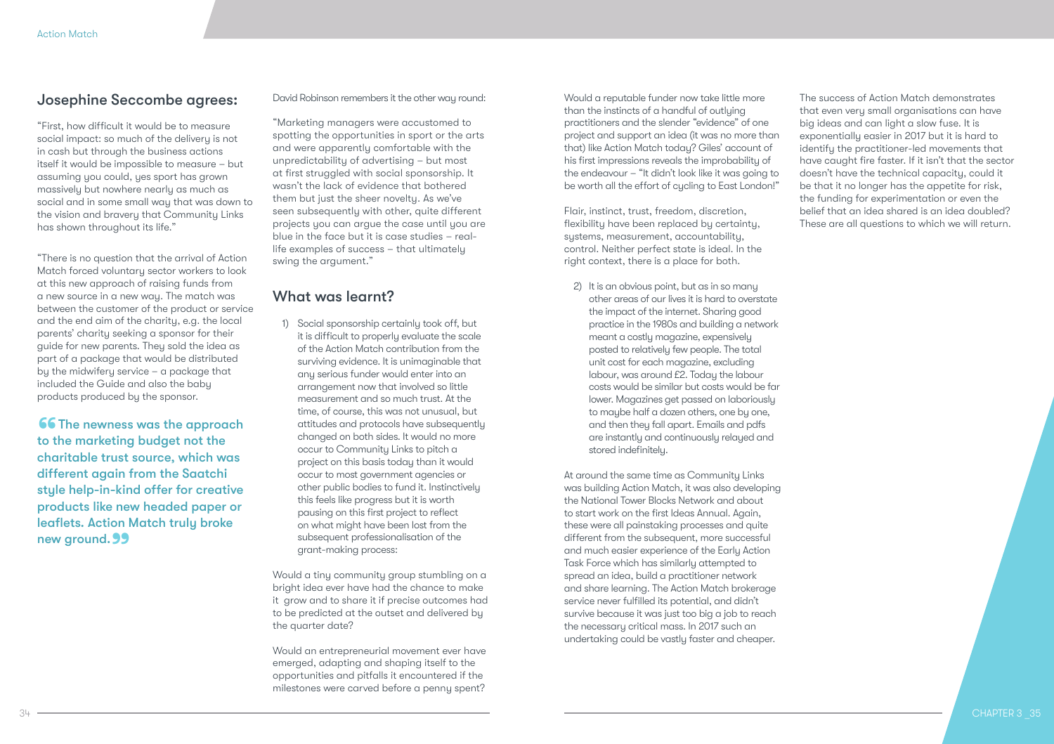## Josephine Seccombe agrees:

"First, how difficult it would be to measure social impact: so much of the delivery is not in cash but through the business actions itself it would be impossible to measure – but assuming you could, yes sport has grown massively but nowhere nearly as much as social and in some small way that was down to the vision and bravery that Community Links has shown throughout its life."

"There is no question that the arrival of Action Match forced voluntary sector workers to look at this new approach of raising funds from a new source in a new way. The match was between the customer of the product or service and the end aim of the charity, e.g. the local parents' charity seeking a sponsor for their guide for new parents. They sold the idea as part of a package that would be distributed by the midwifery service – a package that included the Guide and also the baby products produced by the sponsor.

> "The newness was the approach to the marketing budget not the charitable trust source, which was different again from the Saatchi style help-in-kind offer for creative products like new headed paper or leaflets. Action Match truly broke new ground."

David Robinson remembers it the other way round:

"Marketing managers were accustomed to spotting the opportunities in sport or the arts and were apparently comfortable with the unpredictability of advertising – but most at first struggled with social sponsorship. It wasn't the lack of evidence that bothered them but just the sheer novelty. As we've seen subsequently with other, quite different projects you can argue the case until you are blue in the face but it is case studies – real-life examples of success – that ultimately swing the argument."

## What was learnt?

1) Social sponsorship certainly took off, but it is difficult to properly evaluate the scale of the Action Match contribution from the surviving evidence. It is unimaginable that any serious funder would enter into an arrangement now that involved so little measurement and so much trust. At the time, of course, this was not unusual, but attitudes and protocols have subsequently changed on both sides. It would no more occur to Community Links to pitch a project on this basis today than it would occur to most government agencies or other public bodies to fund it. Instinctively this feels like progress but it is worth pausing on this first project to reflect on what might have been lost from the subsequent professionalisation of the grant-making process:

Would a tiny community group stumbling on a bright idea ever have had the chance to make it grow and to share it if precise outcomes had to be predicted at the outset and delivered by the quarter date?

Would an entrepreneurial movement ever have emerged, adapting and shaping itself to the opportunities and pitfalls it encountered if the milestones were carved before a penny spent?

Would a reputable funder now take little more than the instincts of a handful of outlying practitioners and the slender "evidence" of one project and support an idea (it was no more than that) like Action Match today? Giles' account of his first impressions reveals the improbability of the endeavour – "It didn't look like it was going to be worth all the effort of cycling to East London!"

Flair, instinct, trust, freedom, discretion, flexibility have been replaced by certainty, systems, measurement, accountability, control. Neither perfect state is ideal. In the right context, there is a place for both.

2) It is an obvious point, but as in so many other areas of our lives it is hard to overstate the impact of the internet. Sharing good practice in the 1980s and building a network meant a costly magazine, expensively posted to relatively few people. The total unit cost for each magazine, excluding labour, was around £2. Today the labour costs would be similar but costs would be far lower. Magazines get passed on laboriously to maybe half a dozen others, one by one, and then they fall apart. Emails and pdfs are instantly and continuously relayed and stored indefinitely.

At around the same time as Community Links was building Action Match, it was also developing the National Tower Blocks Network and about to start work on the first Ideas Annual. Again, these were all painstaking processes and quite different from the subsequent, more successful and much easier experience of the Early Action Task Force which has similarly attempted to spread an idea, build a practitioner network and share learning. The Action Match brokerage service never fulfilled its potential, and didn't survive because it was just too big a job to reach the necessary critical mass. In 2017 such an undertaking could be vastly faster and cheaper.

The success of Action Match demonstrates that even very small organisations can have big ideas and can light a slow fuse. It is exponentially easier in 2017 but it is hard to identify the practitioner-led movements that have caught fire faster. If it isn't that the sector doesn't have the technical capacity, could it be that it no longer has the appetite for risk, the funding for experimentation or even the belief that an idea shared is an idea doubled? These are all questions to which we will return.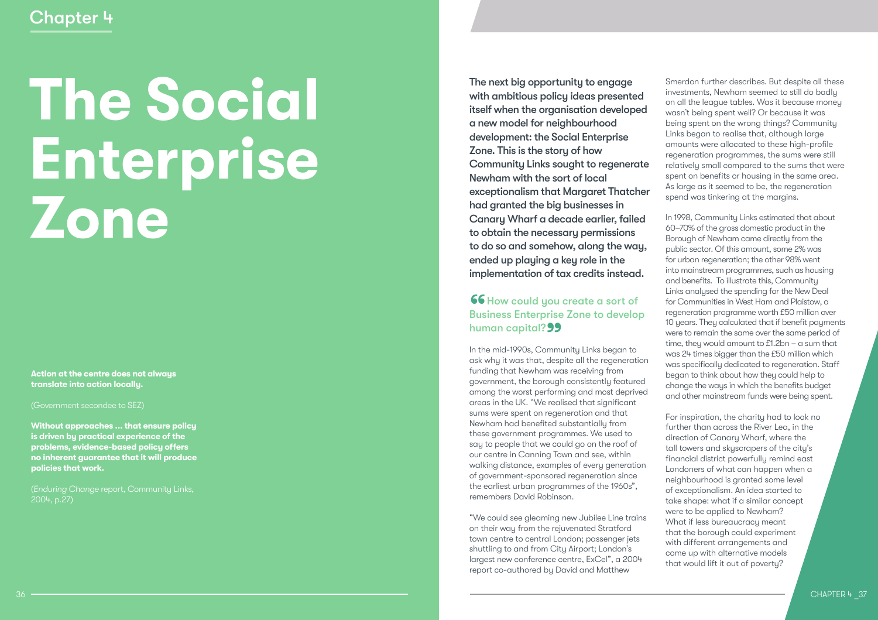Chapter 4

# The Social Enterprise Zone

**Action at the centre does not always translate into action locally.**

(Government secondee to SEZ)

**Without approaches ... that ensure policy is driven by practical experience of the problems, evidence-based policy offers no inherent guarantee that it will produce policies that work.**

(*Enduring Change* report, Community Links, 2004, p.27)

**The next big opportunity to engage with ambitious policy ideas presented itself when the organisation developed a new model for neighbourhood development: the Social Enterprise Zone. This is the story of how Community Links sought to regenerate Newham with the sort of local exceptionalism that Margaret Thatcher had granted the big businesses in Canary Wharf a decade earlier, failed to obtain the necessary permissions to do so and somehow, along the way, ended up playing a key role in the implementation of tax credits instead.**

> "How could you create a sort of Business Enterprise Zone to develop human capital?"

In the mid-1990s, Community Links began to ask why it was that, despite all the regeneration funding that Newham was receiving from government, the borough consistently featured among the worst performing and most deprived areas in the UK. "We realised that significant sums were spent on regeneration and that Newham had benefited substantially from these government programmes. We used to say to people that we could go on the roof of our centre in Canning Town and see, within walking distance, examples of every generation of government-sponsored regeneration since the earliest urban programmes of the 1960s", remembers David Robinson.

"We could see gleaming new Jubilee Line trains on their way from the rejuvenated Stratford town centre to central London; passenger jets shuttling to and from City Airport; London's largest new conference centre, ExCel", a 2004 report co-authored by David and Matthew Smerdon further describes. But despite all these investments, Newham seemed to still do badly on all the league tables. Was it because money wasn't being spent well? Or because it was being spent on the wrong things? Community Links began to realise that, although large amounts were allocated to these high-profile regeneration programmes, the sums were still relatively small compared to the sums that were spent on benefits or housing in the same area. As large as it seemed to be, the regeneration spend was tinkering at the margins.

In 1998, Community Links estimated that about 60–70% of the gross domestic product in the Borough of Newham came directly from the public sector. Of this amount, some 2% was for urban regeneration; the other 98% went into mainstream programmes, such as housing and benefits. To illustrate this, Community Links analysed the spending for the New Deal for Communities in West Ham and Plaistow, a regeneration programme worth £50 million over 10 years. They calculated that if benefit payments were to remain the same over the same period of time, they would amount to £1.2bn – a sum that was 24 times bigger than the £50 million which was specifically dedicated to regeneration. Staff began to think about how they could help to change the ways in which the benefits budget and other mainstream funds were being spent.

For inspiration, the charity had to look no further than across the River Lea, in the direction of Canary Wharf, where the tall towers and skyscrapers of the city's financial district powerfully remind east Londoners of what can happen when a neighbourhood is granted some level of exceptionalism. An idea started to take shape: what if a similar concept were to be applied to Newham? What if less bureaucracy meant that the borough could experiment with different arrangements and come up with alternative models that would lift it out of poverty?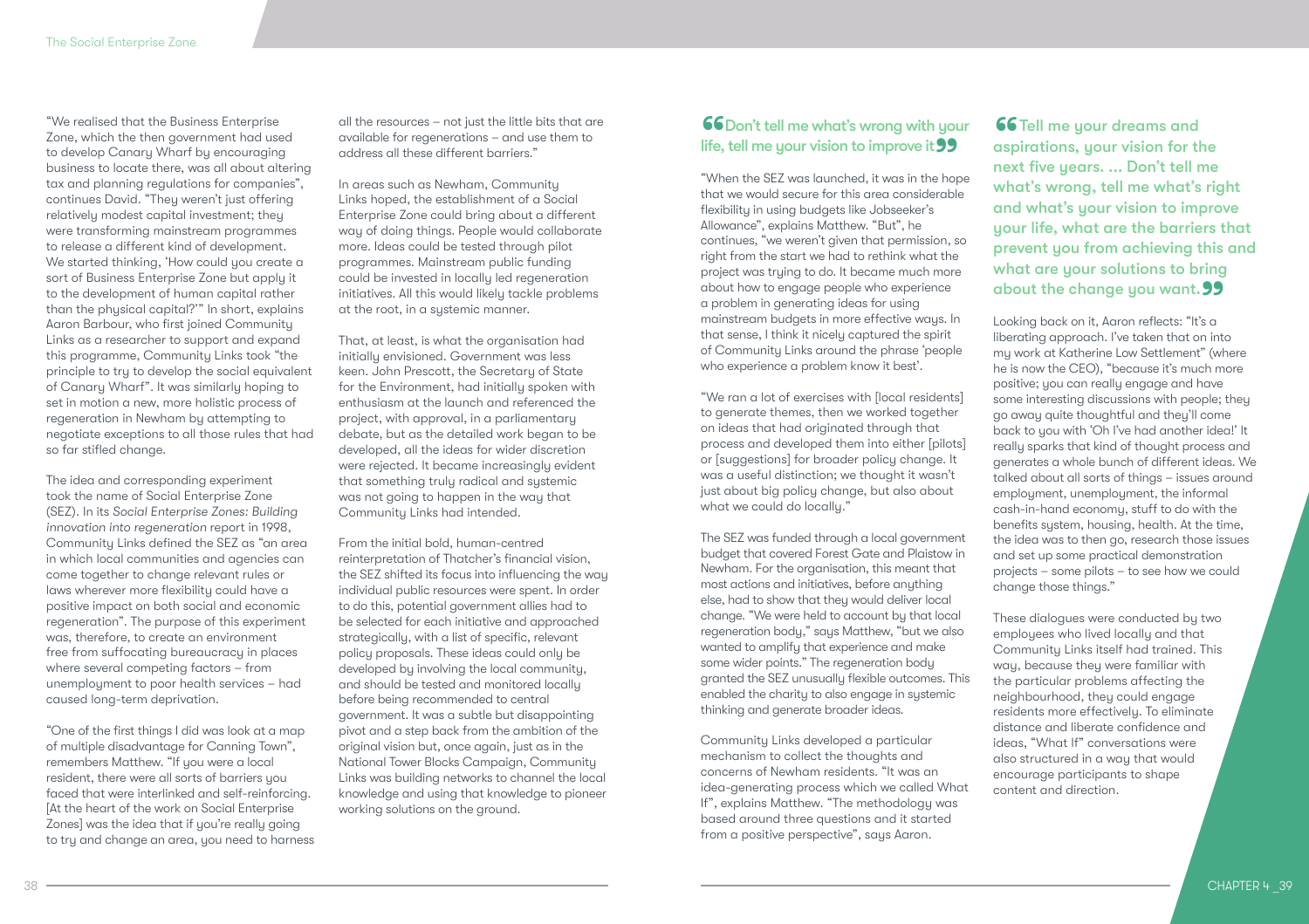"We realised that the Business Enterprise Zone, which the then government had used to develop Canary Wharf by encouraging business to locate there, was all about altering tax and planning regulations for companies", continues David. "They weren't just offering relatively modest capital investment; they were transforming mainstream programmes to release a different kind of development. We started thinking, 'How could you create a sort of Business Enterprise Zone but apply it to the development of human capital rather than the physical capital?'" In short, explains Aaron Barbour, who first joined Community Links as a researcher to support and expand this programme, Community Links took "the principle to try to develop the social equivalent of Canary Wharf". It was similarly hoping to set in motion a new, more holistic process of regeneration in Newham by attempting to negotiate exceptions to all those rules that had so far stifled change.

The idea and corresponding experiment took the name of Social Enterprise Zone (SEZ). In its *Social Enterprise Zones: Building innovation into regeneration* report in 1998, Community Links defined the SEZ as "an area in which local communities and agencies can come together to change relevant rules or laws wherever more flexibility could have a positive impact on both social and economic regeneration". The purpose of this experiment was, therefore, to create an environment free from suffocating bureaucracy in places where several competing factors – from unemployment to poor health services – had caused long-term deprivation.

"One of the first things I did was look at a map of multiple disadvantage for Canning Town", remembers Matthew. "If you were a local resident, there were all sorts of barriers you faced that were interlinked and self-reinforcing. [At the heart of the work on Social Enterprise Zones] was the idea that if you're really going to try and change an area, you need to harness all the resources – not just the little bits that are available for regenerations – and use them to address all these different barriers."

In areas such as Newham, Community Links hoped, the establishment of a Social Enterprise Zone could bring about a different way of doing things. People would collaborate more. Ideas could be tested through pilot programmes. Mainstream public funding could be invested in locally led regeneration initiatives. All this would likely tackle problems at the root, in a systemic manner.

That, at least, is what the organisation had initially envisioned. Government was less keen. John Prescott, the Secretary of State for the Environment, had initially spoken with enthusiasm at the launch and referenced the project, with approval, in a parliamentary debate, but as the detailed work began to be developed, all the ideas for wider discretion were rejected. It became increasingly evident that something truly radical and systemic was not going to happen in the way that Community Links had intended.

From the initial bold, human-centred reinterpretation of Thatcher's financial vision, the SEZ shifted its focus into influencing the way individual public resources were spent. In order to do this, potential government allies had to be selected for each initiative and approached strategically, with a list of specific, relevant policy proposals. These ideas could only be developed by involving the local community, and should be tested and monitored locally before being recommended to central government. It was a subtle but disappointing pivot and a step back from the ambition of the original vision but, once again, just as in the National Tower Blocks Campaign, Community Links was building networks to channel the local knowledge and using that knowledge to pioneer working solutions on the ground.

## "Don't tell me what's wrong with your life, tell me your vision to improve it"

"When the SEZ was launched, it was in the hope that we would secure for this area considerable flexibility in using budgets like Jobseeker's Allowance", explains Matthew. "But", he continues, "we weren't given that permission, so right from the start we had to rethink what the project was trying to do. It became much more about how to engage people who experience a problem in generating ideas for using mainstream budgets in more effective ways. In that sense, I think it nicely captured the spirit of Community Links around the phrase 'people who experience a problem know it best'.

"We ran a lot of exercises with [local residents] to generate themes, then we worked together on ideas that had originated through that process and developed them into either [pilots] or [suggestions] for broader policy change. It was a useful distinction; we thought it wasn't just about big policy change, but also about what we could do locally."

The SEZ was funded through a local government budget that covered Forest Gate and Plaistow in Newham. For the organisation, this meant that most actions and initiatives, before anything else, had to show that they would deliver local change. "We were held to account by that local regeneration body," says Matthew, "but we also wanted to amplify that experience and make some wider points." The regeneration body granted the SEZ unusually flexible outcomes. This enabled the charity to also engage in systemic thinking and generate broader ideas.

Community Links developed a particular mechanism to collect the thoughts and concerns of Newham residents. "It was an idea-generating process which we called What If", explains Matthew. "The methodology was based around three questions and it started from a positive perspective", says Aaron.

> **"Tell me your dreams and aspirations, your vision for the next five years. ... Don't tell me what's wrong, tell me what's right and what's your vision to improve your life, what are the barriers that prevent you from achieving this and what are your solutions to bring about the change you want."**

Looking back on it, Aaron reflects: "It's a liberating approach. I've taken that on into my work at Katherine Low Settlement" (where he is now the CEO), "because it's much more positive; you can really engage and have some interesting discussions with people; they go away quite thoughtful and they'll come back to you with 'Oh I've had another idea!' It really sparks that kind of thought process and generates a whole bunch of different ideas. We talked about all sorts of things – issues around employment, unemployment, the informal cash-in-hand economy, stuff to do with the benefits system, housing, health. At the time, the idea was to then go, research those issues and set up some practical demonstration projects – some pilots – to see how we could change those things."

These dialogues were conducted by two employees who lived locally and that Community Links itself had trained. This way, because they were familiar with the particular problems affecting the neighbourhood, they could engage residents more effectively. To eliminate distance and liberate confidence and ideas, "What If" conversations were also structured in a way that would encourage participants to shape content and direction.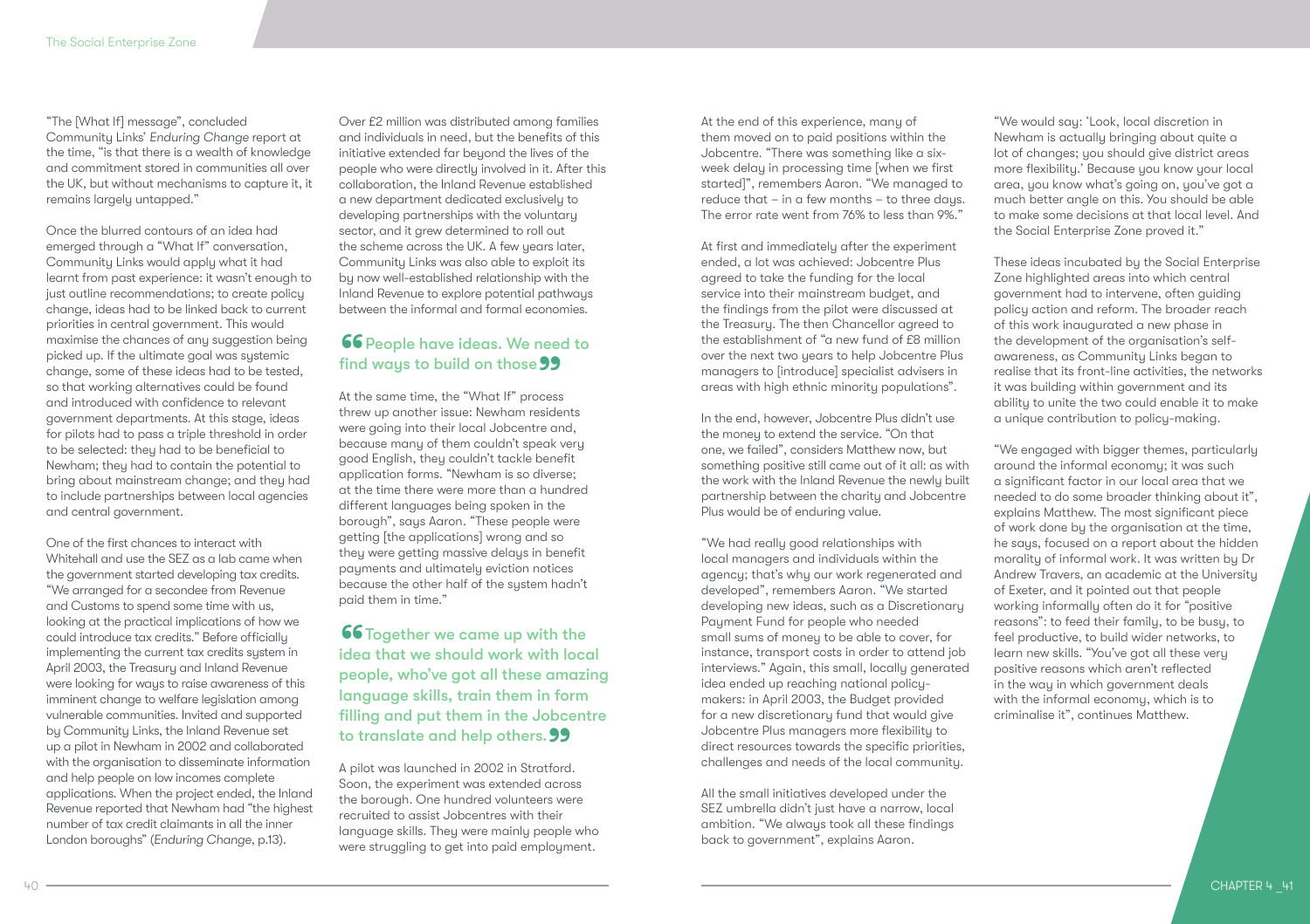"The [What If] message", concluded Community Links' *Enduring Change* report at the time, "is that there is a wealth of knowledge and commitment stored in communities all over the UK, but without mechanisms to capture it, it remains largely untapped."

Once the blurred contours of an idea had emerged through a "What If" conversation, Community Links would apply what it had learnt from past experience: it wasn't enough to just outline recommendations; to create policy change, ideas had to be linked back to current priorities in central government. This would maximise the chances of any suggestion being picked up. If the ultimate goal was systemic change, some of these ideas had to be tested, so that working alternatives could be found and introduced with confidence to relevant government departments. At this stage, ideas for pilots had to pass a triple threshold in order to be selected: they had to be beneficial to Newham; they had to contain the potential to bring about mainstream change; and they had to include partnerships between local agencies and central government.

One of the first chances to interact with Whitehall and use the SEZ as a lab came when the government started developing tax credits. "We arranged for a secondee from Revenue and Customs to spend some time with us, looking at the practical implications of how we could introduce tax credits." Before officially implementing the current tax credits system in April 2003, the Treasury and Inland Revenue were looking for ways to raise awareness of this imminent change to welfare legislation among vulnerable communities. Invited and supported by Community Links, the Inland Revenue set up a pilot in Newham in 2002 and collaborated with the organisation to disseminate information and help people on low incomes complete applications. When the project ended, the Inland Revenue reported that Newham had "the highest number of tax credit claimants in all the inner London boroughs" (*Enduring Change*, p.13).

Over £2 million was distributed among families and individuals in need, but the benefits of this initiative extended far beyond the lives of the people who were directly involved in it. After this collaboration, the Inland Revenue established a new department dedicated exclusively to developing partnerships with the voluntary sector, and it grew determined to roll out the scheme across the UK. A few years later, Community Links was also able to exploit its by now well-established relationship with the Inland Revenue to explore potential pathways between the informal and formal economies.

**"People have ideas. We need to find ways to build on those"**

At the same time, the "What If" process threw up another issue: Newham residents were going into their local Jobcentre and, because many of them couldn't speak very good English, they couldn't tackle benefit application forms. "Newham is so diverse; at the time there were more than a hundred different languages being spoken in the borough", says Aaron. "These people were getting [the applications] wrong and so they were getting massive delays in benefit payments and ultimately eviction notices because the other half of the system hadn't paid them in time."

**"Together we came up with the idea that we should work with local people, who've got all these amazing language skills, train them in form filling and put them in the Jobcentre to translate and help others."**

A pilot was launched in 2002 in Stratford. Soon, the experiment was extended across the borough. One hundred volunteers were recruited to assist Jobcentres with their language skills. They were mainly people who were struggling to get into paid employment.

At the end of this experience, many of them moved on to paid positions within the Jobcentre. "There was something like a six-week delay in processing time [when we first started]", remembers Aaron. "We managed to reduce that – in a few months – to three days. The error rate went from 76% to less than 9%."

At first and immediately after the experiment ended, a lot was achieved: Jobcentre Plus agreed to take the funding for the local service into their mainstream budget, and the findings from the pilot were discussed at the Treasury. The then Chancellor agreed to the establishment of "a new fund of £8 million over the next two years to help Jobcentre Plus managers to [introduce] specialist advisers in areas with high ethnic minority populations".

In the end, however, Jobcentre Plus didn't use the money to extend the service. "On that one, we failed", considers Matthew now, but something positive still came out of it all: as with the work with the Inland Revenue the newly built partnership between the charity and Jobcentre Plus would be of enduring value.

"We had really good relationships with local managers and individuals within the agency; that's why our work regenerated and developed", remembers Aaron. "We started developing new ideas, such as a Discretionary Payment Fund for people who needed small sums of money to be able to cover, for instance, transport costs in order to attend job interviews." Again, this small, locally generated idea ended up reaching national policy-makers: in April 2003, the Budget provided for a new discretionary fund that would give Jobcentre Plus managers more flexibility to direct resources towards the specific priorities, challenges and needs of the local community.

All the small initiatives developed under the SEZ umbrella didn't just have a narrow, local ambition. "We always took all these findings back to government", explains Aaron.

"We would say: 'Look, local discretion in Newham is actually bringing about quite a lot of changes; you should give district areas more flexibility.' Because you know your local area, you know what's going on, you've got a much better angle on this. You should be able to make some decisions at that local level. And the Social Enterprise Zone proved it."

These ideas incubated by the Social Enterprise Zone highlighted areas into which central government had to intervene, often guiding policy action and reform. The broader reach of this work inaugurated a new phase in the development of the organisation's self-awareness, as Community Links began to realise that its front-line activities, the networks it was building within government and its ability to unite the two could enable it to make a unique contribution to policy-making.

"We engaged with bigger themes, particularly around the informal economy; it was such a significant factor in our local area that we needed to do some broader thinking about it", explains Matthew. The most significant piece of work done by the organisation at the time, he says, focused on a report about the hidden morality of informal work. It was written by Dr Andrew Travers, an academic at the University of Exeter, and it pointed out that people working informally often do it for "positive reasons": to feed their family, to be busy, to feel productive, to build wider networks, to learn new skills. "You've got all these very positive reasons which aren't reflected in the way in which government deals with the informal economy, which is to criminalise it", continues Matthew.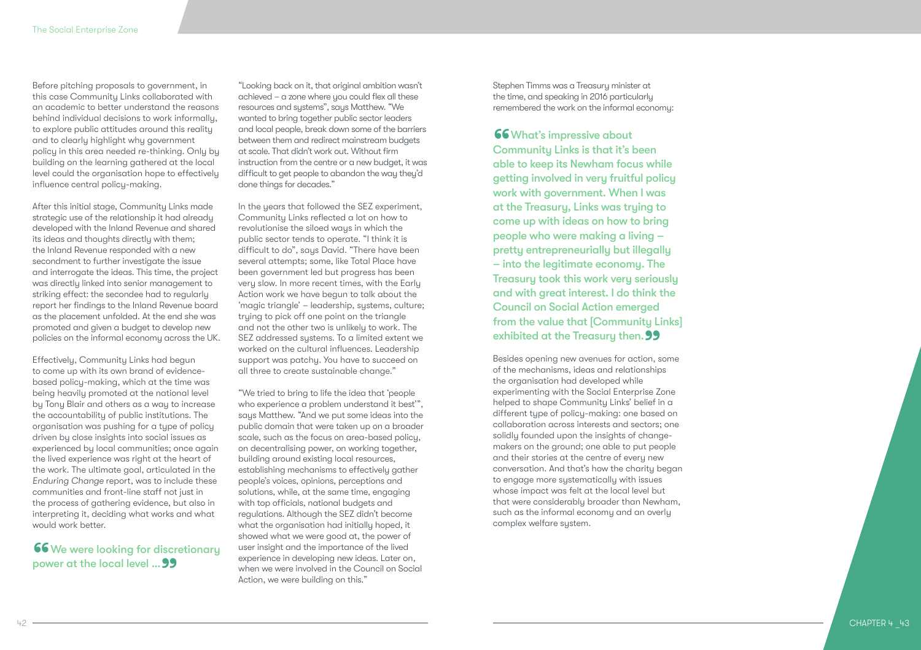Before pitching proposals to government, in this case Community Links collaborated with an academic to better understand the reasons behind individual decisions to work informally, to explore public attitudes around this reality and to clearly highlight why government policy in this area needed re-thinking. Only by building on the learning gathered at the local level could the organisation hope to effectively influence central policy-making.

After this initial stage, Community Links made strategic use of the relationship it had already developed with the Inland Revenue and shared its ideas and thoughts directly with them; the Inland Revenue responded with a new secondment to further investigate the issue and interrogate the ideas. This time, the project was directly linked into senior management to striking effect: the secondee had to regularly report her findings to the Inland Revenue board as the placement unfolded. At the end she was promoted and given a budget to develop new policies on the informal economy across the UK.

Effectively, Community Links had begun to come up with its own brand of evidence-based policy-making, which at the time was being heavily promoted at the national level by Tony Blair and others as a way to increase the accountability of public institutions. The organisation was pushing for a type of policy driven by close insights into social issues as experienced by local communities; once again the lived experience was right at the heart of the work. The ultimate goal, articulated in the *Enduring Change* report, was to include these communities and front-line staff not just in the process of gathering evidence, but also in interpreting it, deciding what works and what would work better.

> **"We were looking for discretionary power at the local level ..."**

"Looking back on it, that original ambition wasn't achieved – a zone where you could flex all these resources and systems", says Matthew. "We wanted to bring together public sector leaders and local people, break down some of the barriers between them and redirect mainstream budgets at scale. That didn't work out. Without firm instruction from the centre or a new budget, it was difficult to get people to abandon the way they'd done things for decades."

In the years that followed the SEZ experiment, Community Links reflected a lot on how to revolutionise the siloed ways in which the public sector tends to operate. "I think it is difficult to do", says David. "There have been several attempts; some, like Total Place have been government led but progress has been very slow. In more recent times, with the Early Action work we have begun to talk about the 'magic triangle' – leadership, systems, culture; trying to pick off one point on the triangle and not the other two is unlikely to work. The SEZ addressed systems. To a limited extent we worked on the cultural influences. Leadership support was patchy. You have to succeed on all three to create sustainable change."

"We tried to bring to life the idea that 'people who experience a problem understand it best'", says Matthew. "And we put some ideas into the public domain that were taken up on a broader scale, such as the focus on area-based policy, on decentralising power, on working together, building around existing local resources, establishing mechanisms to effectively gather people's voices, opinions, perceptions and solutions, while, at the same time, engaging with top officials, national budgets and regulations. Although the SEZ didn't become what the organisation had initially hoped, it showed what we were good at, the power of user insight and the importance of the lived experience in developing new ideas. Later on, when we were involved in the Council on Social Action, we were building on this."

Stephen Timms was a Treasury minister at the time, and speaking in 2016 particularly remembered the work on the informal economy:

> **"What's impressive about Community Links is that it's been able to keep its Newham focus while getting involved in very fruitful policy work with government. When I was at the Treasury, Links was trying to come up with ideas on how to bring people who were making a living – pretty entrepreneurially but illegally – into the legitimate economy. The Treasury took this work very seriously and with great interest. I do think the Council on Social Action emerged from the value that [Community Links] exhibited at the Treasury then."**

Besides opening new avenues for action, some of the mechanisms, ideas and relationships the organisation had developed while experimenting with the Social Enterprise Zone helped to shape Community Links' belief in a different type of policy-making: one based on collaboration across interests and sectors; one solidly founded upon the insights of change-makers on the ground; one able to put people and their stories at the centre of every new conversation. And that's how the charity began to engage more systematically with issues whose impact was felt at the local level but that were considerably broader than Newham, such as the informal economy and an overly complex welfare system.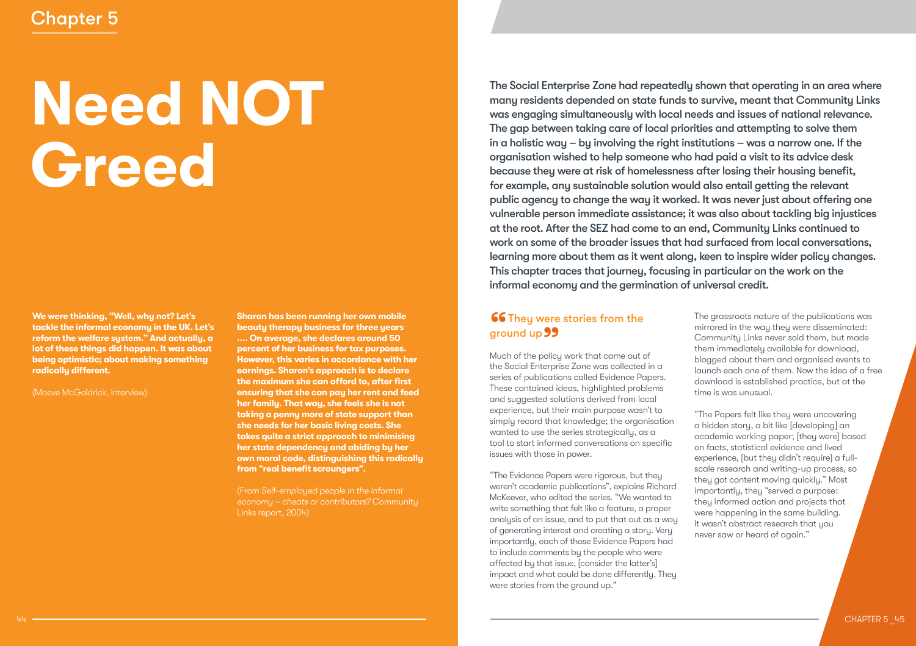Chapter 5

# Need NOT Greed

**We were thinking, "Well, why not? Let's tackle the informal economy in the UK. Let's reform the welfare system." And actually, a lot of these things did happen. It was about being optimistic; about making something radically different.**

(Maeve McGoldrick, interview)

**Sharon has been running her own mobile beauty therapy business for three years .... On average, she declares around 50 percent of her business for tax purposes. However, this varies in accordance with her earnings. Sharon's approach is to declare the maximum she can afford to, after first ensuring that she can pay her rent and feed her family. That way, she feels she is not taking a penny more of state support than she needs for her basic living costs. She takes quite a strict approach to minimising her state dependency and abiding by her own moral code, distinguishing this radically from "real benefit scroungers".**

(From *Self-employed people in the informal economy – cheats or contributors?* Community Links report, 2004)

**The Social Enterprise Zone had repeatedly shown that operating in an area where many residents depended on state funds to survive, meant that Community Links was engaging simultaneously with local needs and issues of national relevance. The gap between taking care of local priorities and attempting to solve them in a holistic way – by involving the right institutions – was a narrow one. If the organisation wished to help someone who had paid a visit to its advice desk because they were at risk of homelessness after losing their housing benefit, for example, any sustainable solution would also entail getting the relevant public agency to change the way it worked. It was never just about offering one vulnerable person immediate assistance; it was also about tackling big injustices at the root. After the SEZ had come to an end, Community Links continued to work on some of the broader issues that had surfaced from local conversations, learning more about them as it went along, keen to inspire wider policy changes. This chapter traces that journey, focusing in particular on the work on the informal economy and the germination of universal credit.**

## "They were stories from the ground up"

Much of the policy work that came out of the Social Enterprise Zone was collected in a series of publications called Evidence Papers. These contained ideas, highlighted problems and suggested solutions derived from local experience, but their main purpose wasn't to simply record that knowledge; the organisation wanted to use the series strategically, as a tool to start informed conversations on specific issues with those in power.

"The Evidence Papers were rigorous, but they weren't academic publications", explains Richard McKeever, who edited the series. "We wanted to write something that felt like a feature, a proper analysis of an issue, and to put that out as a way of generating interest and creating a story. Very importantly, each of those Evidence Papers had to include comments by the people who were affected by that issue, [consider the latter's] impact and what could be done differently. They were stories from the ground up."

The grassroots nature of the publications was mirrored in the way they were disseminated: Community Links never sold them, but made them immediately available for download, blogged about them and organised events to launch each one of them. Now the idea of a free download is established practice, but at the time is was unusual.

"The Papers felt like they were uncovering a hidden story, a bit like [developing] an academic working paper; [they were] based on facts, statistical evidence and lived experience, [but they didn't require] a full-scale research and writing-up process, so they got content moving quickly." Most importantly, they "served a purpose: they informed action and projects that were happening in the same building. It wasn't abstract research that you never saw or heard of again."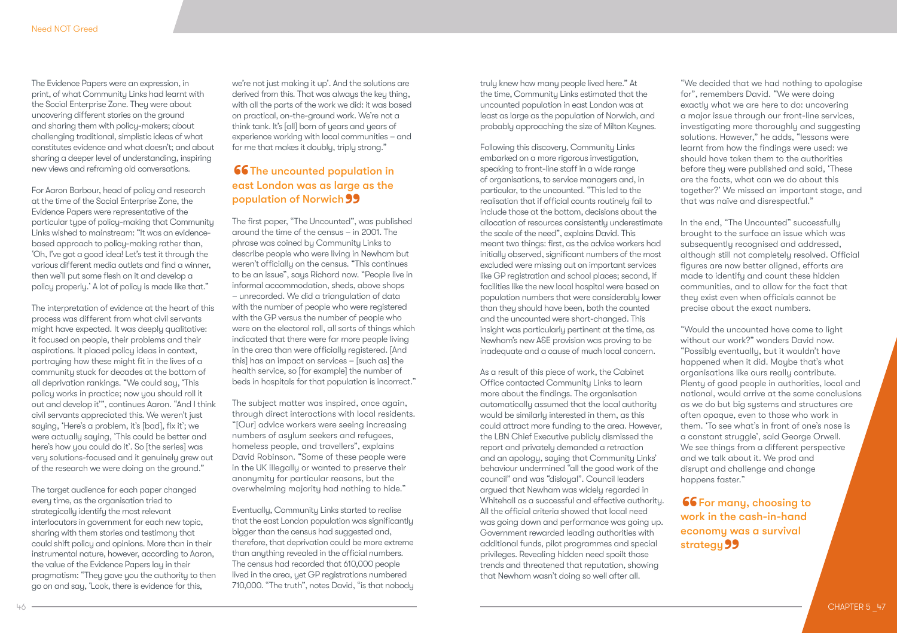The Evidence Papers were an expression, in print, of what Community Links had learnt with the Social Enterprise Zone. They were about uncovering different stories on the ground and sharing them with policy-makers; about challenging traditional, simplistic ideas of what constitutes evidence and what doesn't; and about sharing a deeper level of understanding, inspiring new views and reframing old conversations.

For Aaron Barbour, head of policy and research at the time of the Social Enterprise Zone, the Evidence Papers were representative of the particular type of policy-making that Community Links wished to mainstream: "It was an evidence-based approach to policy-making rather than, 'Oh, I've got a good idea! Let's test it through the various different media outlets and find a winner, then we'll put some flesh on it and develop a policy properly.' A lot of policy is made like that."

The interpretation of evidence at the heart of this process was different from what civil servants might have expected. It was deeply qualitative: it focused on people, their problems and their aspirations. It placed policy ideas in context, portraying how these might fit in the lives of a community stuck for decades at the bottom of all deprivation rankings. "We could say, 'This policy works in practice; now you should roll it out and develop it'", continues Aaron. "And I think civil servants appreciated this. We weren't just saying, 'Here's a problem, it's [bad], fix it'; we were actually saying, 'This could be better and here's how you could do it'. So [the series] was very solutions-focused and it genuinely grew out of the research we were doing on the ground."

The target audience for each paper changed every time, as the organisation tried to strategically identify the most relevant interlocutors in government for each new topic, sharing with them stories and testimony that could shift policy and opinions. More than in their instrumental nature, however, according to Aaron, the value of the Evidence Papers lay in their pragmatism: "They gave you the authority to then go on and say, 'Look, there is evidence for this, we're not just making it up'. And the solutions are derived from this. That was always the key thing, with all the parts of the work we did: it was based on practical, on-the-ground work. We're not a think tank. It's [all] born of years and years of experience working with local communities – and for me that makes it doubly, triply strong."

> **"The uncounted population in east London was as large as the population of Norwich"**

The first paper, "The Uncounted", was published around the time of the census – in 2001. The phrase was coined by Community Links to describe people who were living in Newham but weren't officially on the census. "This continues to be an issue", says Richard now. "People live in informal accommodation, sheds, above shops – unrecorded. We did a triangulation of data with the number of people who were registered with the GP versus the number of people who were on the electoral roll, all sorts of things which indicated that there were far more people living in the area than were officially registered. [And this] has an impact on services – [such as] the health service, so [for example] the number of beds in hospitals for that population is incorrect."

The subject matter was inspired, once again, through direct interactions with local residents. "[Our] advice workers were seeing increasing numbers of asylum seekers and refugees, homeless people, and travellers", explains David Robinson. "Some of these people were in the UK illegally or wanted to preserve their anonymity for particular reasons, but the overwhelming majority had nothing to hide."

Eventually, Community Links started to realise that the east London population was significantly bigger than the census had suggested and, therefore, that deprivation could be more extreme than anything revealed in the official numbers. The census had recorded that 610,000 people lived in the area, yet GP registrations numbered 710,000. "The truth", notes David, "is that nobody truly knew how many people lived here." At the time, Community Links estimated that the uncounted population in east London was at least as large as the population of Norwich, and probably approaching the size of Milton Keynes.

Following this discovery, Community Links embarked on a more rigorous investigation, speaking to front-line staff in a wide range of organisations, to service managers and, in particular, to the uncounted. "This led to the realisation that if official counts routinely fail to include those at the bottom, decisions about the allocation of resources consistently underestimate the scale of the need", explains David. This meant two things: first, as the advice workers had initially observed, significant numbers of the most excluded were missing out on important services like GP registration and school places; second, if facilities like the new local hospital were based on population numbers that were considerably lower than they should have been, both the counted and the uncounted were short-changed. This insight was particularly pertinent at the time, as Newham's new A&E provision was proving to be inadequate and a cause of much local concern.

As a result of this piece of work, the Cabinet Office contacted Community Links to learn more about the findings. The organisation automatically assumed that the local authority would be similarly interested in them, as this could attract more funding to the area. However, the LBN Chief Executive publicly dismissed the report and privately demanded a retraction and an apology, saying that Community Links' behaviour undermined "all the good work of the council" and was "disloyal". Council leaders argued that Newham was widely regarded in Whitehall as a successful and effective authority. All the official criteria showed that local need was going down and performance was going up. Government rewarded leading authorities with additional funds, pilot programmes and special privileges. Revealing hidden need spoilt those trends and threatened that reputation, showing that Newham wasn't doing so well after all.

"We decided that we had nothing to apologise for", remembers David. "We were doing exactly what we are here to do: uncovering a major issue through our front-line services, investigating more thoroughly and suggesting solutions. However," he adds, "lessons were learnt from how the findings were used: we should have taken them to the authorities before they were published and said, 'These are the facts, what can we do about this together?' We missed an important stage, and that was naïve and disrespectful."

In the end, "The Uncounted" successfully brought to the surface an issue which was subsequently recognised and addressed, although still not completely resolved. Official figures are now better aligned, efforts are made to identify and count these hidden communities, and to allow for the fact that they exist even when officials cannot be precise about the exact numbers.

"Would the uncounted have come to light without our work?" wonders David now. "Possibly eventually, but it wouldn't have happened when it did. Maybe that's what organisations like ours really contribute. Plenty of good people in authorities, local and national, would arrive at the same conclusions as we do but big systems and structures are often opaque, even to those who work in them. 'To see what's in front of one's nose is a constant struggle', said George Orwell. We see things from a different perspective and we talk about it. We prod and disrupt and challenge and change happens faster."

> **"For many, choosing to work in the cash-in-hand economy was a survival strategy"**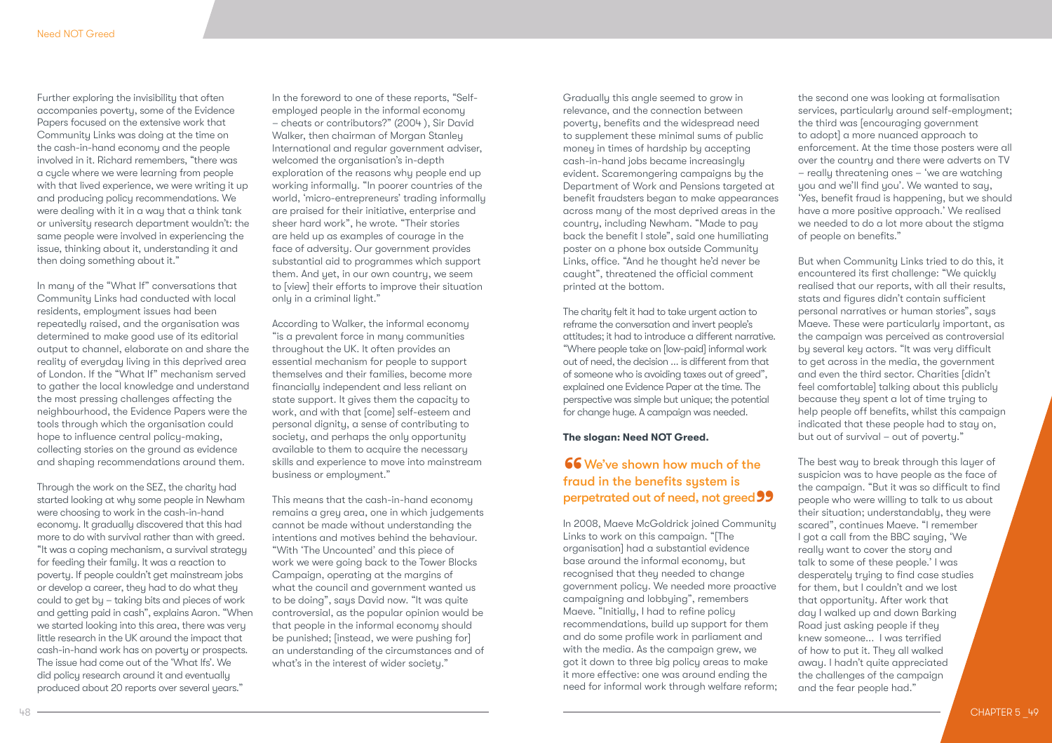Further exploring the invisibility that often accompanies poverty, some of the Evidence Papers focused on the extensive work that Community Links was doing at the time on the cash-in-hand economy and the people involved in it. Richard remembers, "there was a cycle where we were learning from people with that lived experience, we were writing it up and producing policy recommendations. We were dealing with it in a way that a think tank or university research department wouldn't: the same people were involved in experiencing the issue, thinking about it, understanding it and then doing something about it."

In many of the "What If" conversations that Community Links had conducted with local residents, employment issues had been repeatedly raised, and the organisation was determined to make good use of its editorial output to channel, elaborate on and share the reality of everyday living in this deprived area of London. If the "What If" mechanism served to gather the local knowledge and understand the most pressing challenges affecting the neighbourhood, the Evidence Papers were the tools through which the organisation could hope to influence central policy-making, collecting stories on the ground as evidence and shaping recommendations around them.

Through the work on the SEZ, the charity had started looking at why some people in Newham were choosing to work in the cash-in-hand economy. It gradually discovered that this had more to do with survival rather than with greed. "It was a coping mechanism, a survival strategy for feeding their family. It was a reaction to poverty. If people couldn't get mainstream jobs or develop a career, they had to do what they could to get by – taking bits and pieces of work and getting paid in cash", explains Aaron. "When we started looking into this area, there was very little research in the UK around the impact that cash-in-hand work has on poverty or prospects. The issue had come out of the 'What Ifs'. We did policy research around it and eventually produced about 20 reports over several years."

In the foreword to one of these reports, "Self-employed people in the informal economy – cheats or contributors?" (2004 ), Sir David Walker, then chairman of Morgan Stanley International and regular government adviser, welcomed the organisation's in-depth exploration of the reasons why people end up working informally. "In poorer countries of the world, 'micro-entrepreneurs' trading informally are praised for their initiative, enterprise and sheer hard work", he wrote. "Their stories are held up as examples of courage in the face of adversity. Our government provides substantial aid to programmes which support them. And yet, in our own country, we seem to [view] their efforts to improve their situation only in a criminal light."

According to Walker, the informal economy "is a prevalent force in many communities throughout the UK. It often provides an essential mechanism for people to support themselves and their families, become more financially independent and less reliant on state support. It gives them the capacity to work, and with that [come] self-esteem and personal dignity, a sense of contributing to society, and perhaps the only opportunity available to them to acquire the necessary skills and experience to move into mainstream business or employment."

This means that the cash-in-hand economy remains a grey area, one in which judgements cannot be made without understanding the intentions and motives behind the behaviour. "With 'The Uncounted' and this piece of work we were going back to the Tower Blocks Campaign, operating at the margins of what the council and government wanted us to be doing", says David now. "It was quite controversial, as the popular opinion would be that people in the informal economy should be punished; [instead, we were pushing for] an understanding of the circumstances and of what's in the interest of wider society."

Gradually this angle seemed to grow in relevance, and the connection between poverty, benefits and the widespread need to supplement these minimal sums of public money in times of hardship by accepting cash-in-hand jobs became increasingly evident. Scaremongering campaigns by the Department of Work and Pensions targeted at benefit fraudsters began to make appearances across many of the most deprived areas in the country, including Newham. "Made to pay back the benefit I stole", said one humiliating poster on a phone box outside Community Links, office. "And he thought he'd never be caught", threatened the official comment printed at the bottom.

The charity felt it had to take urgent action to reframe the conversation and invert people's attitudes; it had to introduce a different narrative. "Where people take on [low-paid] informal work out of need, the decision ... is different from that of someone who is avoiding taxes out of greed", explained one Evidence Paper at the time. The perspective was simple but unique; the potential for change huge. A campaign was needed.

**The slogan: Need NOT Greed.**

> **"We've shown how much of the fraud in the benefits system is perpetrated out of need, not greed"**

In 2008, Maeve McGoldrick joined Community Links to work on this campaign. "[The organisation] had a substantial evidence base around the informal economy, but recognised that they needed to change government policy. We needed more proactive campaigning and lobbying", remembers Maeve. "Initially, I had to refine policy recommendations, build up support for them and do some profile work in parliament and with the media. As the campaign grew, we got it down to three big policy areas to make it more effective: one was around ending the need for informal work through welfare reform; the second one was looking at formalisation services, particularly around self-employment; the third was [encouraging government to adopt] a more nuanced approach to enforcement. At the time those posters were all over the country and there were adverts on TV – really threatening ones – 'we are watching you and we'll find you'. We wanted to say, 'Yes, benefit fraud is happening, but we should have a more positive approach.' We realised we needed to do a lot more about the stigma of people on benefits."

But when Community Links tried to do this, it encountered its first challenge: "We quickly realised that our reports, with all their results, stats and figures didn't contain sufficient personal narratives or human stories", says Maeve. These were particularly important, as the campaign was perceived as controversial by several key actors. "It was very difficult to get across in the media, the government and even the third sector. Charities [didn't feel comfortable] talking about this publicly because they spent a lot of time trying to help people off benefits, whilst this campaign indicated that these people had to stay on, but out of survival – out of poverty."

The best way to break through this layer of suspicion was to have people as the face of the campaign. "But it was so difficult to find people who were willing to talk to us about their situation; understandably, they were scared", continues Maeve. "I remember I got a call from the BBC saying, 'We really want to cover the story and talk to some of these people.' I was desperately trying to find case studies for them, but I couldn't and we lost that opportunity. After work that day I walked up and down Barking Road just asking people if they knew someone... I was terrified of how to put it. They all walked away. I hadn't quite appreciated the challenges of the campaign and the fear people had."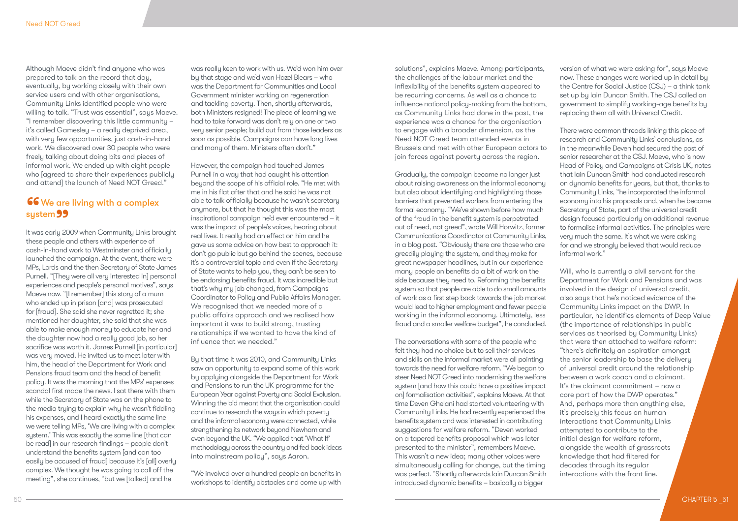Although Maeve didn't find anyone who was prepared to talk on the record that day, eventually, by working closely with their own service users and with other organisations, Community Links identified people who were willing to talk. "Trust was essential", says Maeve. "I remember discovering this little community – it's called Gamesley – a really deprived area, with very few opportunities, just cash-in-hand work. We discovered over 30 people who were freely talking about doing bits and pieces of informal work. We ended up with eight people who [agreed to share their experiences publicly and attend] the launch of Need NOT Greed."

## "We are living with a complex system"

It was early 2009 when Community Links brought these people and others with experience of cash-in-hand work to Westminster and officially launched the campaign. At the event, there were MPs, Lords and the then Secretary of State James Purnell. "[They were all very interested in] personal experiences and people's personal motives", says Maeve now. "[I remember] this story of a mum who ended up in prison [and] was prosecuted for [fraud]. She said she never regretted it; she mentioned her daughter, she said that she was able to make enough money to educate her and the daughter now had a really good job, so her sacrifice was worth it. James Purnell [in particular] was very moved. He invited us to meet later with him, the head of the Department for Work and Pensions fraud team and the head of benefit policy. It was the morning that the MPs' expenses scandal first made the news. I sat there with them while the Secretary of State was on the phone to the media trying to explain why he wasn't fiddling his expenses, and I heard exactly the same line we were telling MPs, 'We are living with a complex system.' This was exactly the same line [that can be read] in our research findings – people don't understand the benefits system [and can too easily be accused of fraud] because it's [all] overly complex. We thought he was going to call off the meeting", she continues, "but we [talked] and he was really keen to work with us. We'd won him over by that stage and we'd won Hazel Blears – who was the Department for Communities and Local Government minister working on regeneration and tackling poverty. Then, shortly afterwards, both Ministers resigned! The piece of learning we had to take forward was don't rely on one or two very senior people; build out from those leaders as soon as possible. Campaigns can have long lives and many of them. Ministers often don't."

However, the campaign had touched James Purnell in a way that had caught his attention beyond the scope of his official role. "He met with me in his flat after that and he said he was not able to talk officially because he wasn't secretary anymore, but that he thought this was the most inspirational campaign he'd ever encountered – it was the impact of people's voices, hearing about real lives. It really had an effect on him and he gave us some advice on how best to approach it: don't go public but go behind the scenes, because it's a controversial topic and even if the Secretary of State wants to help you, they can't be seen to be endorsing benefits fraud. It was incredible but that's why my job changed, from Campaigns Coordinator to Policy and Public Affairs Manager. We recognised that we needed more of a public affairs approach and we realised how important it was to build strong, trusting relationships if we wanted to have the kind of influence that we needed."

By that time it was 2010, and Community Links saw an opportunity to expand some of this work by applying alongside the Department for Work and Pensions to run the UK programme for the European Year against Poverty and Social Exclusion. Winning the bid meant that the organisation could continue to research the ways in which poverty and the informal economy were connected, while strengthening its network beyond Newham and even beyond the UK. "We applied that 'What If' methodology across the country and fed back ideas into mainstream policy", says Aaron.

"We involved over a hundred people on benefits in workshops to identify obstacles and come up with solutions", explains Maeve. Among participants, the challenges of the labour market and the inflexibility of the benefits system appeared to be recurring concerns. As well as a chance to influence national policy-making from the bottom, as Community Links had done in the past, the experience was a chance for the organisation to engage with a broader dimension, as the Need NOT Greed team attended events in Brussels and met with other European actors to join forces against poverty across the region.

Gradually, the campaign became no longer just about raising awareness on the informal economy but also about identifying and highlighting those barriers that prevented workers from entering the formal economy. "We've shown before how much of the fraud in the benefit system is perpetrated out of need, not greed", wrote Will Horwitz, former Communications Coordinator at Community Links, in a blog post. "Obviously there are those who are greedily playing the system, and they make for great newspaper headlines, but in our experience many people on benefits do a bit of work on the side because they need to. Reforming the benefits system so that people are able to do small amounts of work as a first step back towards the job market would lead to higher employment and fewer people working in the informal economy. Ultimately, less fraud and a smaller welfare budget", he concluded.

The conversations with some of the people who felt they had no choice but to sell their services and skills on the informal market were all pointing towards the need for welfare reform. "We began to steer Need NOT Greed into modernising the welfare system [and how this could have a positive impact on] formalisation activities", explains Maeve. At that time Deven Ghelani had started volunteering with Community Links. He had recently experienced the benefits system and was interested in contributing suggestions for welfare reform. "Deven worked on a tapered benefits proposal which was later presented to the minister", remembers Maeve. This wasn't a new idea; many other voices were simultaneously calling for change, but the timing was perfect. "Shortly afterwards Iain Duncan Smith introduced dynamic benefits – basically a bigger version of what we were asking for", says Maeve now. These changes were worked up in detail by the Centre for Social Justice (CSJ) – a think tank set up by Iain Duncan Smith. The CSJ called on government to simplify working-age benefits by replacing them all with Universal Credit.

There were common threads linking this piece of research and Community Links' conclusions, as in the meanwhile Deven had secured the post of senior researcher at the CSJ. Maeve, who is now Head of Policy and Campaigns at Crisis UK, notes that Iain Duncan Smith had conducted research on dynamic benefits for years, but that, thanks to Community Links, "he incorporated the informal economy into his proposals and, when he became Secretary of State, part of the universal credit design focused particularly on additional revenue to formalise informal activities. The principles were very much the same. It's what we were asking for and we strongly believed that would reduce informal work."

Will, who is currently a civil servant for the Department for Work and Pensions and was involved in the design of universal credit, also says that he's noticed evidence of the Community Links impact on the DWP. In particular, he identifies elements of Deep Value (the importance of relationships in public services as theorised by Community Links) that were then attached to welfare reform: "there's definitely an aspiration amongst the senior leadership to base the delivery of universal credit around the relationship between a work coach and a claimant. It's the claimant commitment – now a core part of how the DWP operates." And, perhaps more than anything else, it's precisely this focus on human interactions that Community Links attempted to contribute to the initial design for welfare reform, alongside the wealth of grassroots knowledge that had filtered for decades through its regular interactions with the front line.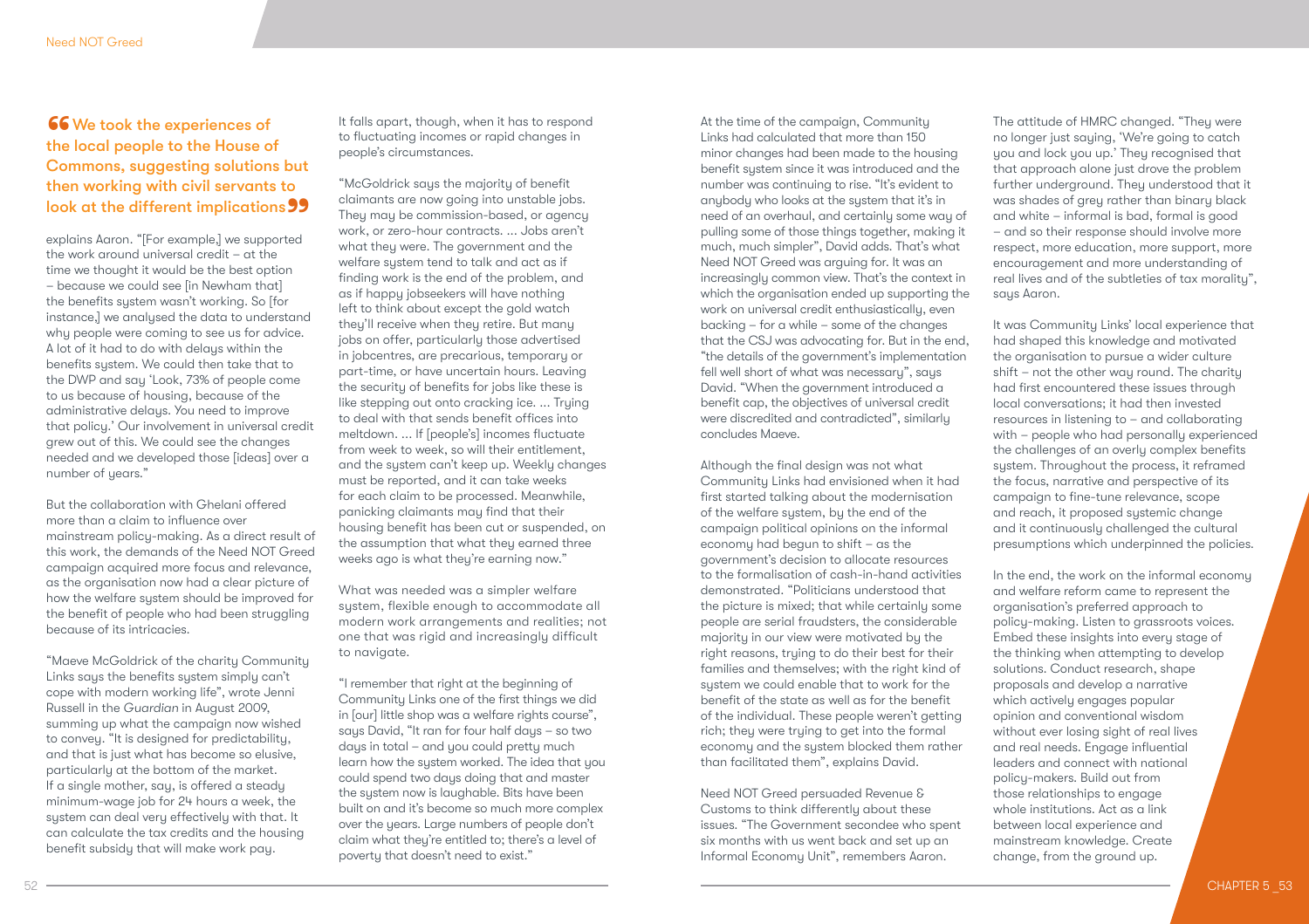> "We took the experiences of the local people to the House of Commons, suggesting solutions but then working with civil servants to look at the different implications"

explains Aaron. "[For example,] we supported the work around universal credit – at the time we thought it would be the best option – because we could see [in Newham that] the benefits system wasn't working. So [for instance,] we analysed the data to understand why people were coming to see us for advice. A lot of it had to do with delays within the benefits system. We could then take that to the DWP and say 'Look, 73% of people come to us because of housing, because of the administrative delays. You need to improve that policy.' Our involvement in universal credit grew out of this. We could see the changes needed and we developed those [ideas] over a number of years."

But the collaboration with Ghelani offered more than a claim to influence over mainstream policy-making. As a direct result of this work, the demands of the Need NOT Greed campaign acquired more focus and relevance, as the organisation now had a clear picture of how the welfare system should be improved for the benefit of people who had been struggling because of its intricacies.

"Maeve McGoldrick of the charity Community Links says the benefits system simply can't cope with modern working life", wrote Jenni Russell in the *Guardian* in August 2009, summing up what the campaign now wished to convey. "It is designed for predictability, and that is just what has become so elusive, particularly at the bottom of the market. If a single mother, say, is offered a steady minimum-wage job for 24 hours a week, the system can deal very effectively with that. It can calculate the tax credits and the housing benefit subsidy that will make work pay. It falls apart, though, when it has to respond to fluctuating incomes or rapid changes in people's circumstances.

"McGoldrick says the majority of benefit claimants are now going into unstable jobs. They may be commission-based, or agency work, or zero-hour contracts. ... Jobs aren't what they were. The government and the welfare system tend to talk and act as if finding work is the end of the problem, and as if happy jobseekers will have nothing left to think about except the gold watch they'll receive when they retire. But many jobs on offer, particularly those advertised in jobcentres, are precarious, temporary or part-time, or have uncertain hours. Leaving the security of benefits for jobs like these is like stepping out onto cracking ice. ... Trying to deal with that sends benefit offices into meltdown. ... If [people's] incomes fluctuate from week to week, so will their entitlement, and the system can't keep up. Weekly changes must be reported, and it can take weeks for each claim to be processed. Meanwhile, panicking claimants may find that their housing benefit has been cut or suspended, on the assumption that what they earned three weeks ago is what they're earning now."

What was needed was a simpler welfare system, flexible enough to accommodate all modern work arrangements and realities; not one that was rigid and increasingly difficult to navigate.

"I remember that right at the beginning of Community Links one of the first things we did in [our] little shop was a welfare rights course", says David, "It ran for four half days – so two days in total – and you could pretty much learn how the system worked. The idea that you could spend two days doing that and master the system now is laughable. Bits have been built on and it's become so much more complex over the years. Large numbers of people don't claim what they're entitled to; there's a level of poverty that doesn't need to exist."

At the time of the campaign, Community Links had calculated that more than 150 minor changes had been made to the housing benefit system since it was introduced and the number was continuing to rise. "It's evident to anybody who looks at the system that it's in need of an overhaul, and certainly some way of pulling some of those things together, making it much, much simpler", David adds. That's what Need NOT Greed was arguing for. It was an increasingly common view. That's the context in which the organisation ended up supporting the work on universal credit enthusiastically, even backing – for a while – some of the changes that the CSJ was advocating for. But in the end, "the details of the government's implementation fell well short of what was necessary", says David. "When the government introduced a benefit cap, the objectives of universal credit were discredited and contradicted", similarly concludes Maeve.

Although the final design was not what Community Links had envisioned when it had first started talking about the modernisation of the welfare system, by the end of the campaign political opinions on the informal economy had begun to shift – as the government's decision to allocate resources to the formalisation of cash-in-hand activities demonstrated. "Politicians understood that the picture is mixed; that while certainly some people are serial fraudsters, the considerable majority in our view were motivated by the right reasons, trying to do their best for their families and themselves; with the right kind of system we could enable that to work for the benefit of the state as well as for the benefit of the individual. These people weren't getting rich; they were trying to get into the formal economy and the system blocked them rather than facilitated them", explains David.

Need NOT Greed persuaded Revenue & Customs to think differently about these issues. "The Government secondee who spent six months with us went back and set up an Informal Economy Unit", remembers Aaron.

The attitude of HMRC changed. "They were no longer just saying, 'We're going to catch you and lock you up.' They recognised that that approach alone just drove the problem further underground. They understood that it was shades of grey rather than binary black and white – informal is bad, formal is good – and so their response should involve more respect, more education, more support, more encouragement and more understanding of real lives and of the subtleties of tax morality", says Aaron.

It was Community Links' local experience that had shaped this knowledge and motivated the organisation to pursue a wider culture shift – not the other way round. The charity had first encountered these issues through local conversations; it had then invested resources in listening to – and collaborating with – people who had personally experienced the challenges of an overly complex benefits system. Throughout the process, it reframed the focus, narrative and perspective of its campaign to fine-tune relevance, scope and reach, it proposed systemic change and it continuously challenged the cultural presumptions which underpinned the policies.

In the end, the work on the informal economy and welfare reform came to represent the organisation's preferred approach to policy-making. Listen to grassroots voices. Embed these insights into every stage of the thinking when attempting to develop solutions. Conduct research, shape proposals and develop a narrative which actively engages popular opinion and conventional wisdom without ever losing sight of real lives and real needs. Engage influential leaders and connect with national policy-makers. Build out from those relationships to engage whole institutions. Act as a link between local experience and mainstream knowledge. Create change, from the ground up.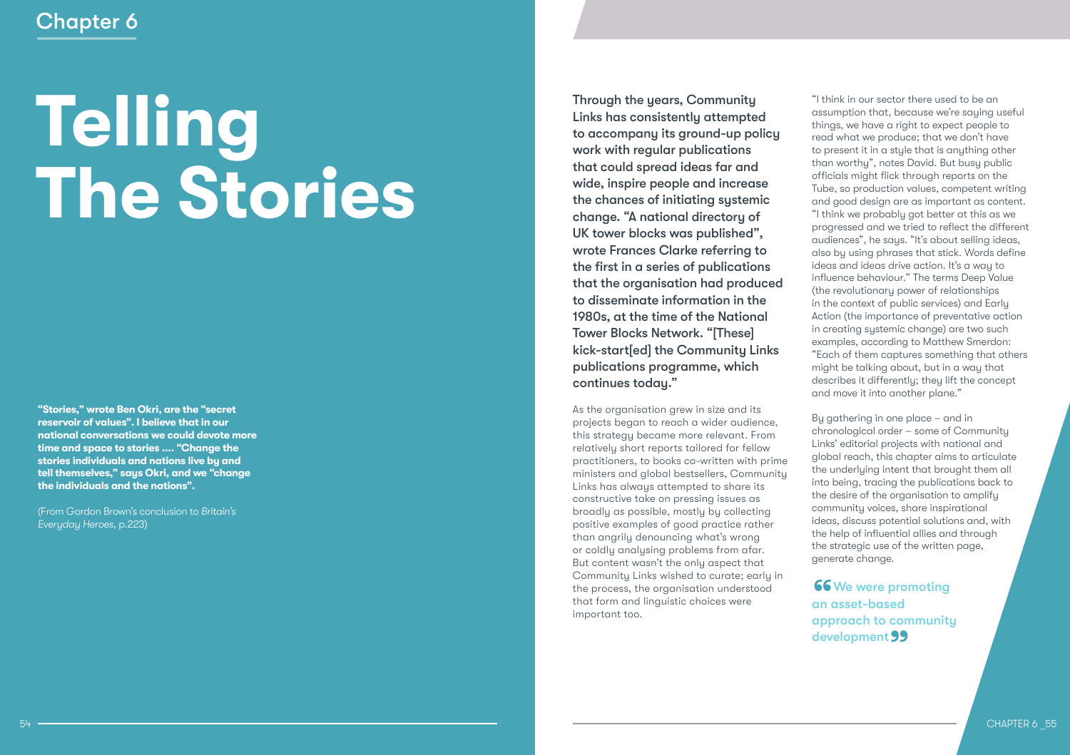Chapter 6

# Telling The Stories

**"Stories," wrote Ben Okri, are the "secret reservoir of values". I believe that in our national conversations we could devote more time and space to stories .... "Change the stories individuals and nations live by and tell themselves," says Okri, and we "change the individuals and the nations".**

(From Gordon Brown's conclusion to *Britain's Everyday Heroes*, p.223)

**Through the years, Community Links has consistently attempted to accompany its ground-up policy work with regular publications that could spread ideas far and wide, inspire people and increase the chances of initiating systemic change. "A national directory of UK tower blocks was published", wrote Frances Clarke referring to the first in a series of publications that the organisation had produced to disseminate information in the 1980s, at the time of the National Tower Blocks Network. "[These] kick-start[ed] the Community Links publications programme, which continues today."**

As the organisation grew in size and its projects began to reach a wider audience, this strategy became more relevant. From relatively short reports tailored for fellow practitioners, to books co-written with prime ministers and global bestsellers, Community Links has always attempted to share its constructive take on pressing issues as broadly as possible, mostly by collecting positive examples of good practice rather than angrily denouncing what's wrong or coldly analysing problems from afar. But content wasn't the only aspect that Community Links wished to curate; early in the process, the organisation understood that form and linguistic choices were important too.

"I think in our sector there used to be an assumption that, because we're saying useful things, we have a right to expect people to read what we produce; that we don't have to present it in a style that is anything other than worthy", notes David. But busy public officials might flick through reports on the Tube, so production values, competent writing and good design are as important as content. "I think we probably got better at this as we progressed and we tried to reflect the different audiences", he says. "It's about selling ideas, also by using phrases that stick. Words define ideas and ideas drive action. It's a way to influence behaviour." The terms Deep Value (the revolutionary power of relationships in the context of public services) and Early Action (the importance of preventative action in creating systemic change) are two such examples, according to Matthew Smerdon: "Each of them captures something that others might be talking about, but in a way that describes it differently; they lift the concept and move it into another plane."

By gathering in one place – and in chronological order – some of Community Links' editorial projects with national and global reach, this chapter aims to articulate the underlying intent that brought them all into being, tracing the publications back to the desire of the organisation to amplify community voices, share inspirational ideas, discuss potential solutions and, with the help of influential allies and through the strategic use of the written page, generate change.

> "We were promoting an asset-based approach to community development"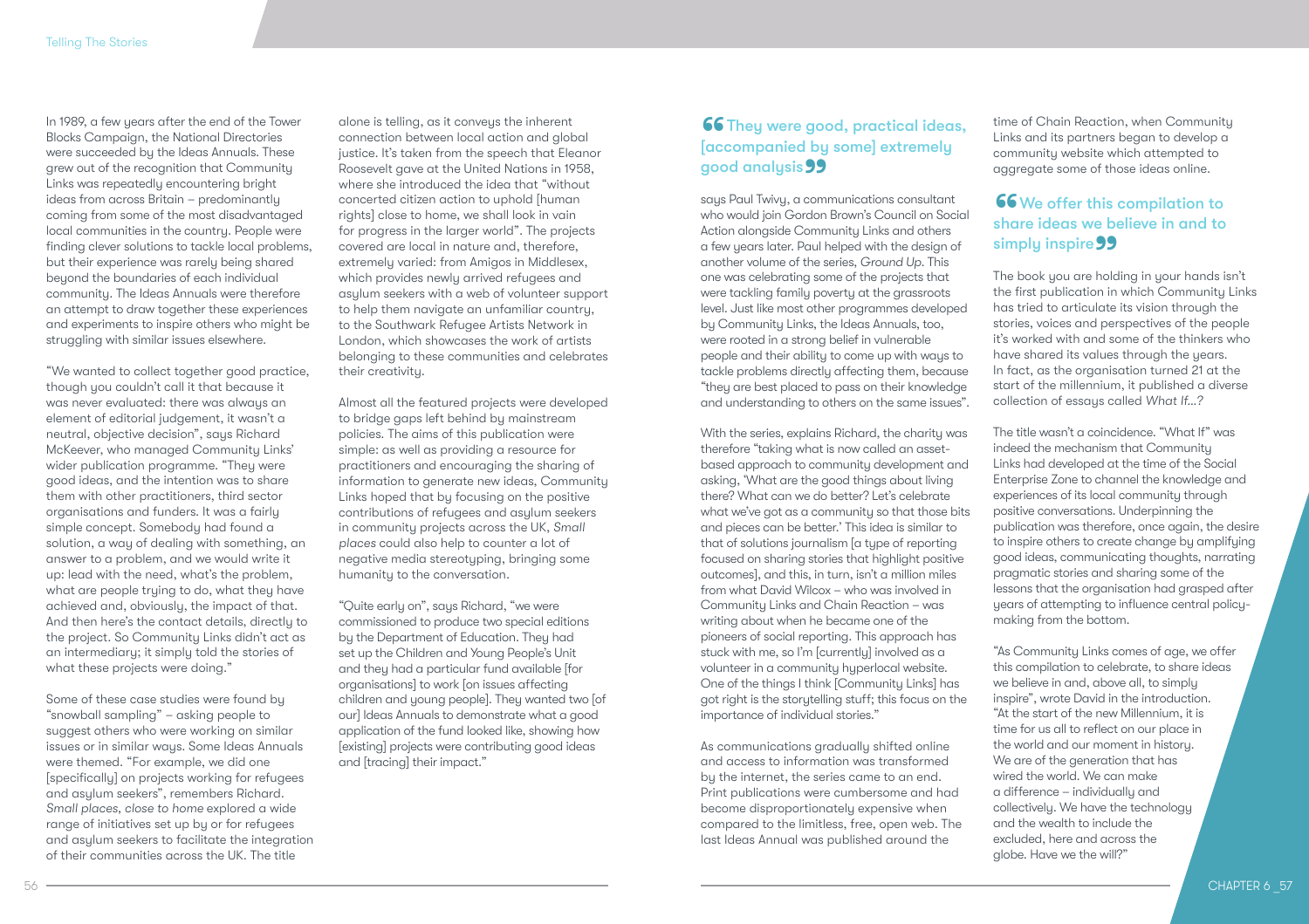In 1989, a few years after the end of the Tower Blocks Campaign, the National Directories were succeeded by the Ideas Annuals. These grew out of the recognition that Community Links was repeatedly encountering bright ideas from across Britain – predominantly coming from some of the most disadvantaged local communities in the country. People were finding clever solutions to tackle local problems, but their experience was rarely being shared beyond the boundaries of each individual community. The Ideas Annuals were therefore an attempt to draw together these experiences and experiments to inspire others who might be struggling with similar issues elsewhere.

"We wanted to collect together good practice, though you couldn't call it that because it was never evaluated: there was always an element of editorial judgement, it wasn't a neutral, objective decision", says Richard McKeever, who managed Community Links' wider publication programme. "They were good ideas, and the intention was to share them with other practitioners, third sector organisations and funders. It was a fairly simple concept. Somebody had found a solution, a way of dealing with something, an answer to a problem, and we would write it up: lead with the need, what's the problem, what are people trying to do, what they have achieved and, obviously, the impact of that. And then here's the contact details, directly to the project. So Community Links didn't act as an intermediary; it simply told the stories of what these projects were doing."

Some of these case studies were found by "snowball sampling" – asking people to suggest others who were working on similar issues or in similar ways. Some Ideas Annuals were themed. "For example, we did one [specifically] on projects working for refugees and asylum seekers", remembers Richard. *Small places, close to home* explored a wide range of initiatives set up by or for refugees and asylum seekers to facilitate the integration of their communities across the UK. The title alone is telling, as it conveys the inherent connection between local action and global justice. It's taken from the speech that Eleanor Roosevelt gave at the United Nations in 1958, where she introduced the idea that "without concerted citizen action to uphold [human rights] close to home, we shall look in vain for progress in the larger world". The projects covered are local in nature and, therefore, extremely varied: from Amigos in Middlesex, which provides newly arrived refugees and asylum seekers with a web of volunteer support to help them navigate an unfamiliar country, to the Southwark Refugee Artists Network in London, which showcases the work of artists belonging to these communities and celebrates their creativity.

Almost all the featured projects were developed to bridge gaps left behind by mainstream policies. The aims of this publication were simple: as well as providing a resource for practitioners and encouraging the sharing of information to generate new ideas, Community Links hoped that by focusing on the positive contributions of refugees and asylum seekers in community projects across the UK, *Small places* could also help to counter a lot of negative media stereotyping, bringing some humanity to the conversation.

"Quite early on", says Richard, "we were commissioned to produce two special editions by the Department of Education. They had set up the Children and Young People's Unit and they had a particular fund available [for organisations] to work [on issues affecting children and young people]. They wanted two [of our] Ideas Annuals to demonstrate what a good application of the fund looked like, showing how [existing] projects were contributing good ideas and [tracing] their impact."

> **"They were good, practical ideas, [accompanied by some] extremely good analysis"**

says Paul Twivy, a communications consultant who would join Gordon Brown's Council on Social Action alongside Community Links and others a few years later. Paul helped with the design of another volume of the series, *Ground Up*. This one was celebrating some of the projects that were tackling family poverty at the grassroots level. Just like most other programmes developed by Community Links, the Ideas Annuals, too, were rooted in a strong belief in vulnerable people and their ability to come up with ways to tackle problems directly affecting them, because "they are best placed to pass on their knowledge and understanding to others on the same issues".

With the series, explains Richard, the charity was therefore "taking what is now called an asset-based approach to community development and asking, 'What are the good things about living there? What can we do better? Let's celebrate what we've got as a community so that those bits and pieces can be better.' This idea is similar to that of solutions journalism [a type of reporting focused on sharing stories that highlight positive outcomes], and this, in turn, isn't a million miles from what David Wilcox – who was involved in Community Links and Chain Reaction – was writing about when he became one of the pioneers of social reporting. This approach has stuck with me, so I'm [currently] involved as a volunteer in a community hyperlocal website. One of the things I think [Community Links] has got right is the storytelling stuff; this focus on the importance of individual stories."

As communications gradually shifted online and access to information was transformed by the internet, the series came to an end. Print publications were cumbersome and had become disproportionately expensive when compared to the limitless, free, open web. The last Ideas Annual was published around the time of Chain Reaction, when Community Links and its partners began to develop a community website which attempted to aggregate some of those ideas online.

> **"We offer this compilation to share ideas we believe in and to simply inspire"**

The book you are holding in your hands isn't the first publication in which Community Links has tried to articulate its vision through the stories, voices and perspectives of the people it's worked with and some of the thinkers who have shared its values through the years. In fact, as the organisation turned 21 at the start of the millennium, it published a diverse collection of essays called *What If...?*

The title wasn't a coincidence. "What If" was indeed the mechanism that Community Links had developed at the time of the Social Enterprise Zone to channel the knowledge and experiences of its local community through positive conversations. Underpinning the publication was therefore, once again, the desire to inspire others to create change by amplifying good ideas, communicating thoughts, narrating pragmatic stories and sharing some of the lessons that the organisation had grasped after years of attempting to influence central policy-making from the bottom.

"As Community Links comes of age, we offer this compilation to celebrate, to share ideas we believe in and, above all, to simply inspire", wrote David in the introduction. "At the start of the new Millennium, it is time for us all to reflect on our place in the world and our moment in history. We are of the generation that has wired the world. We can make a difference – individually and collectively. We have the technology and the wealth to include the excluded, here and across the globe. Have we the will?"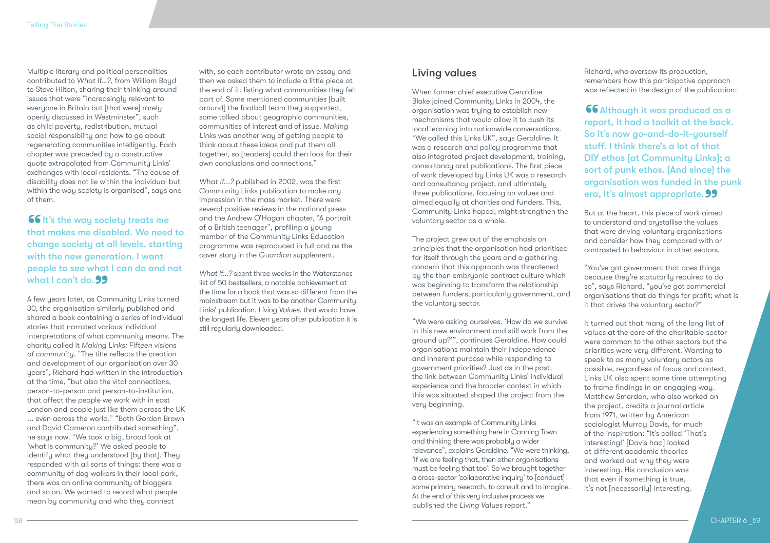Multiple literary and political personalities contributed to *What If…?*, from William Boyd to Steve Hilton, sharing their thinking around issues that were "increasingly relevant to everyone in Britain but [that were] rarely openly discussed in Westminster", such as child poverty, redistribution, mutual social responsibility and how to go about regenerating communities intelligently. Each chapter was preceded by a constructive quote extrapolated from Community Links' exchanges with local residents. "The cause of disability does not lie within the individual but within the way society is organised", says one of them.

> **It's the way society treats me that makes me disabled. We need to change society at all levels, starting with the new generation. I want people to see what I can do and not what I can't do.**

A few years later, as Community Links turned 30, the organisation similarly published and shared a book containing a series of individual stories that narrated various individual interpretations of what community means. The charity called it *Making Links: Fifteen visions of community*. "The title reflects the creation and development of our organisation over 30 years", Richard had written in the introduction at the time, "but also the vital connections, person-to-person and person-to-institution, that affect the people we work with in east London and people just like them across the UK … even across the world." "Both Gordon Brown and David Cameron contributed something", he says now. "We took a big, broad look at 'what is community?' We asked people to identify what they understood [by that]. They responded with all sorts of things: there was a community of dog walkers in their local park, there was an online community of bloggers and so on. We wanted to record what people mean by community and who they connect with, so each contributor wrote an essay and then we asked them to include a little piece at the end of it, listing what communities they felt part of. Some mentioned communities [built around] the football team they supported, some talked about geographic communities, communities of interest and of issue. *Making Links* was another way of getting people to think about these ideas and put them all together, so [readers] could then look for their own conclusions and connections."

*What If…?* published in 2002, was the first Community Links publication to make any impression in the mass market. There were several positive reviews in the national press and the Andrew O'Hagan chapter, "A portrait of a British teenager", profiling a young member of the Community Links Education programme was reproduced in full and as the cover story in the *Guardian* supplement.

*What If…?* spent three weeks in the Waterstones list of 50 bestsellers, a notable achievement at the time for a book that was so different from the mainstream but it was to be another Community Links' publication, *Living Values*, that would have the longest life. Eleven years after publication it is still regularly downloaded.

## Living values

When former chief executive Geraldine Blake joined Community Links in 2004, the organisation was trying to establish new mechanisms that would allow it to push its local learning into nationwide conversations. "We called this Links UK", says Geraldine. It was a research and policy programme that also integrated project development, training, consultancy and publications. The first piece of work developed by Links UK was a research and consultancy project, and ultimately three publications, focusing on values and aimed equally at charities and funders. This, Community Links hoped, might strengthen the voluntary sector as a whole.

The project grew out of the emphasis on principles that the organisation had prioritised for itself through the years and a gathering concern that this approach was threatened by the then embryonic contract culture which was beginning to transform the relationship between funders, particularly government, and the voluntary sector.

"We were asking ourselves, 'How do we survive in this new environment and still work from the ground up?'", continues Geraldine. How could organisations maintain their independence and inherent purpose while responding to government priorities? Just as in the past, the link between Community Links' individual experience and the broader context in which this was situated shaped the project from the very beginning.

"It was an example of Community Links experiencing something here in Canning Town and thinking there was probably a wider relevance", explains Geraldine. "We were thinking, 'If we are feeling that, then other organisations must be feeling that too'. So we brought together a cross-sector 'collaborative inquiry' to [conduct] some primary research, to consult and to imagine. At the end of this very inclusive process we published the *Living Values* report."

Richard, who oversaw its production, remembers how this participative approach was reflected in the design of the publication:

> **Although it was produced as a report, it had a toolkit at the back. So it's now go-and-do-it-yourself stuff. I think there's a lot of that DIY ethos [at Community Links]; a sort of punk ethos. [And since] the organisation was funded in the punk era, it's almost appropriate.**

But at the heart, this piece of work aimed to understand and crystallise the values that were driving voluntary organisations and consider how they compared with or contrasted to behaviour in other sectors.

"You've got government that does things because they're statutorily required to do so", says Richard, "you've got commercial organisations that do things for profit; what is it that drives the voluntary sector?"

It turned out that many of the long list of values at the core of the charitable sector were common to the other sectors but the priorities were very different. Wanting to speak to as many voluntary actors as possible, regardless of focus and context, Links UK also spent some time attempting to frame findings in an engaging way. Matthew Smerdon, who also worked on the project, credits a journal article from 1971, written by American sociologist Murray Davis, for much of the inspiration: "It's called 'That's Interesting!' [Davis had] looked at different academic theories and worked out why they were interesting. His conclusion was that even if something is true, it's not [necessarily] interesting.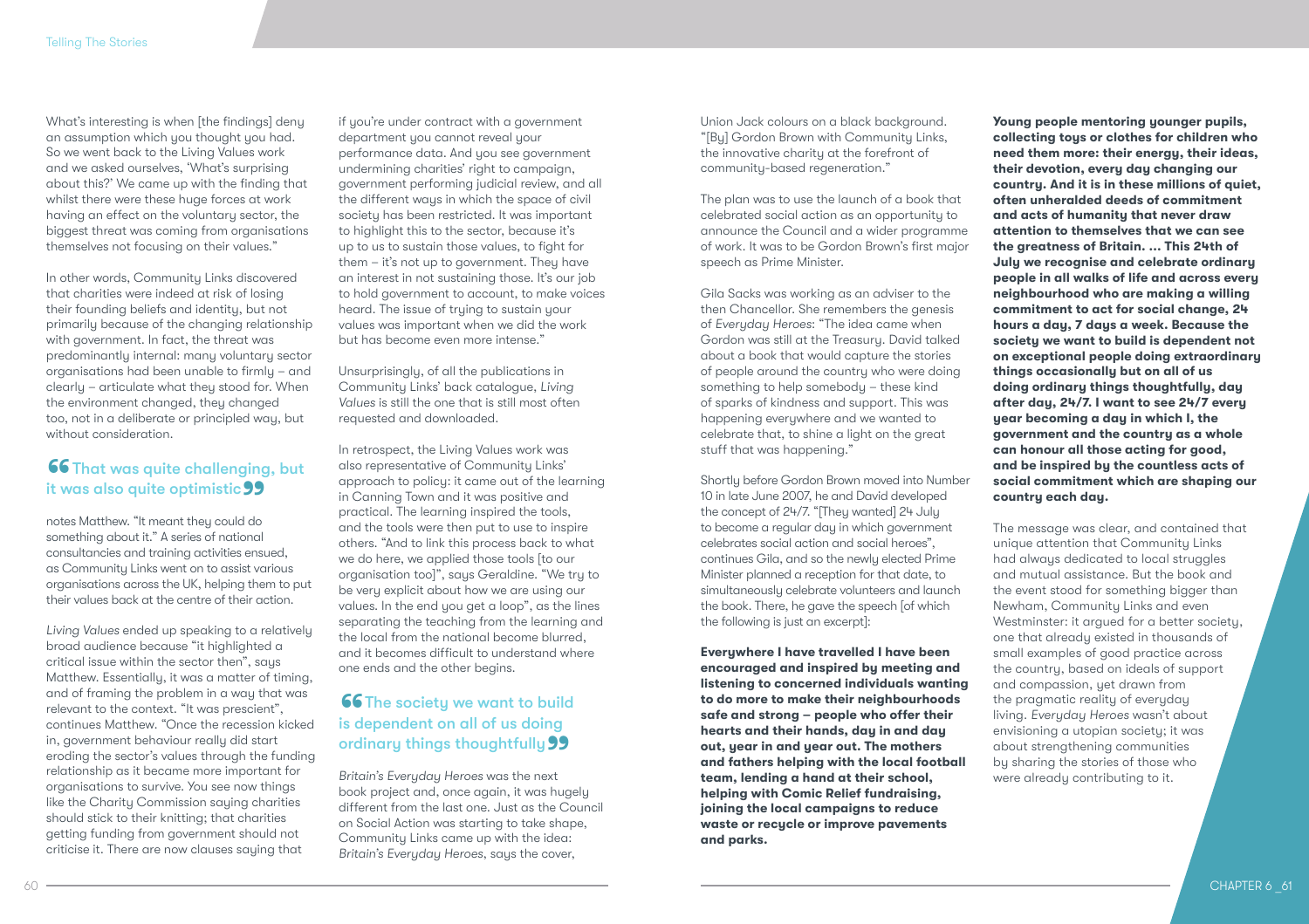What's interesting is when [the findings] deny an assumption which you thought you had. So we went back to the Living Values work and we asked ourselves, 'What's surprising about this?' We came up with the finding that whilst there were these huge forces at work having an effect on the voluntary sector, the biggest threat was coming from organisations themselves not focusing on their values."

In other words, Community Links discovered that charities were indeed at risk of losing their founding beliefs and identity, but not primarily because of the changing relationship with government. In fact, the threat was predominantly internal: many voluntary sector organisations had been unable to firmly – and clearly – articulate what they stood for. When the environment changed, they changed too, not in a deliberate or principled way, but without consideration.

### "That was quite challenging, but it was also quite optimistic"

notes Matthew. "It meant they could do something about it." A series of national consultancies and training activities ensued, as Community Links went on to assist various organisations across the UK, helping them to put their values back at the centre of their action.

*Living Values* ended up speaking to a relatively broad audience because "it highlighted a critical issue within the sector then", says Matthew. Essentially, it was a matter of timing, and of framing the problem in a way that was relevant to the context. "It was prescient", continues Matthew. "Once the recession kicked in, government behaviour really did start eroding the sector's values through the funding relationship as it became more important for organisations to survive. You see now things like the Charity Commission saying charities should stick to their knitting; that charities getting funding from government should not criticise it. There are now clauses saying that if you're under contract with a government department you cannot reveal your performance data. And you see government undermining charities' right to campaign, government performing judicial review, and all the different ways in which the space of civil society has been restricted. It was important to highlight this to the sector, because it's up to us to sustain those values, to fight for them – it's not up to government. They have an interest in not sustaining those. It's our job to hold government to account, to make voices heard. The issue of trying to sustain your values was important when we did the work but has become even more intense."

Unsurprisingly, of all the publications in Community Links' back catalogue, *Living Values* is still the one that is still most often requested and downloaded.

In retrospect, the Living Values work was also representative of Community Links' approach to policy: it came out of the learning in Canning Town and it was positive and practical. The learning inspired the tools, and the tools were then put to use to inspire others. "And to link this process back to what we do here, we applied those tools [to our organisation too]", says Geraldine. "We try to be very explicit about how we are using our values. In the end you get a loop", as the lines separating the teaching from the learning and the local from the national become blurred, and it becomes difficult to understand where one ends and the other begins.

### "The society we want to build is dependent on all of us doing ordinary things thoughtfully"

*Britain's Everyday Heroes* was the next book project and, once again, it was hugely different from the last one. Just as the Council on Social Action was starting to take shape, Community Links came up with the idea: *Britain's Everyday Heroes*, says the cover, Union Jack colours on a black background. "[By] Gordon Brown with Community Links, the innovative charity at the forefront of community-based regeneration."

The plan was to use the launch of a book that celebrated social action as an opportunity to announce the Council and a wider programme of work. It was to be Gordon Brown's first major speech as Prime Minister.

Gila Sacks was working as an adviser to the then Chancellor. She remembers the genesis of *Everyday Heroes*: "The idea came when Gordon was still at the Treasury. David talked about a book that would capture the stories of people around the country who were doing something to help somebody – these kind of sparks of kindness and support. This was happening everywhere and we wanted to celebrate that, to shine a light on the great stuff that was happening."

Shortly before Gordon Brown moved into Number 10 in late June 2007, he and David developed the concept of 24/7. "[They wanted] 24 July to become a regular day in which government celebrates social action and social heroes", continues Gila, and so the newly elected Prime Minister planned a reception for that date, to simultaneously celebrate volunteers and launch the book. There, he gave the speech [of which the following is just an excerpt]:

**Everywhere I have travelled I have been encouraged and inspired by meeting and listening to concerned individuals wanting to do more to make their neighbourhoods safe and strong – people who offer their hearts and their hands, day in and day out, year in and year out. The mothers and fathers helping with the local football team, lending a hand at their school, helping with Comic Relief fundraising, joining the local campaigns to reduce waste or recycle or improve pavements and parks.**

**Young people mentoring younger pupils, collecting toys or clothes for children who need them more: their energy, their ideas, their devotion, every day changing our country. And it is in these millions of quiet, often unheralded deeds of commitment and acts of humanity that never draw attention to themselves that we can see the greatness of Britain. … This 24th of July we recognise and celebrate ordinary people in all walks of life and across every neighbourhood who are making a willing commitment to act for social change, 24 hours a day, 7 days a week. Because the society we want to build is dependent not on exceptional people doing extraordinary things occasionally but on all of us doing ordinary things thoughtfully, day after day, 24/7. I want to see 24/7 every year becoming a day in which I, the government and the country as a whole can honour all those acting for good, and be inspired by the countless acts of social commitment which are shaping our country each day.**

The message was clear, and contained that unique attention that Community Links had always dedicated to local struggles and mutual assistance. But the book and the event stood for something bigger than Newham, Community Links and even Westminster: it argued for a better society, one that already existed in thousands of small examples of good practice across the country, based on ideals of support and compassion, yet drawn from the pragmatic reality of everyday living. *Everyday Heroes* wasn't about envisioning a utopian society; it was about strengthening communities by sharing the stories of those who were already contributing to it.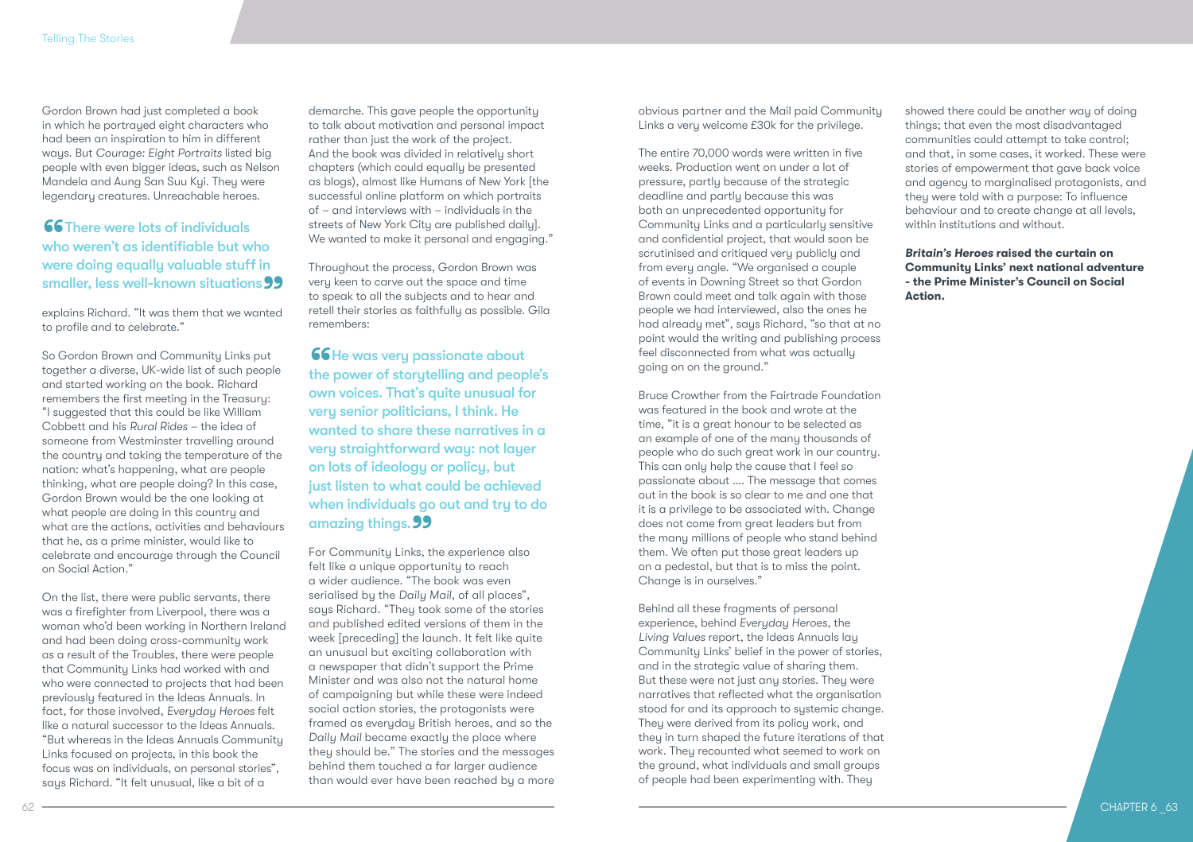Gordon Brown had just completed a book in which he portrayed eight characters who had been an inspiration to him in different ways. But *Courage: Eight Portraits* listed big people with even bigger ideas, such as Nelson Mandela and Aung San Suu Kyi. They were legendary creatures. Unreachable heroes.

> **"There were lots of individuals who weren't as identifiable but who were doing equally valuable stuff in smaller, less well-known situations"**

explains Richard. "It was them that we wanted to profile and to celebrate."

So Gordon Brown and Community Links put together a diverse, UK-wide list of such people and started working on the book. Richard remembers the first meeting in the Treasury: "I suggested that this could be like William Cobbett and his *Rural Rides* – the idea of someone from Westminster travelling around the country and taking the temperature of the nation: what's happening, what are people thinking, what are people doing? In this case, Gordon Brown would be the one looking at what people are doing in this country and what are the actions, activities and behaviours that he, as a prime minister, would like to celebrate and encourage through the Council on Social Action."

On the list, there were public servants, there was a firefighter from Liverpool, there was a woman who'd been working in Northern Ireland and had been doing cross-community work as a result of the Troubles, there were people that Community Links had worked with and who were connected to projects that had been previously featured in the Ideas Annuals. In fact, for those involved, *Everyday Heroes* felt like a natural successor to the Ideas Annuals. "But whereas in the Ideas Annuals Community Links focused on projects, in this book the focus was on individuals, on personal stories", says Richard. "It felt unusual, like a bit of a demarche. This gave people the opportunity to talk about motivation and personal impact rather than just the work of the project. And the book was divided in relatively short chapters (which could equally be presented as blogs), almost like Humans of New York [the successful online platform on which portraits of – and interviews with – individuals in the streets of New York City are published daily]. We wanted to make it personal and engaging."

Throughout the process, Gordon Brown was very keen to carve out the space and time to speak to all the subjects and to hear and retell their stories as faithfully as possible. Gila remembers:

> **"He was very passionate about the power of storytelling and people's own voices. That's quite unusual for very senior politicians, I think. He wanted to share these narratives in a very straightforward way: not layer on lots of ideology or policy, but just listen to what could be achieved when individuals go out and try to do amazing things."**

For Community Links, the experience also felt like a unique opportunity to reach a wider audience. "The book was even serialised by the *Daily Mail*, of all places", says Richard. "They took some of the stories and published edited versions of them in the week [preceding] the launch. It felt like quite an unusual but exciting collaboration with a newspaper that didn't support the Prime Minister and was also not the natural home of campaigning but while these were indeed social action stories, the protagonists were framed as everyday British heroes, and so the *Daily Mail* became exactly the place where they should be." The stories and the messages behind them touched a far larger audience than would ever have been reached by a more obvious partner and the Mail paid Community Links a very welcome £30k for the privilege.

The entire 70,000 words were written in five weeks. Production went on under a lot of pressure, partly because of the strategic deadline and partly because this was both an unprecedented opportunity for Community Links and a particularly sensitive and confidential project, that would soon be scrutinised and critiqued very publicly and from every angle. "We organised a couple of events in Downing Street so that Gordon Brown could meet and talk again with those people we had interviewed, also the ones he had already met", says Richard, "so that at no point would the writing and publishing process feel disconnected from what was actually going on on the ground."

Bruce Crowther from the Fairtrade Foundation was featured in the book and wrote at the time, "it is a great honour to be selected as an example of one of the many thousands of people who do such great work in our country. This can only help the cause that I feel so passionate about …. The message that comes out in the book is so clear to me and one that it is a privilege to be associated with. Change does not come from great leaders but from the many millions of people who stand behind them. We often put those great leaders up on a pedestal, but that is to miss the point. Change is in ourselves."

Behind all these fragments of personal experience, behind *Everyday Heroes*, the *Living Values* report, the Ideas Annuals lay Community Links' belief in the power of stories, and in the strategic value of sharing them. But these were not just any stories. They were narratives that reflected what the organisation stood for and its approach to systemic change. They were derived from its policy work, and they in turn shaped the future iterations of that work. They recounted what seemed to work on the ground, what individuals and small groups of people had been experimenting with. They showed there could be another way of doing things; that even the most disadvantaged communities could attempt to take control; and that, in some cases, it worked. These were stories of empowerment that gave back voice and agency to marginalised protagonists, and they were told with a purpose: To influence behaviour and to create change at all levels, within institutions and without.

***Britain's Heroes*** **raised the curtain on Community Links' next national adventure - the Prime Minister's Council on Social Action.**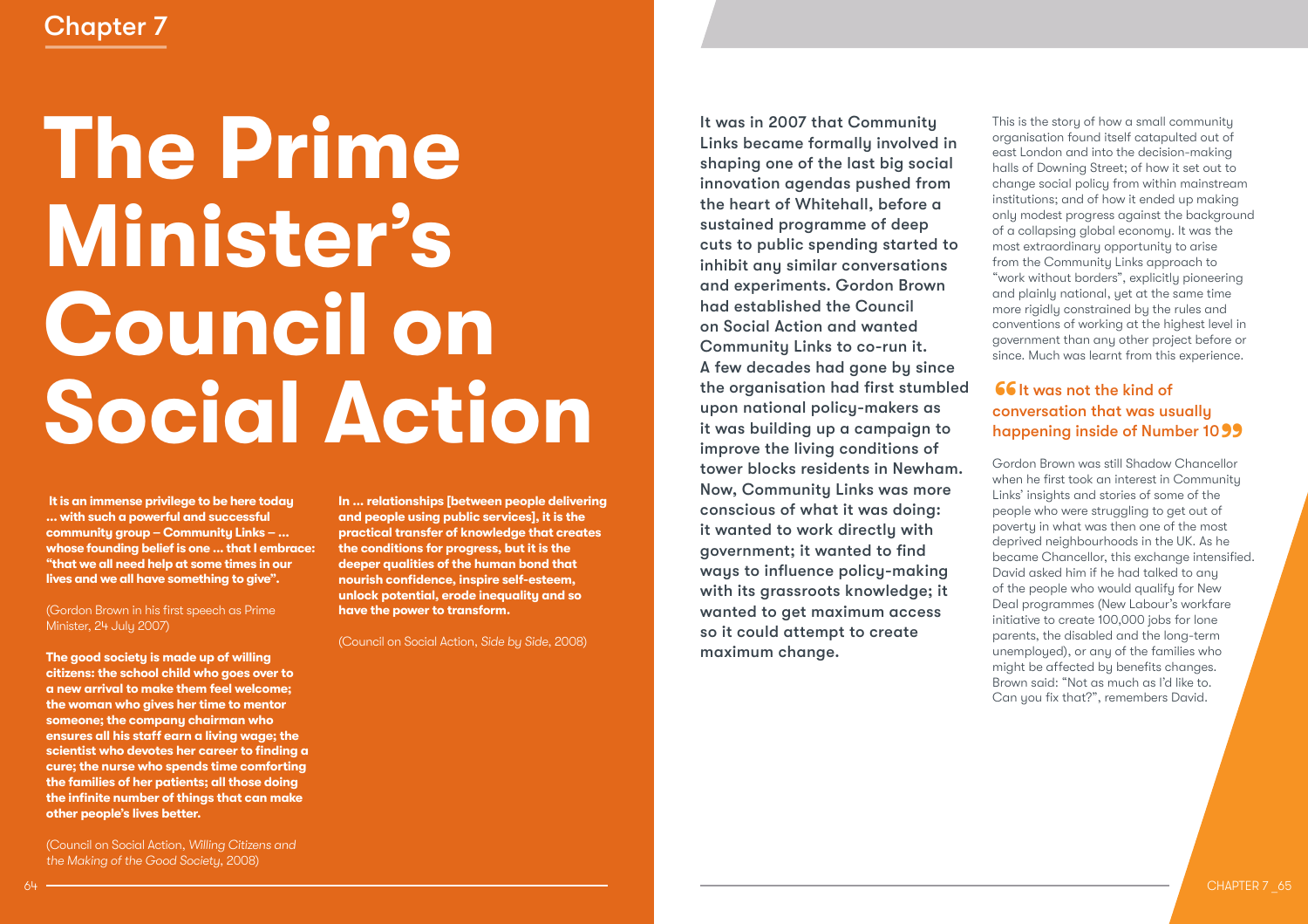Chapter 7

# The Prime Minister's Council on Social Action

**It is an immense privilege to be here today ... with such a powerful and successful community group – Community Links – ... whose founding belief is one ... that I embrace: "that we all need help at some times in our lives and we all have something to give".**

(Gordon Brown in his first speech as Prime Minister, 24 July 2007)

**The good society is made up of willing citizens: the school child who goes over to a new arrival to make them feel welcome; the woman who gives her time to mentor someone; the company chairman who ensures all his staff earn a living wage; the scientist who devotes her career to finding a cure; the nurse who spends time comforting the families of her patients; all those doing the infinite number of things that can make other people's lives better.**

(Council on Social Action, *Willing Citizens and the Making of the Good Society*, 2008)

**In ... relationships [between people delivering and people using public services], it is the practical transfer of knowledge that creates the conditions for progress, but it is the deeper qualities of the human bond that nourish confidence, inspire self-esteem, unlock potential, erode inequality and so have the power to transform.**

(Council on Social Action, *Side by Side*, 2008)

It was in 2007 that Community Links became formally involved in shaping one of the last big social innovation agendas pushed from the heart of Whitehall, before a sustained programme of deep cuts to public spending started to inhibit any similar conversations and experiments. Gordon Brown had established the Council on Social Action and wanted Community Links to co-run it. A few decades had gone by since the organisation had first stumbled upon national policy-makers as it was building up a campaign to improve the living conditions of tower blocks residents in Newham. Now, Community Links was more conscious of what it was doing: it wanted to work directly with government; it wanted to find ways to influence policy-making with its grassroots knowledge; it wanted to get maximum access so it could attempt to create maximum change.

This is the story of how a small community organisation found itself catapulted out of east London and into the decision-making halls of Downing Street; of how it set out to change social policy from within mainstream institutions; and of how it ended up making only modest progress against the background of a collapsing global economy. It was the most extraordinary opportunity to arise from the Community Links approach to "work without borders", explicitly pioneering and plainly national, yet at the same time more rigidly constrained by the rules and conventions of working at the highest level in government than any other project before or since. Much was learnt from this experience.

> "It was not the kind of conversation that was usually happening inside of Number 10"

Gordon Brown was still Shadow Chancellor when he first took an interest in Community Links' insights and stories of some of the people who were struggling to get out of poverty in what was then one of the most deprived neighbourhoods in the UK. As he became Chancellor, this exchange intensified. David asked him if he had talked to any of the people who would qualify for New Deal programmes (New Labour's workfare initiative to create 100,000 jobs for lone parents, the disabled and the long-term unemployed), or any of the families who might be affected by benefits changes. Brown said: "Not as much as I'd like to. Can you fix that?", remembers David.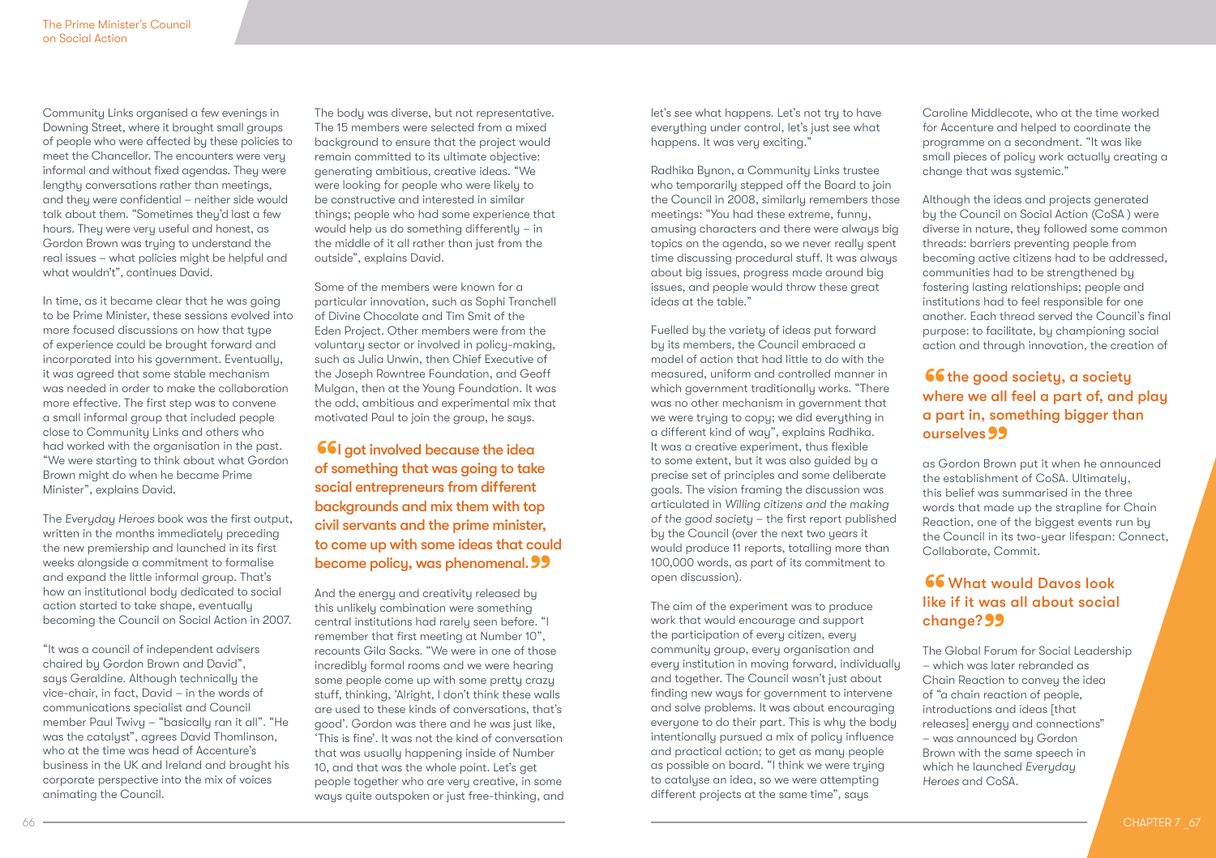Community Links organised a few evenings in Downing Street, where it brought small groups of people who were affected by these policies to meet the Chancellor. The encounters were very informal and without fixed agendas. They were lengthy conversations rather than meetings, and they were confidential – neither side would talk about them. "Sometimes they'd last a few hours. They were very useful and honest, as Gordon Brown was trying to understand the real issues – what policies might be helpful and what wouldn't", continues David.

In time, as it became clear that he was going to be Prime Minister, these sessions evolved into more focused discussions on how that type of experience could be brought forward and incorporated into his government. Eventually, it was agreed that some stable mechanism was needed in order to make the collaboration more effective. The first step was to convene a small informal group that included people close to Community Links and others who had worked with the organisation in the past. "We were starting to think about what Gordon Brown might do when he became Prime Minister", explains David.

The *Everyday Heroes* book was the first output, written in the months immediately preceding the new premiership and launched in its first weeks alongside a commitment to formalise and expand the little informal group. That's how an institutional body dedicated to social action started to take shape, eventually becoming the Council on Social Action in 2007.

"It was a council of independent advisers chaired by Gordon Brown and David", says Geraldine. Although technically the vice-chair, in fact, David – in the words of communications specialist and Council member Paul Twivy – "basically ran it all". "He was the catalyst", agrees David Thomlinson, who at the time was head of Accenture's business in the UK and Ireland and brought his corporate perspective into the mix of voices animating the Council.

The body was diverse, but not representative. The 15 members were selected from a mixed background to ensure that the project would remain committed to its ultimate objective: generating ambitious, creative ideas. "We were looking for people who were likely to be constructive and interested in similar things; people who had some experience that would help us do something differently – in the middle of it all rather than just from the outside", explains David.

Some of the members were known for a particular innovation, such as Sophi Tranchell of Divine Chocolate and Tim Smit of the Eden Project. Other members were from the voluntary sector or involved in policy-making, such as Julia Unwin, then Chief Executive of the Joseph Rowntree Foundation, and Geoff Mulgan, then at the Young Foundation. It was the odd, ambitious and experimental mix that motivated Paul to join the group, he says.

> **"I got involved because the idea of something that was going to take social entrepreneurs from different backgrounds and mix them with top civil servants and the prime minister, to come up with some ideas that could become policy, was phenomenal."**

And the energy and creativity released by this unlikely combination were something central institutions had rarely seen before. "I remember that first meeting at Number 10", recounts Gila Sacks. "We were in one of those incredibly formal rooms and we were hearing some people come up with some pretty crazy stuff, thinking, 'Alright, I don't think these walls are used to these kinds of conversations, that's good'. Gordon was there and he was just like, 'This is fine'. It was not the kind of conversation that was usually happening inside of Number 10, and that was the whole point. Let's get people together who are very creative, in some ways quite outspoken or just free-thinking, and let's see what happens. Let's not try to have everything under control, let's just see what happens. It was very exciting."

Radhika Bynon, a Community Links trustee who temporarily stepped off the Board to join the Council in 2008, similarly remembers those meetings: "You had these extreme, funny, amusing characters and there were always big topics on the agenda, so we never really spent time discussing procedural stuff. It was always about big issues, progress made around big issues, and people would throw these great ideas at the table."

Fuelled by the variety of ideas put forward by its members, the Council embraced a model of action that had little to do with the measured, uniform and controlled manner in which government traditionally works. "There was no other mechanism in government that we were trying to copy; we did everything in a different kind of way", explains Radhika. It was a creative experiment, thus flexible to some extent, but it was also guided by a precise set of principles and some deliberate goals. The vision framing the discussion was articulated in *Willing citizens and the making of the good society* – the first report published by the Council (over the next two years it would produce 11 reports, totalling more than 100,000 words, as part of its commitment to open discussion).

The aim of the experiment was to produce work that would encourage and support the participation of every citizen, every community group, every organisation and every institution in moving forward, individually and together. The Council wasn't just about finding new ways for government to intervene and solve problems. It was about encouraging everyone to do their part. This is why the body intentionally pursued a mix of policy influence and practical action; to get as many people as possible on board. "I think we were trying to catalyse an idea, so we were attempting different projects at the same time", says Caroline Middlecote, who at the time worked for Accenture and helped to coordinate the programme on a secondment. "It was like small pieces of policy work actually creating a change that was systemic."

Although the ideas and projects generated by the Council on Social Action (CoSA ) were diverse in nature, they followed some common threads: barriers preventing people from becoming active citizens had to be addressed, communities had to be strengthened by fostering lasting relationships; people and institutions had to feel responsible for one another. Each thread served the Council's final purpose: to facilitate, by championing social action and through innovation, the creation of

> **"the good society, a society where we all feel a part of, and play a part in, something bigger than ourselves"**

as Gordon Brown put it when he announced the establishment of CoSA. Ultimately, this belief was summarised in the three words that made up the strapline for Chain Reaction, one of the biggest events run by the Council in its two-year lifespan: Connect, Collaborate, Commit.

> **"What would Davos look like if it was all about social change?"**

The Global Forum for Social Leadership – which was later rebranded as Chain Reaction to convey the idea of "a chain reaction of people, introductions and ideas [that releases] energy and connections" – was announced by Gordon Brown with the same speech in which he launched *Everyday Heroes* and CoSA.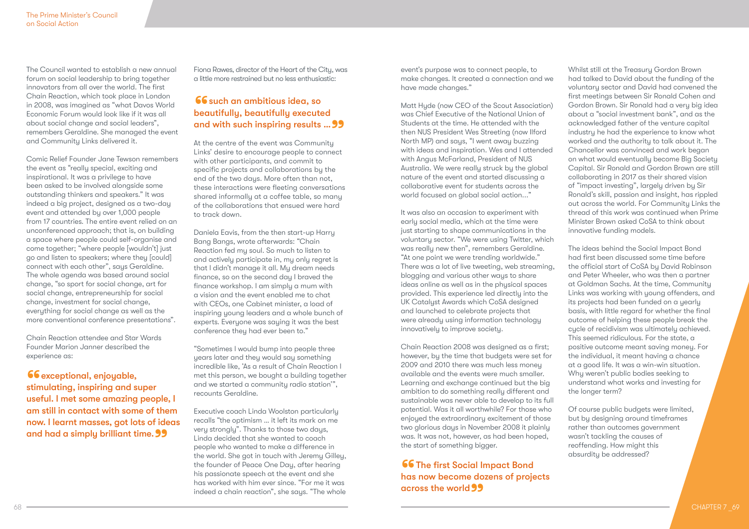The Council wanted to establish a new annual forum on social leadership to bring together innovators from all over the world. The first Chain Reaction, which took place in London in 2008, was imagined as "what Davos World Economic Forum would look like if it was all about social change and social leaders", remembers Geraldine. She managed the event and Community Links delivered it.

Comic Relief Founder Jane Tewson remembers the event as "really special, exciting and inspirational. It was a privilege to have been asked to be involved alongside some outstanding thinkers and speakers." It was indeed a big project, designed as a two-day event and attended by over 1,000 people from 17 countries. The entire event relied on an unconferenced approach; that is, on building a space where people could self-organise and come together; "where people [wouldn't] just go and listen to speakers; where they [could] connect with each other", says Geraldine. The whole agenda was based around social change, "so sport for social change, art for social change, entrepreneurship for social change, investment for social change, everything for social change as well as the more conventional conference presentations".

Chain Reaction attendee and Star Wards Founder Marion Janner described the experience as:

> **"exceptional, enjoyable, stimulating, inspiring and super useful. I met some amazing people, I am still in contact with some of them now. I learnt masses, got lots of ideas and had a simply brilliant time."**

Fiona Rawes, director of the Heart of the City, was a little more restrained but no less enthusiastic:

> **"such an ambitious idea, so beautifully, beautifully executed and with such inspiring results ..."**

At the centre of the event was Community Links' desire to encourage people to connect with other participants, and commit to specific projects and collaborations by the end of the two days. More often than not, these interactions were fleeting conversations shared informally at a coffee table, so many of the collaborations that ensued were hard to track down.

Daniela Eavis, from the then start-up Harry Bang Bangs, wrote afterwards: "Chain Reaction fed my soul. So much to listen to and actively participate in, my only regret is that I didn't manage it all. My dream needs finance, so on the second day I braved the finance workshop. I am simply a mum with a vision and the event enabled me to chat with CEOs, one Cabinet minister, a load of inspiring young leaders and a whole bunch of experts. Everyone was saying it was the best conference they had ever been to."

"Sometimes I would bump into people three years later and they would say something incredible like, 'As a result of Chain Reaction I met this person, we bought a building together and we started a community radio station'", recounts Geraldine.

Executive coach Linda Woolston particularly recalls "the optimism ... it left its mark on me very strongly". Thanks to those two days, Linda decided that she wanted to coach people who wanted to make a difference in the world. She got in touch with Jeremy Gilley, the founder of Peace One Day, after hearing his passionate speech at the event and she has worked with him ever since. "For me it was indeed a chain reaction", she says. "The whole event's purpose was to connect people, to make changes. It created a connection and we have made changes."

Matt Hyde (now CEO of the Scout Association) was Chief Executive of the National Union of Students at the time. He attended with the then NUS President Wes Streeting (now Ilford North MP) and says, "I went away buzzing with ideas and inspiration. Wes and I attended with Angus McFarland, President of NUS Australia. We were really struck by the global nature of the event and started discussing a collaborative event for students across the world focused on global social action..."

It was also an occasion to experiment with early social media, which at the time were just starting to shape communications in the voluntary sector. "We were using Twitter, which was really new then", remembers Geraldine. "At one point we were trending worldwide." There was a lot of live tweeting, web streaming, blogging and various other ways to share ideas online as well as in the physical spaces provided. This experience led directly into the UK Catalyst Awards which CoSA designed and launched to celebrate projects that were already using information technology innovatively to improve society.

Chain Reaction 2008 was designed as a first; however, by the time that budgets were set for 2009 and 2010 there was much less money available and the events were much smaller. Learning and exchange continued but the big ambition to do something really different and sustainable was never able to develop to its full potential. Was it all worthwhile? For those who enjoyed the extraordinary excitement of those two glorious days in November 2008 it plainly was. It was not, however, as had been hoped, the start of something bigger.

> **"The first Social Impact Bond has now become dozens of projects across the world"**

Whilst still at the Treasury Gordon Brown had talked to David about the funding of the voluntary sector and David had convened the first meetings between Sir Ronald Cohen and Gordon Brown. Sir Ronald had a very big idea about a "social investment bank", and as the acknowledged father of the venture capital industry he had the experience to know what worked and the authority to talk about it. The Chancellor was convinced and work began on what would eventually become Big Society Capital. Sir Ronald and Gordon Brown are still collaborating in 2017 as their shared vision of "impact investing", largely driven by Sir Ronald's skill, passion and insight, has rippled out across the world. For Community Links the thread of this work was continued when Prime Minister Brown asked CoSA to think about innovative funding models.

The ideas behind the Social Impact Bond had first been discussed some time before the official start of CoSA by David Robinson and Peter Wheeler, who was then a partner at Goldman Sachs. At the time, Community Links was working with young offenders, and its projects had been funded on a yearly basis, with little regard for whether the final outcome of helping these people break the cycle of recidivism was ultimately achieved. This seemed ridiculous. For the state, a positive outcome meant saving money. For the individual, it meant having a chance at a good life. It was a win-win situation. Why weren't public bodies seeking to understand what works and investing for the longer term?

Of course public budgets were limited, but by designing around timeframes rather than outcomes government wasn't tackling the causes of reoffending. How might this absurdity be addressed?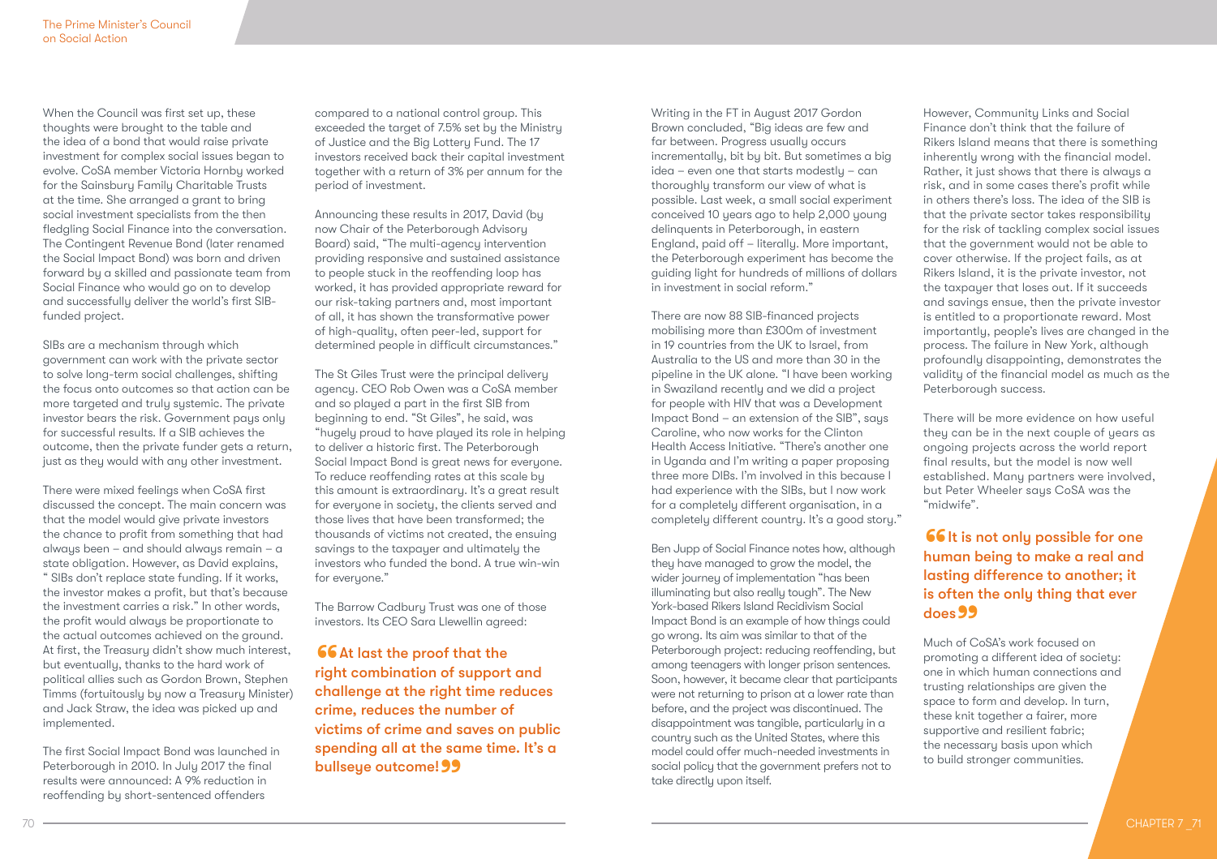When the Council was first set up, these thoughts were brought to the table and the idea of a bond that would raise private investment for complex social issues began to evolve. CoSA member Victoria Hornby worked for the Sainsbury Family Charitable Trusts at the time. She arranged a grant to bring social investment specialists from the then fledgling Social Finance into the conversation. The Contingent Revenue Bond (later renamed the Social Impact Bond) was born and driven forward by a skilled and passionate team from Social Finance who would go on to develop and successfully deliver the world's first SIB-funded project.

SIBs are a mechanism through which government can work with the private sector to solve long-term social challenges, shifting the focus onto outcomes so that action can be more targeted and truly systemic. The private investor bears the risk. Government pays only for successful results. If a SIB achieves the outcome, then the private funder gets a return, just as they would with any other investment.

There were mixed feelings when CoSA first discussed the concept. The main concern was that the model would give private investors the chance to profit from something that had always been – and should always remain – a state obligation. However, as David explains, " SIBs don't replace state funding. If it works, the investor makes a profit, but that's because the investment carries a risk." In other words, the profit would always be proportionate to the actual outcomes achieved on the ground. At first, the Treasury didn't show much interest, but eventually, thanks to the hard work of political allies such as Gordon Brown, Stephen Timms (fortuitously by now a Treasury Minister) and Jack Straw, the idea was picked up and implemented.

The first Social Impact Bond was launched in Peterborough in 2010. In July 2017 the final results were announced: A 9% reduction in reoffending by short-sentenced offenders compared to a national control group. This exceeded the target of 7.5% set by the Ministry of Justice and the Big Lottery Fund. The 17 investors received back their capital investment together with a return of 3% per annum for the period of investment.

Announcing these results in 2017, David (by now Chair of the Peterborough Advisory Board) said, "The multi-agency intervention providing responsive and sustained assistance to people stuck in the reoffending loop has worked, it has provided appropriate reward for our risk-taking partners and, most important of all, it has shown the transformative power of high-quality, often peer-led, support for determined people in difficult circumstances."

The St Giles Trust were the principal delivery agency. CEO Rob Owen was a CoSA member and so played a part in the first SIB from beginning to end. "St Giles", he said, was "hugely proud to have played its role in helping to deliver a historic first. The Peterborough Social Impact Bond is great news for everyone. To reduce reoffending rates at this scale by this amount is extraordinary. It's a great result for everyone in society, the clients served and those lives that have been transformed; the thousands of victims not created, the ensuing savings to the taxpayer and ultimately the investors who funded the bond. A true win-win for everyone."

The Barrow Cadbury Trust was one of those investors. Its CEO Sara Llewellin agreed:

> **"At last the proof that the right combination of support and challenge at the right time reduces crime, reduces the number of victims of crime and saves on public spending all at the same time. It's a bullseye outcome!"**

Writing in the FT in August 2017 Gordon Brown concluded, "Big ideas are few and far between. Progress usually occurs incrementally, bit by bit. But sometimes a big idea – even one that starts modestly – can thoroughly transform our view of what is possible. Last week, a small social experiment conceived 10 years ago to help 2,000 young delinquents in Peterborough, in eastern England, paid off – literally. More important, the Peterborough experiment has become the guiding light for hundreds of millions of dollars in investment in social reform."

There are now 88 SIB-financed projects mobilising more than £300m of investment in 19 countries from the UK to Israel, from Australia to the US and more than 30 in the pipeline in the UK alone. "I have been working in Swaziland recently and we did a project for people with HIV that was a Development Impact Bond – an extension of the SIB", says Caroline, who now works for the Clinton Health Access Initiative. "There's another one in Uganda and I'm writing a paper proposing three more DIBs. I'm involved in this because I had experience with the SIBs, but I now work for a completely different organisation, in a completely different country. It's a good story."

Ben Jupp of Social Finance notes how, although they have managed to grow the model, the wider journey of implementation "has been illuminating but also really tough". The New York-based Rikers Island Recidivism Social Impact Bond is an example of how things could go wrong. Its aim was similar to that of the Peterborough project: reducing reoffending, but among teenagers with longer prison sentences. Soon, however, it became clear that participants were not returning to prison at a lower rate than before, and the project was discontinued. The disappointment was tangible, particularly in a country such as the United States, where this model could offer much-needed investments in social policy that the government prefers not to take directly upon itself.

However, Community Links and Social Finance don't think that the failure of Rikers Island means that there is something inherently wrong with the financial model. Rather, it just shows that there is always a risk, and in some cases there's profit while in others there's loss. The idea of the SIB is that the private sector takes responsibility for the risk of tackling complex social issues that the government would not be able to cover otherwise. If the project fails, as at Rikers Island, it is the private investor, not the taxpayer that loses out. If it succeeds and savings ensue, then the private investor is entitled to a proportionate reward. Most importantly, people's lives are changed in the process. The failure in New York, although profoundly disappointing, demonstrates the validity of the financial model as much as the Peterborough success.

There will be more evidence on how useful they can be in the next couple of years as ongoing projects across the world report final results, but the model is now well established. Many partners were involved, but Peter Wheeler says CoSA was the "midwife".

> **"It is not only possible for one human being to make a real and lasting difference to another; it is often the only thing that ever does"**

Much of CoSA's work focused on promoting a different idea of society: one in which human connections and trusting relationships are given the space to form and develop. In turn, these knit together a fairer, more supportive and resilient fabric; the necessary basis upon which to build stronger communities.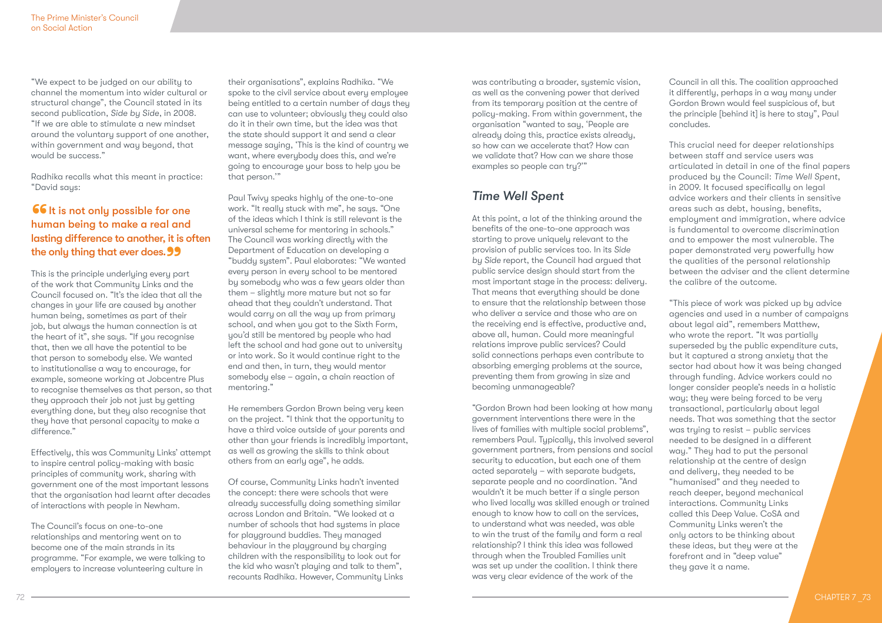"We expect to be judged on our ability to channel the momentum into wider cultural or structural change", the Council stated in its second publication, *Side by Side*, in 2008. "If we are able to stimulate a new mindset around the voluntary support of one another, within government and way beyond, that would be success."

Radhika recalls what this meant in practice: "David says:

> **"It is not only possible for one human being to make a real and lasting difference to another, it is often the only thing that ever does."**

This is the principle underlying every part of the work that Community Links and the Council focused on. "It's the idea that all the changes in your life are caused by another human being, sometimes as part of their job, but always the human connection is at the heart of it", she says. "If you recognise that, then we all have the potential to be that person to somebody else. We wanted to institutionalise a way to encourage, for example, someone working at Jobcentre Plus to recognise themselves as that person, so that they approach their job not just by getting everything done, but they also recognise that they have that personal capacity to make a difference."

Effectively, this was Community Links' attempt to inspire central policy-making with basic principles of community work, sharing with government one of the most important lessons that the organisation had learnt after decades of interactions with people in Newham.

The Council's focus on one-to-one relationships and mentoring went on to become one of the main strands in its programme. "For example, we were talking to employers to increase volunteering culture in their organisations", explains Radhika. "We spoke to the civil service about every employee being entitled to a certain number of days they can use to volunteer; obviously they could also do it in their own time, but the idea was that the state should support it and send a clear message saying, 'This is the kind of country we want, where everybody does this, and we're going to encourage your boss to help you be that person.'"

Paul Twivy speaks highly of the one-to-one work. "It really stuck with me", he says. "One of the ideas which I think is still relevant is the universal scheme for mentoring in schools." The Council was working directly with the Department of Education on developing a "buddy system". Paul elaborates: "We wanted every person in every school to be mentored by somebody who was a few years older than them – slightly more mature but not so far ahead that they couldn't understand. That would carry on all the way up from primary school, and when you got to the Sixth Form, you'd still be mentored by people who had left the school and had gone out to university or into work. So it would continue right to the end and then, in turn, they would mentor somebody else – again, a chain reaction of mentoring."

He remembers Gordon Brown being very keen on the project. "I think that the opportunity to have a third voice outside of your parents and other than your friends is incredibly important, as well as growing the skills to think about others from an early age", he adds.

Of course, Community Links hadn't invented the concept: there were schools that were already successfully doing something similar across London and Britain. "We looked at a number of schools that had systems in place for playground buddies. They managed behaviour in the playground by charging children with the responsibility to look out for the kid who wasn't playing and talk to them", recounts Radhika. However, Community Links was contributing a broader, systemic vision, as well as the convening power that derived from its temporary position at the centre of policy-making. From within government, the organisation "wanted to say, 'People are already doing this, practice exists already, so how can we accelerate that? How can we validate that? How can we share those examples so people can try?'"

## *Time Well Spent*

At this point, a lot of the thinking around the benefits of the one-to-one approach was starting to prove uniquely relevant to the provision of public services too. In its *Side by Side* report, the Council had argued that public service design should start from the most important stage in the process: delivery. That means that everything should be done to ensure that the relationship between those who deliver a service and those who are on the receiving end is effective, productive and, above all, human. Could more meaningful relations improve public services? Could solid connections perhaps even contribute to absorbing emerging problems at the source, preventing them from growing in size and becoming unmanageable?

"Gordon Brown had been looking at how many government interventions there were in the lives of families with multiple social problems", remembers Paul. Typically, this involved several government partners, from pensions and social security to education, but each one of them acted separately – with separate budgets, separate people and no coordination. "And wouldn't it be much better if a single person who lived locally was skilled enough or trained enough to know how to call on the services, to understand what was needed, was able to win the trust of the family and form a real relationship? I think this idea was followed through when the Troubled Families unit was set up under the coalition. I think there was very clear evidence of the work of the Council in all this. The coalition approached it differently, perhaps in a way many under Gordon Brown would feel suspicious of, but the principle [behind it] is here to stay", Paul concludes.

This crucial need for deeper relationships between staff and service users was articulated in detail in one of the final papers produced by the Council: *Time Well Spent*, in 2009. It focused specifically on legal advice workers and their clients in sensitive areas such as debt, housing, benefits, employment and immigration, where advice is fundamental to overcome discrimination and to empower the most vulnerable. The paper demonstrated very powerfully how the qualities of the personal relationship between the adviser and the client determine the calibre of the outcome.

"This piece of work was picked up by advice agencies and used in a number of campaigns about legal aid", remembers Matthew, who wrote the report. "It was partially superseded by the public expenditure cuts, but it captured a strong anxiety that the sector had about how it was being changed through funding. Advice workers could no longer consider people's needs in a holistic way; they were being forced to be very transactional, particularly about legal needs. That was something that the sector was trying to resist – public services needed to be designed in a different way." They had to put the personal relationship at the centre of design and delivery, they needed to be "humanised" and they needed to reach deeper, beyond mechanical interactions. Community Links called this Deep Value. CoSA and Community Links weren't the only actors to be thinking about these ideas, but they were at the forefront and in "deep value" they gave it a name.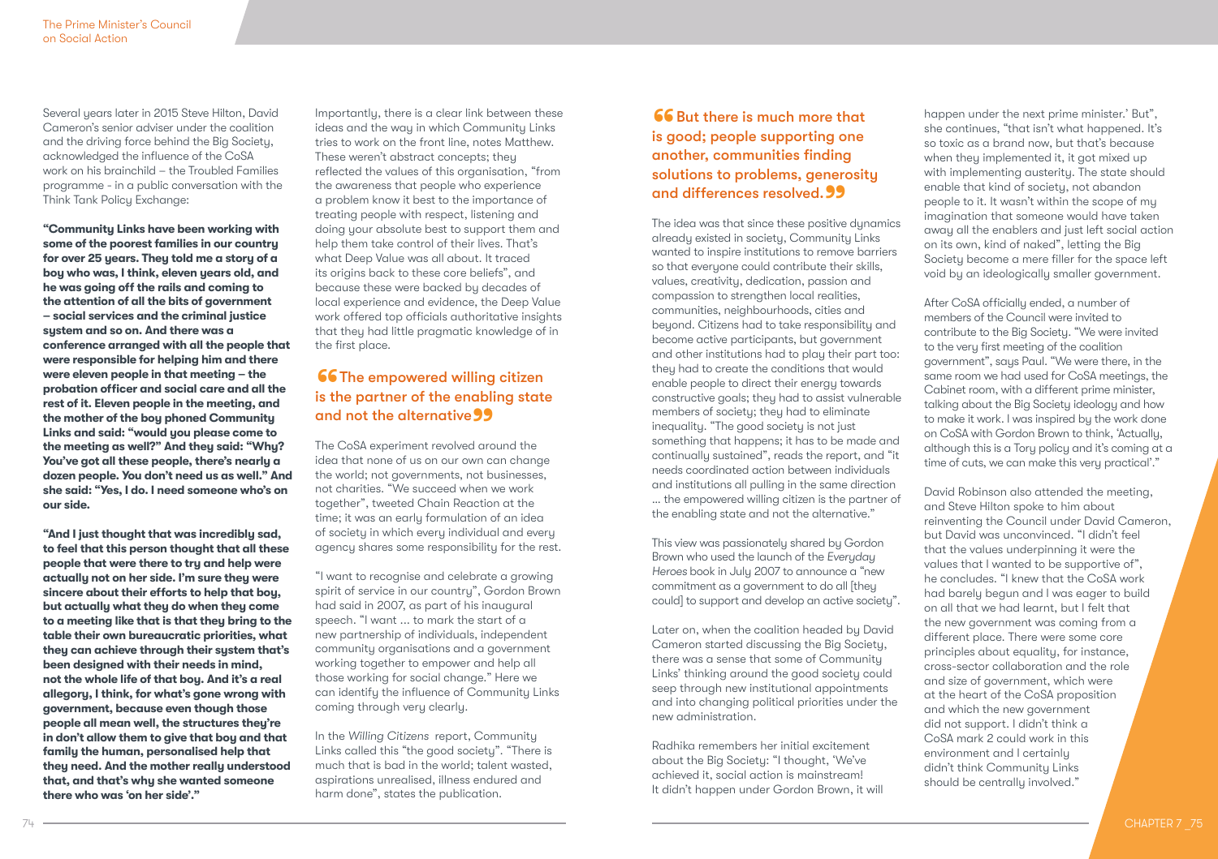Several years later in 2015 Steve Hilton, David Cameron's senior adviser under the coalition and the driving force behind the Big Society, acknowledged the influence of the CoSA work on his brainchild – the Troubled Families programme - in a public conversation with the Think Tank Policy Exchange:

**"Community Links have been working with some of the poorest families in our country for over 25 years. They told me a story of a boy who was, I think, eleven years old, and he was going off the rails and coming to the attention of all the bits of government – social services and the criminal justice system and so on. And there was a conference arranged with all the people that were responsible for helping him and there were eleven people in that meeting – the probation officer and social care and all the rest of it. Eleven people in the meeting, and the mother of the boy phoned Community Links and said: "would you please come to the meeting as well?" And they said: "Why? You've got all these people, there's nearly a dozen people. You don't need us as well." And she said: "Yes, I do. I need someone who's on our side.**

**"And I just thought that was incredibly sad, to feel that this person thought that all these people that were there to try and help were actually not on her side. I'm sure they were sincere about their efforts to help that boy, but actually what they do when they come to a meeting like that is that they bring to the table their own bureaucratic priorities, what they can achieve through their system that's been designed with their needs in mind, not the whole life of that boy. And it's a real allegory, I think, for what's gone wrong with government, because even though those people all mean well, the structures they're in don't allow them to give that boy and that family the human, personalised help that they need. And the mother really understood that, and that's why she wanted someone there who was 'on her side'."**

Importantly, there is a clear link between these ideas and the way in which Community Links tries to work on the front line, notes Matthew. These weren't abstract concepts; they reflected the values of this organisation, "from the awareness that people who experience a problem know it best to the importance of treating people with respect, listening and doing your absolute best to support them and help them take control of their lives. That's what Deep Value was all about. It traced its origins back to these core beliefs", and because these were backed by decades of local experience and evidence, the Deep Value work offered top officials authoritative insights that they had little pragmatic knowledge of in the first place.

> **"The empowered willing citizen is the partner of the enabling state and not the alternative"**

The CoSA experiment revolved around the idea that none of us on our own can change the world; not governments, not businesses, not charities. "We succeed when we work together", tweeted Chain Reaction at the time; it was an early formulation of an idea of society in which every individual and every agency shares some responsibility for the rest.

"I want to recognise and celebrate a growing spirit of service in our country", Gordon Brown had said in 2007, as part of his inaugural speech. "I want ... to mark the start of a new partnership of individuals, independent community organisations and a government working together to empower and help all those working for social change." Here we can identify the influence of Community Links coming through very clearly.

In the *Willing Citizens* report, Community Links called this "the good society". "There is much that is bad in the world; talent wasted, aspirations unrealised, illness endured and harm done", states the publication.

> **"But there is much more that is good; people supporting one another, communities finding solutions to problems, generosity and differences resolved."**

The idea was that since these positive dynamics already existed in society, Community Links wanted to inspire institutions to remove barriers so that everyone could contribute their skills, values, creativity, dedication, passion and compassion to strengthen local realities, communities, neighbourhoods, cities and beyond. Citizens had to take responsibility and become active participants, but government and other institutions had to play their part too: they had to create the conditions that would enable people to direct their energy towards constructive goals; they had to assist vulnerable members of society; they had to eliminate inequality. "The good society is not just something that happens; it has to be made and continually sustained", reads the report, and "it needs coordinated action between individuals and institutions all pulling in the same direction ... the empowered willing citizen is the partner of the enabling state and not the alternative."

This view was passionately shared by Gordon Brown who used the launch of the *Everyday Heroes* book in July 2007 to announce a "new commitment as a government to do all [they could] to support and develop an active society".

Later on, when the coalition headed by David Cameron started discussing the Big Society, there was a sense that some of Community Links' thinking around the good society could seep through new institutional appointments and into changing political priorities under the new administration.

Radhika remembers her initial excitement about the Big Society: "I thought, 'We've achieved it, social action is mainstream! It didn't happen under Gordon Brown, it will happen under the next prime minister.' But", she continues, "that isn't what happened. It's so toxic as a brand now, but that's because when they implemented it, it got mixed up with implementing austerity. The state should enable that kind of society, not abandon people to it. It wasn't within the scope of my imagination that someone would have taken away all the enablers and just left social action on its own, kind of naked", letting the Big Society become a mere filler for the space left void by an ideologically smaller government.

After CoSA officially ended, a number of members of the Council were invited to contribute to the Big Society. "We were invited to the very first meeting of the coalition government", says Paul. "We were there, in the same room we had used for CoSA meetings, the Cabinet room, with a different prime minister, talking about the Big Society ideology and how to make it work. I was inspired by the work done on CoSA with Gordon Brown to think, 'Actually, although this is a Tory policy and it's coming at a time of cuts, we can make this very practical'."

David Robinson also attended the meeting, and Steve Hilton spoke to him about reinventing the Council under David Cameron, but David was unconvinced. "I didn't feel that the values underpinning it were the values that I wanted to be supportive of", he concludes. "I knew that the CoSA work had barely begun and I was eager to build on all that we had learnt, but I felt that the new government was coming from a different place. There were some core principles about equality, for instance, cross-sector collaboration and the role and size of government, which were at the heart of the CoSA proposition and which the new government did not support. I didn't think a CoSA mark 2 could work in this environment and I certainly didn't think Community Links should be centrally involved."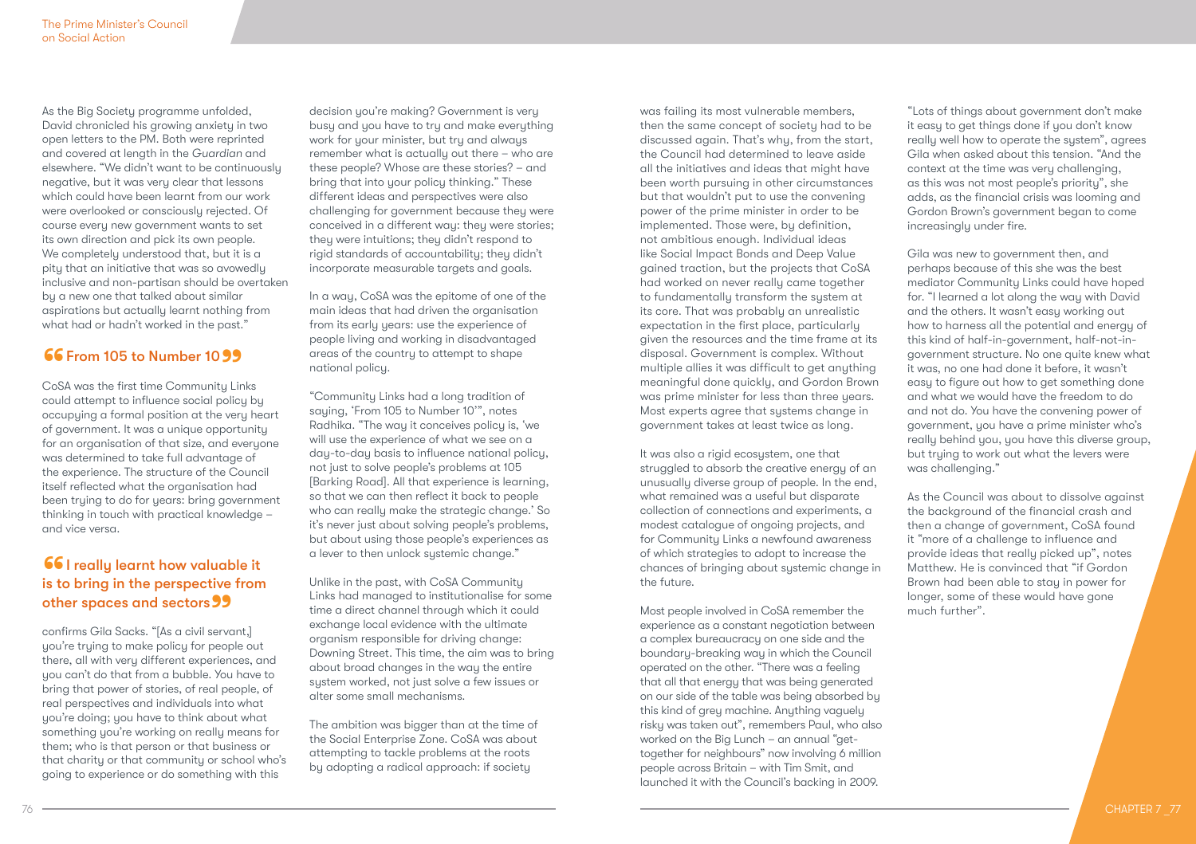As the Big Society programme unfolded, David chronicled his growing anxiety in two open letters to the PM. Both were reprinted and covered at length in the *Guardian* and elsewhere. "We didn't want to be continuously negative, but it was very clear that lessons which could have been learnt from our work were overlooked or consciously rejected. Of course every new government wants to set its own direction and pick its own people. We completely understood that, but it is a pity that an initiative that was so avowedly inclusive and non-partisan should be overtaken by a new one that talked about similar aspirations but actually learnt nothing from what had or hadn't worked in the past."

## From 105 to Number 10

CoSA was the first time Community Links could attempt to influence social policy by occupying a formal position at the very heart of government. It was a unique opportunity for an organisation of that size, and everyone was determined to take full advantage of the experience. The structure of the Council itself reflected what the organisation had been trying to do for years: bring government thinking in touch with practical knowledge – and vice versa.

## I really learnt how valuable it is to bring in the perspective from other spaces and sectors

confirms Gila Sacks. "[As a civil servant,] you're trying to make policy for people out there, all with very different experiences, and you can't do that from a bubble. You have to bring that power of stories, of real people, of real perspectives and individuals into what you're doing; you have to think about what something you're working on really means for them; who is that person or that business or that charity or that community or school who's going to experience or do something with this decision you're making? Government is very busy and you have to try and make everything work for your minister, but try and always remember what is actually out there – who are these people? Whose are these stories? – and bring that into your policy thinking." These different ideas and perspectives were also challenging for government because they were conceived in a different way: they were stories; they were intuitions; they didn't respond to rigid standards of accountability; they didn't incorporate measurable targets and goals.

In a way, CoSA was the epitome of one of the main ideas that had driven the organisation from its early years: use the experience of people living and working in disadvantaged areas of the country to attempt to shape national policy.

"Community Links had a long tradition of saying, 'From 105 to Number 10'", notes Radhika. "The way it conceives policy is, 'we will use the experience of what we see on a day-to-day basis to influence national policy, not just to solve people's problems at 105 [Barking Road]. All that experience is learning, so that we can then reflect it back to people who can really make the strategic change.' So it's never just about solving people's problems, but about using those people's experiences as a lever to then unlock systemic change."

Unlike in the past, with CoSA Community Links had managed to institutionalise for some time a direct channel through which it could exchange local evidence with the ultimate organism responsible for driving change: Downing Street. This time, the aim was to bring about broad changes in the way the entire system worked, not just solve a few issues or alter some small mechanisms.

The ambition was bigger than at the time of the Social Enterprise Zone. CoSA was about attempting to tackle problems at the roots by adopting a radical approach: if society was failing its most vulnerable members, then the same concept of society had to be discussed again. That's why, from the start, the Council had determined to leave aside all the initiatives and ideas that might have been worth pursuing in other circumstances but that wouldn't put to use the convening power of the prime minister in order to be implemented. Those were, by definition, not ambitious enough. Individual ideas like Social Impact Bonds and Deep Value gained traction, but the projects that CoSA had worked on never really came together to fundamentally transform the system at its core. That was probably an unrealistic expectation in the first place, particularly given the resources and the time frame at its disposal. Government is complex. Without multiple allies it was difficult to get anything meaningful done quickly, and Gordon Brown was prime minister for less than three years. Most experts agree that systems change in government takes at least twice as long.

It was also a rigid ecosystem, one that struggled to absorb the creative energy of an unusually diverse group of people. In the end, what remained was a useful but disparate collection of connections and experiments, a modest catalogue of ongoing projects, and for Community Links a newfound awareness of which strategies to adopt to increase the chances of bringing about systemic change in the future.

Most people involved in CoSA remember the experience as a constant negotiation between a complex bureaucracy on one side and the boundary-breaking way in which the Council operated on the other. "There was a feeling that all that energy that was being generated on our side of the table was being absorbed by this kind of grey machine. Anything vaguely risky was taken out", remembers Paul, who also worked on the Big Lunch – an annual "get-together for neighbours" now involving 6 million people across Britain – with Tim Smit, and launched it with the Council's backing in 2009.

"Lots of things about government don't make it easy to get things done if you don't know really well how to operate the system", agrees Gila when asked about this tension. "And the context at the time was very challenging, as this was not most people's priority", she adds, as the financial crisis was looming and Gordon Brown's government began to come increasingly under fire.

Gila was new to government then, and perhaps because of this she was the best mediator Community Links could have hoped for. "I learned a lot along the way with David and the others. It wasn't easy working out how to harness all the potential and energy of this kind of half-in-government, half-not-in-government structure. No one quite knew what it was, no one had done it before, it wasn't easy to figure out how to get something done and what we would have the freedom to do and not do. You have the convening power of government, you have a prime minister who's really behind you, you have this diverse group, but trying to work out what the levers were was challenging."

As the Council was about to dissolve against the background of the financial crash and then a change of government, CoSA found it "more of a challenge to influence and provide ideas that really picked up", notes Matthew. He is convinced that "if Gordon Brown had been able to stay in power for longer, some of these would have gone much further".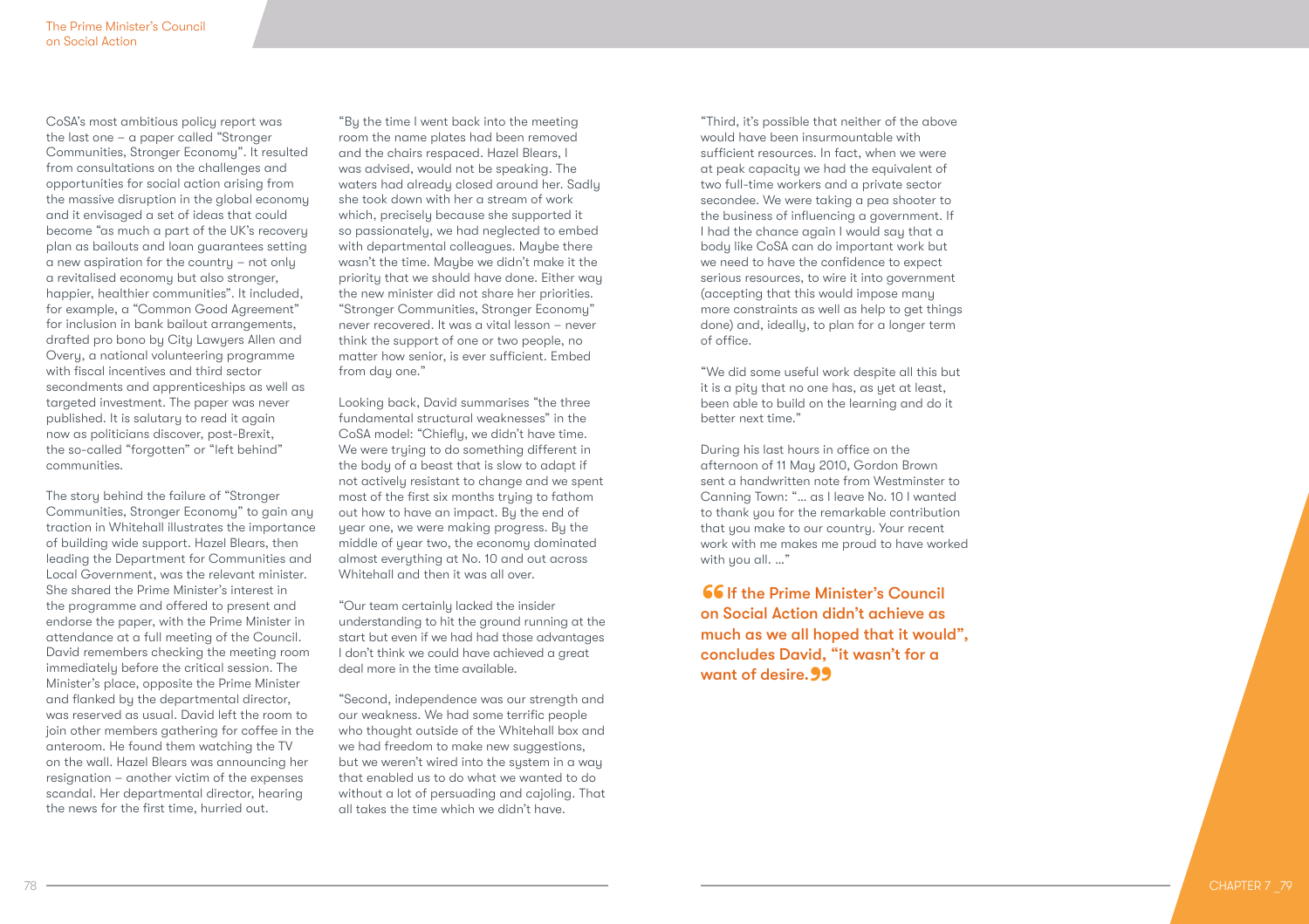CoSA's most ambitious policy report was the last one – a paper called "Stronger Communities, Stronger Economy". It resulted from consultations on the challenges and opportunities for social action arising from the massive disruption in the global economy and it envisaged a set of ideas that could become "as much a part of the UK's recovery plan as bailouts and loan guarantees setting a new aspiration for the country – not only a revitalised economy but also stronger, happier, healthier communities". It included, for example, a "Common Good Agreement" for inclusion in bank bailout arrangements, drafted pro bono by City Lawyers Allen and Overy, a national volunteering programme with fiscal incentives and third sector secondments and apprenticeships as well as targeted investment. The paper was never published. It is salutary to read it again now as politicians discover, post-Brexit, the so-called "forgotten" or "left behind" communities.

The story behind the failure of "Stronger Communities, Stronger Economy" to gain any traction in Whitehall illustrates the importance of building wide support. Hazel Blears, then leading the Department for Communities and Local Government, was the relevant minister. She shared the Prime Minister's interest in the programme and offered to present and endorse the paper, with the Prime Minister in attendance at a full meeting of the Council. David remembers checking the meeting room immediately before the critical session. The Minister's place, opposite the Prime Minister and flanked by the departmental director, was reserved as usual. David left the room to join other members gathering for coffee in the anteroom. He found them watching the TV on the wall. Hazel Blears was announcing her resignation – another victim of the expenses scandal. Her departmental director, hearing the news for the first time, hurried out.

"By the time I went back into the meeting room the name plates had been removed and the chairs respaced. Hazel Blears, I was advised, would not be speaking. The waters had already closed around her. Sadly she took down with her a stream of work which, precisely because she supported it so passionately, we had neglected to embed with departmental colleagues. Maybe there wasn't the time. Maybe we didn't make it the priority that we should have done. Either way the new minister did not share her priorities. "Stronger Communities, Stronger Economy" never recovered. It was a vital lesson – never think the support of one or two people, no matter how senior, is ever sufficient. Embed from day one."

Looking back, David summarises "the three fundamental structural weaknesses" in the CoSA model: "Chiefly, we didn't have time. We were trying to do something different in the body of a beast that is slow to adapt if not actively resistant to change and we spent most of the first six months trying to fathom out how to have an impact. By the end of year one, we were making progress. By the middle of year two, the economy dominated almost everything at No. 10 and out across Whitehall and then it was all over.

"Our team certainly lacked the insider understanding to hit the ground running at the start but even if we had had those advantages I don't think we could have achieved a great deal more in the time available.

"Second, independence was our strength and our weakness. We had some terrific people who thought outside of the Whitehall box and we had freedom to make new suggestions, but we weren't wired into the system in a way that enabled us to do what we wanted to do without a lot of persuading and cajoling. That all takes the time which we didn't have.

"Third, it's possible that neither of the above would have been insurmountable with sufficient resources. In fact, when we were at peak capacity we had the equivalent of two full-time workers and a private sector secondee. We were taking a pea shooter to the business of influencing a government. If I had the chance again I would say that a body like CoSA can do important work but we need to have the confidence to expect serious resources, to wire it into government (accepting that this would impose many more constraints as well as help to get things done) and, ideally, to plan for a longer term of office.

"We did some useful work despite all this but it is a pity that no one has, as yet at least, been able to build on the learning and do it better next time."

During his last hours in office on the afternoon of 11 May 2010, Gordon Brown sent a handwritten note from Westminster to Canning Town: "… as I leave No. 10 I wanted to thank you for the remarkable contribution that you make to our country. Your recent work with me makes me proud to have worked with you all. …"

> **"If the Prime Minister's Council on Social Action didn't achieve as much as we all hoped that it would", concludes David, "it wasn't for a want of desire."**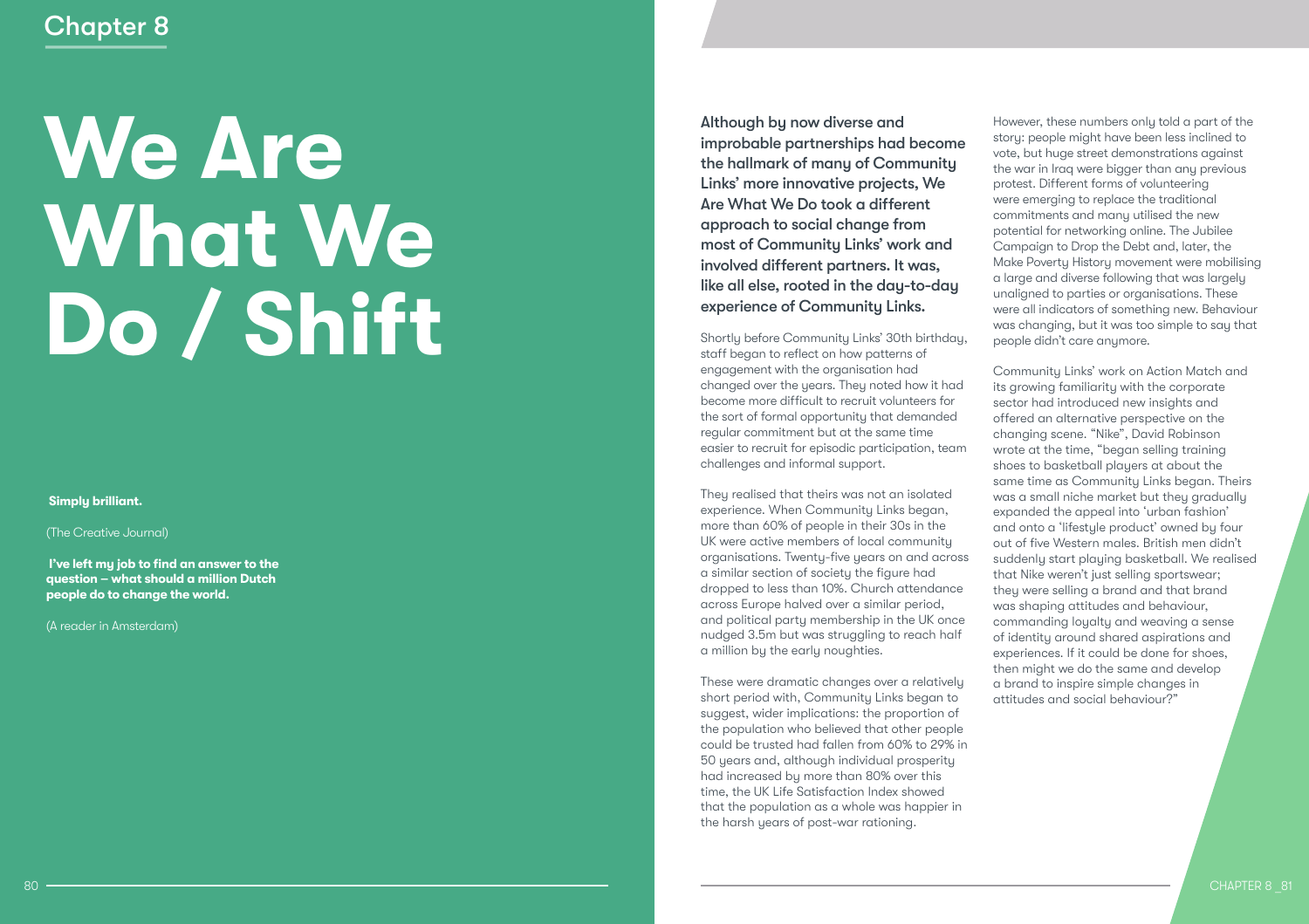Chapter 8

# We Are What We Do / Shift

**Simply brilliant.**

(The Creative Journal)

**I've left my job to find an answer to the question – what should a million Dutch people do to change the world.**

(A reader in Amsterdam)

**Although by now diverse and improbable partnerships had become the hallmark of many of Community Links' more innovative projects, We Are What We Do took a different approach to social change from most of Community Links' work and involved different partners. It was, like all else, rooted in the day-to-day experience of Community Links.**

Shortly before Community Links' 30th birthday, staff began to reflect on how patterns of engagement with the organisation had changed over the years. They noted how it had become more difficult to recruit volunteers for the sort of formal opportunity that demanded regular commitment but at the same time easier to recruit for episodic participation, team challenges and informal support.

They realised that theirs was not an isolated experience. When Community Links began, more than 60% of people in their 30s in the UK were active members of local community organisations. Twenty-five years on and across a similar section of society the figure had dropped to less than 10%. Church attendance across Europe halved over a similar period, and political party membership in the UK once nudged 3.5m but was struggling to reach half a million by the early noughties.

These were dramatic changes over a relatively short period with, Community Links began to suggest, wider implications: the proportion of the population who believed that other people could be trusted had fallen from 60% to 29% in 50 years and, although individual prosperity had increased by more than 80% over this time, the UK Life Satisfaction Index showed that the population as a whole was happier in the harsh years of post-war rationing.

However, these numbers only told a part of the story: people might have been less inclined to vote, but huge street demonstrations against the war in Iraq were bigger than any previous protest. Different forms of volunteering were emerging to replace the traditional commitments and many utilised the new potential for networking online. The Jubilee Campaign to Drop the Debt and, later, the Make Poverty History movement were mobilising a large and diverse following that was largely unaligned to parties or organisations. These were all indicators of something new. Behaviour was changing, but it was too simple to say that people didn't care anymore.

Community Links' work on Action Match and its growing familiarity with the corporate sector had introduced new insights and offered an alternative perspective on the changing scene. "Nike", David Robinson wrote at the time, "began selling training shoes to basketball players at about the same time as Community Links began. Theirs was a small niche market but they gradually expanded the appeal into 'urban fashion' and onto a 'lifestyle product' owned by four out of five Western males. British men didn't suddenly start playing basketball. We realised that Nike weren't just selling sportswear; they were selling a brand and that brand was shaping attitudes and behaviour, commanding loyalty and weaving a sense of identity around shared aspirations and experiences. If it could be done for shoes, then might we do the same and develop a brand to inspire simple changes in attitudes and social behaviour?"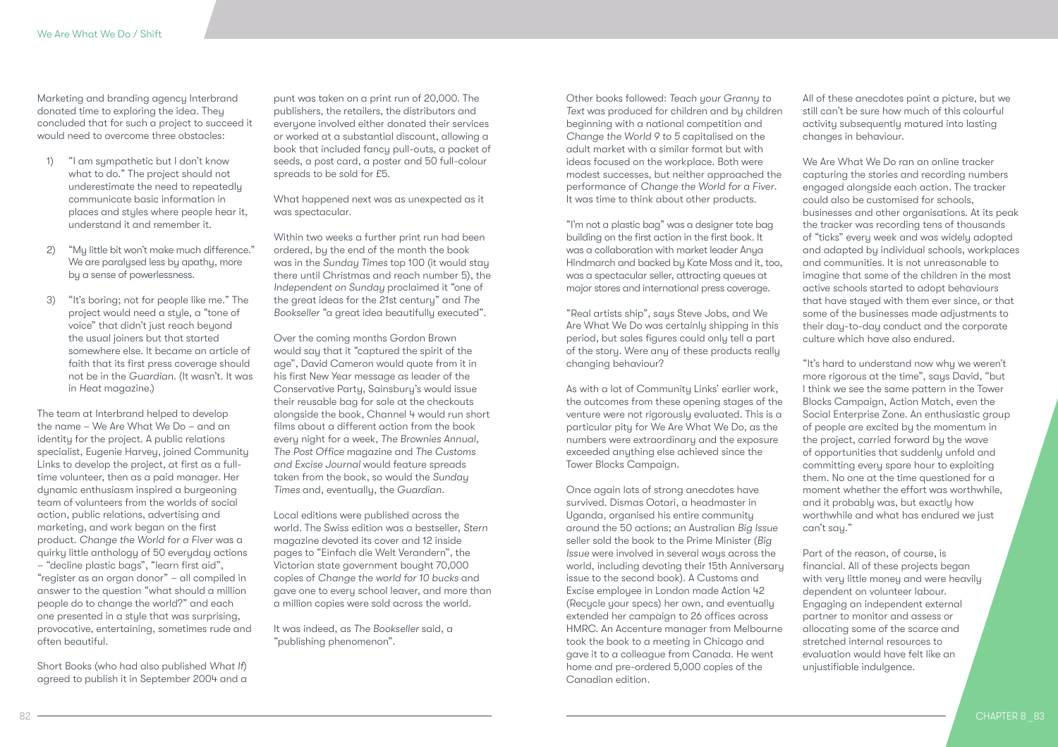Marketing and branding agency Interbrand donated time to exploring the idea. They concluded that for such a project to succeed it would need to overcome three obstacles:

1) "I am sympathetic but I don't know what to do." The project should not underestimate the need to repeatedly communicate basic information in places and styles where people hear it, understand it and remember it.

2) "My little bit won't make much difference." We are paralysed less by apathy, more by a sense of powerlessness.

3) "It's boring; not for people like me." The project would need a style, a "tone of voice" that didn't just reach beyond the usual joiners but that started somewhere else. It became an article of faith that its first press coverage should not be in the *Guardian*. (It wasn't. It was in *Heat* magazine.)

The team at Interbrand helped to develop the name – We Are What We Do – and an identity for the project. A public relations specialist, Eugenie Harvey, joined Community Links to develop the project, at first as a full-time volunteer, then as a paid manager. Her dynamic enthusiasm inspired a burgeoning team of volunteers from the worlds of social action, public relations, advertising and marketing, and work began on the first product. *Change the World for a Fiver* was a quirky little anthology of 50 everyday actions – "decline plastic bags", "learn first aid", "register as an organ donor" – all compiled in answer to the question "what should a million people do to change the world?" and each one presented in a style that was surprising, provocative, entertaining, sometimes rude and often beautiful.

Short Books (who had also published *What If*) agreed to publish it in September 2004 and a punt was taken on a print run of 20,000. The publishers, the retailers, the distributors and everyone involved either donated their services or worked at a substantial discount, allowing a book that included fancy pull-outs, a packet of seeds, a post card, a poster and 50 full-colour spreads to be sold for £5.

What happened next was as unexpected as it was spectacular.

Within two weeks a further print run had been ordered, by the end of the month the book was in the *Sunday Times* top 100 (it would stay there until Christmas and reach number 5), the *Independent on Sunday* proclaimed it "one of the great ideas for the 21st century" and *The Bookseller* "a great idea beautifully executed".

Over the coming months Gordon Brown would say that it "captured the spirit of the age", David Cameron would quote from it in his first New Year message as leader of the Conservative Party, Sainsbury's would issue their reusable bag for sale at the checkouts alongside the book, Channel 4 would run short films about a different action from the book every night for a week, *The Brownies Annual*, *The Post Office* magazine and *The Customs and Excise Journal* would feature spreads taken from the book, so would the *Sunday Times* and, eventually, the *Guardian*.

Local editions were published across the world. The Swiss edition was a bestseller, *Stern* magazine devoted its cover and 12 inside pages to "Einfach die Welt Verandern", the Victorian state government bought 70,000 copies of *Change the world for 10 bucks* and gave one to every school leaver, and more than a million copies were sold across the world.

It was indeed, as *The Bookseller* said, a "publishing phenomenon".

Other books followed: *Teach your Granny to Text* was produced for children and by children beginning with a national competition and *Change the World 9 to 5* capitalised on the adult market with a similar format but with ideas focused on the workplace. Both were modest successes, but neither approached the performance of *Change the World for a Fiver*. It was time to think about other products.

"I'm not a plastic bag" was a designer tote bag building on the first action in the first book. It was a collaboration with market leader Anya Hindmarch and backed by Kate Moss and it, too, was a spectacular seller, attracting queues at major stores and international press coverage.

"Real artists ship", says Steve Jobs, and We Are What We Do was certainly shipping in this period, but sales figures could only tell a part of the story. Were any of these products really changing behaviour?

As with a lot of Community Links' earlier work, the outcomes from these opening stages of the venture were not rigorously evaluated. This is a particular pity for We Are What We Do, as the numbers were extraordinary and the exposure exceeded anything else achieved since the Tower Blocks Campaign.

Once again lots of strong anecdotes have survived. Dismas Ootari, a headmaster in Uganda, organised his entire community around the 50 actions; an Australian *Big Issue* seller sold the book to the Prime Minister (*Big Issue* were involved in several ways across the world, including devoting their 15th Anniversary issue to the second book). A Customs and Excise employee in London made Action 42 (Recycle your specs) her own, and eventually extended her campaign to 26 offices across HMRC. An Accenture manager from Melbourne took the book to a meeting in Chicago and gave it to a colleague from Canada. He went home and pre-ordered 5,000 copies of the Canadian edition.

All of these anecdotes paint a picture, but we still can't be sure how much of this colourful activity subsequently matured into lasting changes in behaviour.

We Are What We Do ran an online tracker capturing the stories and recording numbers engaged alongside each action. The tracker could also be customised for schools, businesses and other organisations. At its peak the tracker was recording tens of thousands of "ticks" every week and was widely adopted and adapted by individual schools, workplaces and communities. It is not unreasonable to imagine that some of the children in the most active schools started to adopt behaviours that have stayed with them ever since, or that some of the businesses made adjustments to their day-to-day conduct and the corporate culture which have also endured.

"It's hard to understand now why we weren't more rigorous at the time", says David, "but I think we see the same pattern in the Tower Blocks Campaign, Action Match, even the Social Enterprise Zone. An enthusiastic group of people are excited by the momentum in the project, carried forward by the wave of opportunities that suddenly unfold and committing every spare hour to exploiting them. No one at the time questioned for a moment whether the effort was worthwhile, and it probably was, but exactly how worthwhile and what has endured we just can't say."

Part of the reason, of course, is financial. All of these projects began with very little money and were heavily dependent on volunteer labour. Engaging an independent external partner to monitor and assess or allocating some of the scarce and stretched internal resources to evaluation would have felt like an unjustifiable indulgence.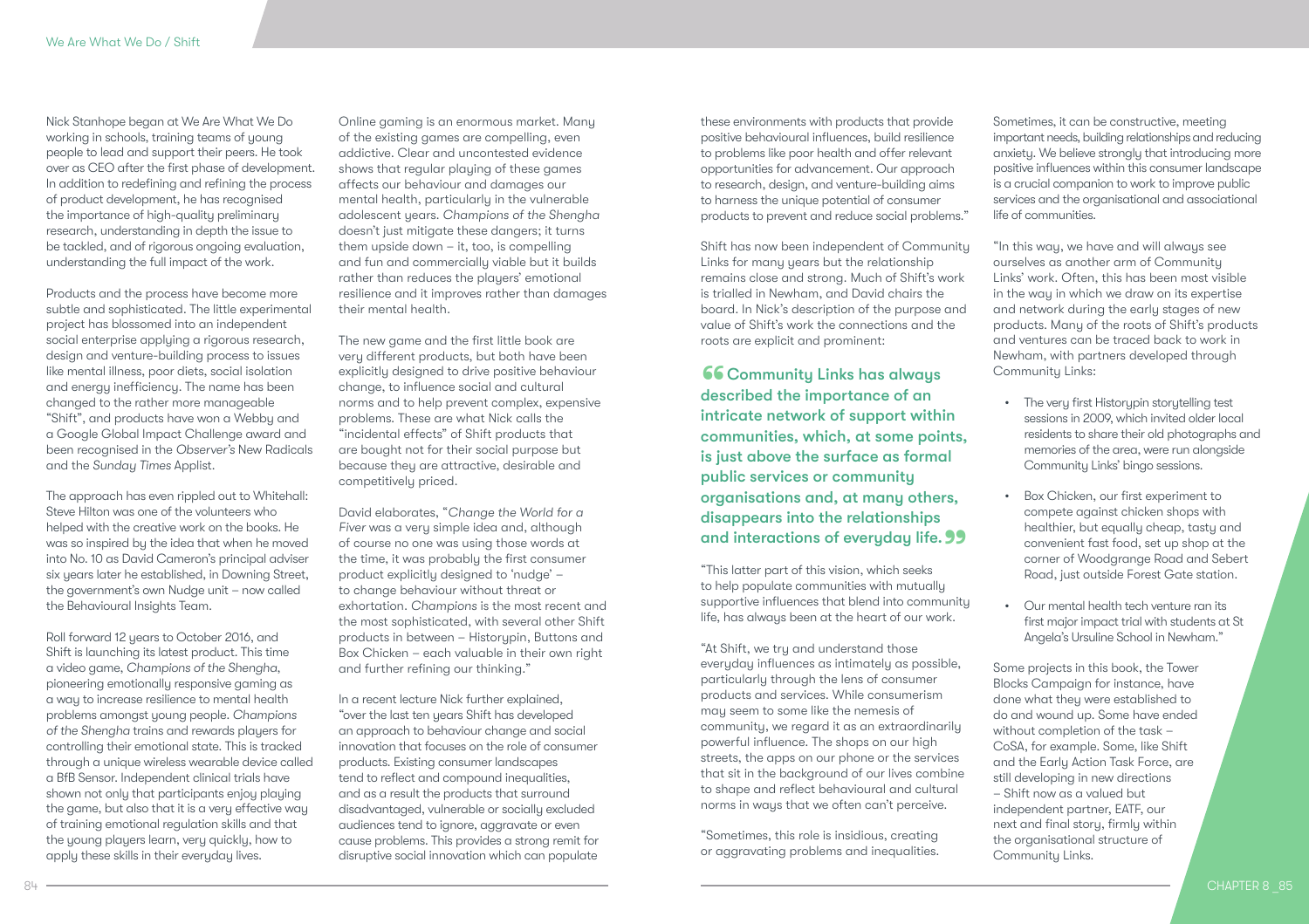Nick Stanhope began at We Are What We Do working in schools, training teams of young people to lead and support their peers. He took over as CEO after the first phase of development. In addition to redefining and refining the process of product development, he has recognised the importance of high-quality preliminary research, understanding in depth the issue to be tackled, and of rigorous ongoing evaluation, understanding the full impact of the work.

Products and the process have become more subtle and sophisticated. The little experimental project has blossomed into an independent social enterprise applying a rigorous research, design and venture-building process to issues like mental illness, poor diets, social isolation and energy inefficiency. The name has been changed to the rather more manageable "Shift", and products have won a Webby and a Google Global Impact Challenge award and been recognised in the *Observer's* New Radicals and the *Sunday Times* Applist.

The approach has even rippled out to Whitehall: Steve Hilton was one of the volunteers who helped with the creative work on the books. He was so inspired by the idea that when he moved into No. 10 as David Cameron's principal adviser six years later he established, in Downing Street, the government's own Nudge unit – now called the Behavioural Insights Team.

Roll forward 12 years to October 2016, and Shift is launching its latest product. This time a video game, *Champions of the Shengha*, pioneering emotionally responsive gaming as a way to increase resilience to mental health problems amongst young people. *Champions of the Shengha* trains and rewards players for controlling their emotional state. This is tracked through a unique wireless wearable device called a BfB Sensor. Independent clinical trials have shown not only that participants enjoy playing the game, but also that it is a very effective way of training emotional regulation skills and that the young players learn, very quickly, how to apply these skills in their everyday lives.

Online gaming is an enormous market. Many of the existing games are compelling, even addictive. Clear and uncontested evidence shows that regular playing of these games affects our behaviour and damages our mental health, particularly in the vulnerable adolescent years. *Champions of the Shengha* doesn't just mitigate these dangers; it turns them upside down – it, too, is compelling and fun and commercially viable but it builds rather than reduces the players' emotional resilience and it improves rather than damages their mental health.

The new game and the first little book are very different products, but both have been explicitly designed to drive positive behaviour change, to influence social and cultural norms and to help prevent complex, expensive problems. These are what Nick calls the "incidental effects" of Shift products that are bought not for their social purpose but because they are attractive, desirable and competitively priced.

David elaborates, "*Change the World for a Fiver* was a very simple idea and, although of course no one was using those words at the time, it was probably the first consumer product explicitly designed to 'nudge' – to change behaviour without threat or exhortation. *Champions* is the most recent and the most sophisticated, with several other Shift products in between – Historypin, Buttons and Box Chicken – each valuable in their own right and further refining our thinking."

In a recent lecture Nick further explained, "over the last ten years Shift has developed an approach to behaviour change and social innovation that focuses on the role of consumer products. Existing consumer landscapes tend to reflect and compound inequalities, and as a result the products that surround disadvantaged, vulnerable or socially excluded audiences tend to ignore, aggravate or even cause problems. This provides a strong remit for disruptive social innovation which can populate these environments with products that provide positive behavioural influences, build resilience to problems like poor health and offer relevant opportunities for advancement. Our approach to research, design, and venture-building aims to harness the unique potential of consumer products to prevent and reduce social problems."

Shift has now been independent of Community Links for many years but the relationship remains close and strong. Much of Shift's work is trialled in Newham, and David chairs the board. In Nick's description of the purpose and value of Shift's work the connections and the roots are explicit and prominent:

> **"Community Links has always described the importance of an intricate network of support within communities, which, at some points, is just above the surface as formal public services or community organisations and, at many others, disappears into the relationships and interactions of everyday life."**

"This latter part of this vision, which seeks to help populate communities with mutually supportive influences that blend into community life, has always been at the heart of our work.

"At Shift, we try and understand those everyday influences as intimately as possible, particularly through the lens of consumer products and services. While consumerism may seem to some like the nemesis of community, we regard it as an extraordinarily powerful influence. The shops on our high streets, the apps on our phone or the services that sit in the background of our lives combine to shape and reflect behavioural and cultural norms in ways that we often can't perceive.

"Sometimes, this role is insidious, creating or aggravating problems and inequalities. Sometimes, it can be constructive, meeting important needs, building relationships and reducing anxiety. We believe strongly that introducing more positive influences within this consumer landscape is a crucial companion to work to improve public services and the organisational and associational life of communities.

"In this way, we have and will always see ourselves as another arm of Community Links' work. Often, this has been most visible in the way in which we draw on its expertise and network during the early stages of new products. Many of the roots of Shift's products and ventures can be traced back to work in Newham, with partners developed through Community Links:

- The very first Historypin storytelling test sessions in 2009, which invited older local residents to share their old photographs and memories of the area, were run alongside Community Links' bingo sessions.
- Box Chicken, our first experiment to compete against chicken shops with healthier, but equally cheap, tasty and convenient fast food, set up shop at the corner of Woodgrange Road and Sebert Road, just outside Forest Gate station.
- Our mental health tech venture ran its first major impact trial with students at St Angela's Ursuline School in Newham."

Some projects in this book, the Tower Blocks Campaign for instance, have done what they were established to do and wound up. Some have ended without completion of the task – CoSA, for example. Some, like Shift and the Early Action Task Force, are still developing in new directions – Shift now as a valued but independent partner, EATF, our next and final story, firmly within the organisational structure of Community Links.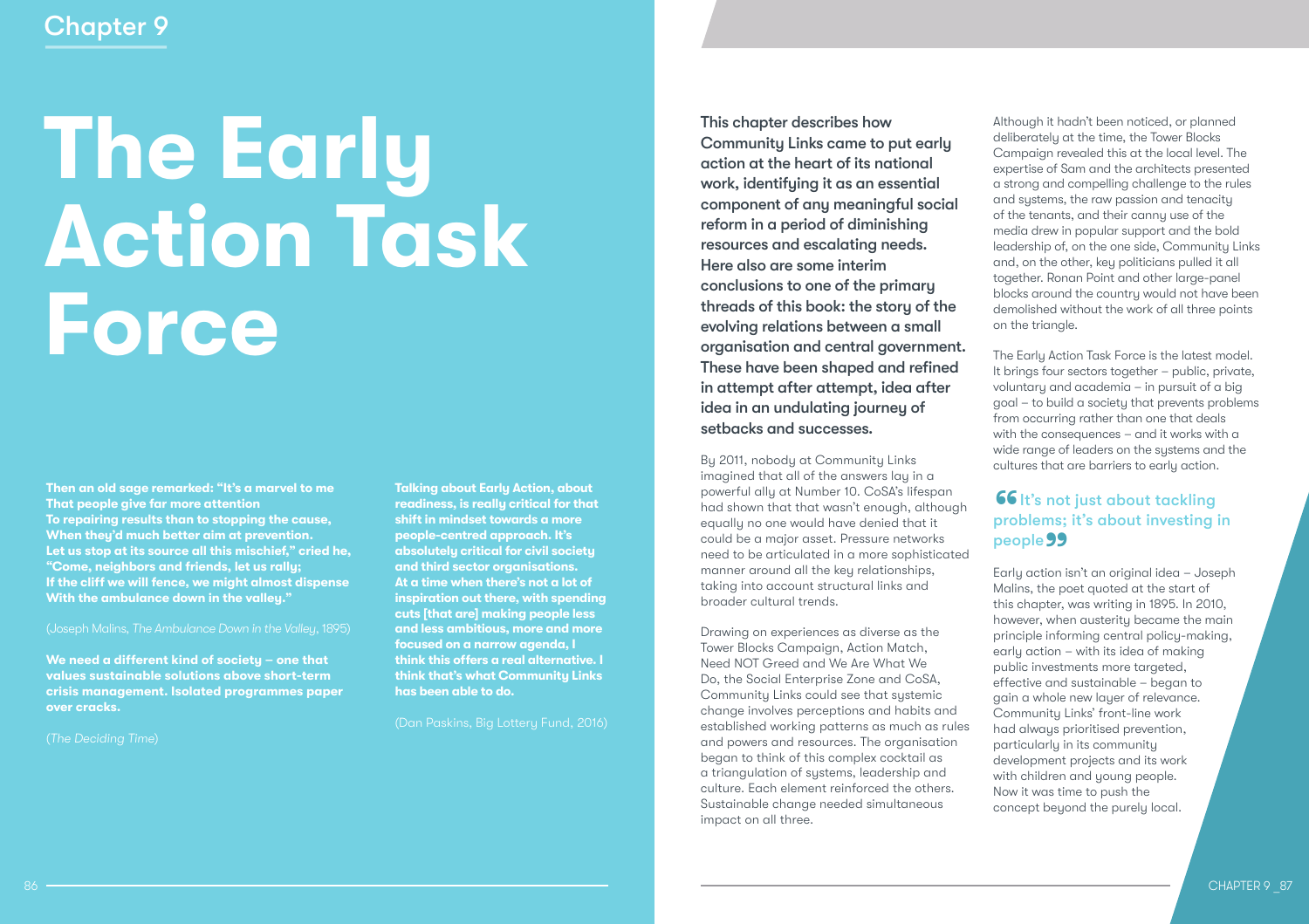Chapter 9

# The Early Action Task Force

**Then an old sage remarked: "It's a marvel to me That people give far more attention To repairing results than to stopping the cause, When they'd much better aim at prevention. Let us stop at its source all this mischief," cried he, "Come, neighbors and friends, let us rally; If the cliff we will fence, we might almost dispense With the ambulance down in the valley."**

(Joseph Malins, *The Ambulance Down in the Valley*, 1895)

**We need a different kind of society – one that values sustainable solutions above short-term crisis management. Isolated programmes paper over cracks.**

(*The Deciding Time*)

**Talking about Early Action, about readiness, is really critical for that shift in mindset towards a more people-centred approach. It's absolutely critical for civil society and third sector organisations. At a time when there's not a lot of inspiration out there, with spending cuts [that are] making people less and less ambitious, more and more focused on a narrow agenda, I think this offers a real alternative. I think that's what Community Links has been able to do.**

(Dan Paskins, Big Lottery Fund, 2016)

**This chapter describes how Community Links came to put early action at the heart of its national work, identifying it as an essential component of any meaningful social reform in a period of diminishing resources and escalating needs. Here also are some interim conclusions to one of the primary threads of this book: the story of the evolving relations between a small organisation and central government. These have been shaped and refined in attempt after attempt, idea after idea in an undulating journey of setbacks and successes.**

By 2011, nobody at Community Links imagined that all of the answers lay in a powerful ally at Number 10. CoSA's lifespan had shown that that wasn't enough, although equally no one would have denied that it could be a major asset. Pressure networks need to be articulated in a more sophisticated manner around all the key relationships, taking into account structural links and broader cultural trends.

Drawing on experiences as diverse as the Tower Blocks Campaign, Action Match, Need NOT Greed and We Are What We Do, the Social Enterprise Zone and CoSA, Community Links could see that systemic change involves perceptions and habits and established working patterns as much as rules and powers and resources. The organisation began to think of this complex cocktail as a triangulation of systems, leadership and culture. Each element reinforced the others. Sustainable change needed simultaneous impact on all three.

Although it hadn't been noticed, or planned deliberately at the time, the Tower Blocks Campaign revealed this at the local level. The expertise of Sam and the architects presented a strong and compelling challenge to the rules and systems, the raw passion and tenacity of the tenants, and their canny use of the media drew in popular support and the bold leadership of, on the one side, Community Links and, on the other, key politicians pulled it all together. Ronan Point and other large-panel blocks around the country would not have been demolished without the work of all three points on the triangle.

The Early Action Task Force is the latest model. It brings four sectors together – public, private, voluntary and academia – in pursuit of a big goal – to build a society that prevents problems from occurring rather than one that deals with the consequences – and it works with a wide range of leaders on the systems and the cultures that are barriers to early action.

> "It's not just about tackling problems; it's about investing in people"

Early action isn't an original idea – Joseph Malins, the poet quoted at the start of this chapter, was writing in 1895. In 2010, however, when austerity became the main principle informing central policy-making, early action – with its idea of making public investments more targeted, effective and sustainable – began to gain a whole new layer of relevance. Community Links' front-line work had always prioritised prevention, particularly in its community development projects and its work with children and young people. Now it was time to push the concept beyond the purely local.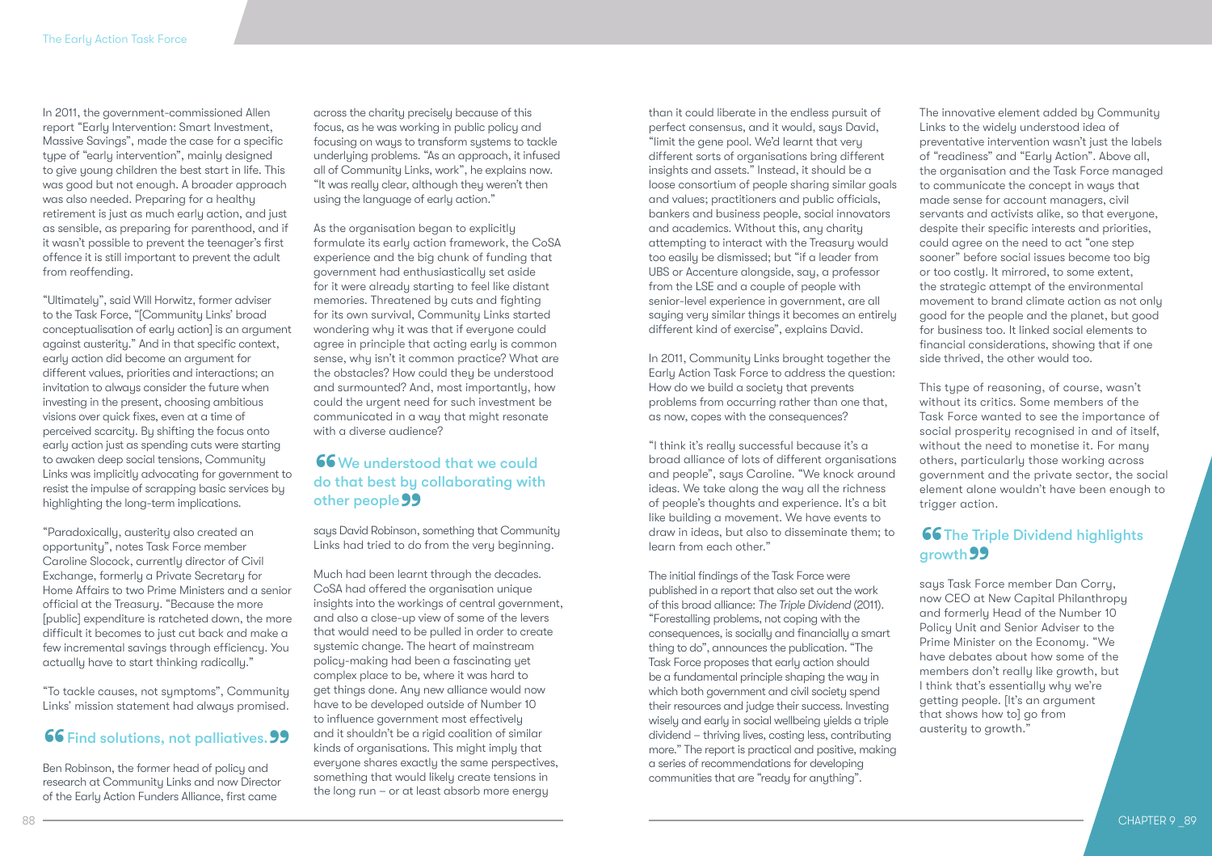In 2011, the government-commissioned Allen report "Early Intervention: Smart Investment, Massive Savings", made the case for a specific type of "early intervention", mainly designed to give young children the best start in life. This was good but not enough. A broader approach was also needed. Preparing for a healthy retirement is just as much early action, and just as sensible, as preparing for parenthood, and if it wasn't possible to prevent the teenager's first offence it is still important to prevent the adult from reoffending.

"Ultimately", said Will Horwitz, former adviser to the Task Force, "[Community Links' broad conceptualisation of early action] is an argument against austerity." And in that specific context, early action did become an argument for different values, priorities and interactions; an invitation to always consider the future when investing in the present, choosing ambitious visions over quick fixes, even at a time of perceived scarcity. By shifting the focus onto early action just as spending cuts were starting to awaken deep social tensions, Community Links was implicitly advocating for government to resist the impulse of scrapping basic services by highlighting the long-term implications.

"Paradoxically, austerity also created an opportunity", notes Task Force member Caroline Slocock, currently director of Civil Exchange, formerly a Private Secretary for Home Affairs to two Prime Ministers and a senior official at the Treasury. "Because the more [public] expenditure is ratcheted down, the more difficult it becomes to just cut back and make a few incremental savings through efficiency. You actually have to start thinking radically."

"To tackle causes, not symptoms", Community Links' mission statement had always promised.

> **"Find solutions, not palliatives."**

Ben Robinson, the former head of policy and research at Community Links and now Director of the Early Action Funders Alliance, first came across the charity precisely because of this focus, as he was working in public policy and focusing on ways to transform systems to tackle underlying problems. "As an approach, it infused all of Community Links, work", he explains now. "It was really clear, although they weren't then using the language of early action."

As the organisation began to explicitly formulate its early action framework, the CoSA experience and the big chunk of funding that government had enthusiastically set aside for it were already starting to feel like distant memories. Threatened by cuts and fighting for its own survival, Community Links started wondering why it was that if everyone could agree in principle that acting early is common sense, why isn't it common practice? What are the obstacles? How could they be understood and surmounted? And, most importantly, how could the urgent need for such investment be communicated in a way that might resonate with a diverse audience?

> **"We understood that we could do that best by collaborating with other people"**

says David Robinson, something that Community Links had tried to do from the very beginning.

Much had been learnt through the decades. CoSA had offered the organisation unique insights into the workings of central government, and also a close-up view of some of the levers that would need to be pulled in order to create systemic change. The heart of mainstream policy-making had been a fascinating yet complex place to be, where it was hard to get things done. Any new alliance would now have to be developed outside of Number 10 to influence government most effectively and it shouldn't be a rigid coalition of similar kinds of organisations. This might imply that everyone shares exactly the same perspectives, something that would likely create tensions in the long run – or at least absorb more energy than it could liberate in the endless pursuit of perfect consensus, and it would, says David, "limit the gene pool. We'd learnt that very different sorts of organisations bring different insights and assets." Instead, it should be a loose consortium of people sharing similar goals and values; practitioners and public officials, bankers and business people, social innovators and academics. Without this, any charity attempting to interact with the Treasury would too easily be dismissed; but "if a leader from UBS or Accenture alongside, say, a professor from the LSE and a couple of people with senior-level experience in government, are all saying very similar things it becomes an entirely different kind of exercise", explains David.

In 2011, Community Links brought together the Early Action Task Force to address the question: How do we build a society that prevents problems from occurring rather than one that, as now, copes with the consequences?

"I think it's really successful because it's a broad alliance of lots of different organisations and people", says Caroline. "We knock around ideas. We take along the way all the richness of people's thoughts and experience. It's a bit like building a movement. We have events to draw in ideas, but also to disseminate them; to learn from each other."

The initial findings of the Task Force were published in a report that also set out the work of this broad alliance: *The Triple Dividend* (2011). "Forestalling problems, not coping with the consequences, is socially and financially a smart thing to do", announces the publication. "The Task Force proposes that early action should be a fundamental principle shaping the way in which both government and civil society spend their resources and judge their success. Investing wisely and early in social wellbeing yields a triple dividend – thriving lives, costing less, contributing more." The report is practical and positive, making a series of recommendations for developing communities that are "ready for anything".

The innovative element added by Community Links to the widely understood idea of preventative intervention wasn't just the labels of "readiness" and "Early Action". Above all, the organisation and the Task Force managed to communicate the concept in ways that made sense for account managers, civil servants and activists alike, so that everyone, despite their specific interests and priorities, could agree on the need to act "one step sooner" before social issues become too big or too costly. It mirrored, to some extent, the strategic attempt of the environmental movement to brand climate action as not only good for the people and the planet, but good for business too. It linked social elements to financial considerations, showing that if one side thrived, the other would too.

This type of reasoning, of course, wasn't without its critics. Some members of the Task Force wanted to see the importance of social prosperity recognised in and of itself, without the need to monetise it. For many others, particularly those working across government and the private sector, the social element alone wouldn't have been enough to trigger action.

> **"The Triple Dividend highlights growth"**

says Task Force member Dan Corry, now CEO at New Capital Philanthropy and formerly Head of the Number 10 Policy Unit and Senior Adviser to the Prime Minister on the Economy. "We have debates about how some of the members don't really like growth, but I think that's essentially why we're getting people. [It's an argument that shows how to] go from austerity to growth."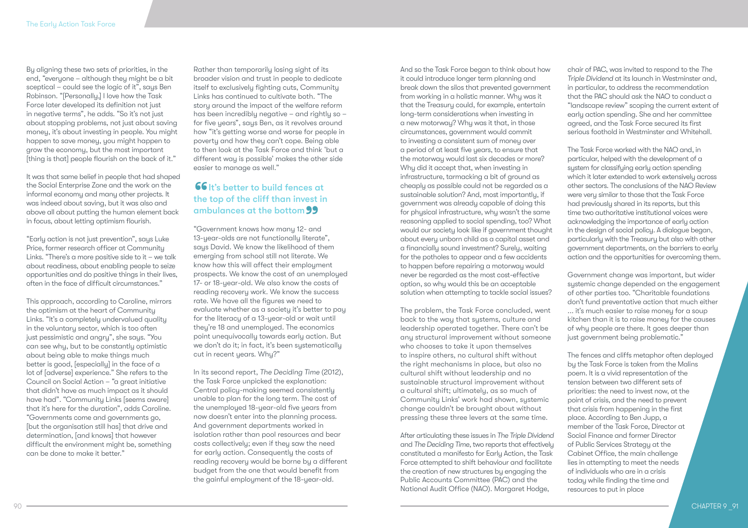By aligning these two sets of priorities, in the end, "everyone – although they might be a bit sceptical – could see the logic of it", says Ben Robinson. "[Personally,] I love how the Task Force later developed its definition not just in negative terms", he adds. "So it's not just about stopping problems, not just about saving money, it's about investing in people. You might happen to save money, you might happen to grow the economy, but the most important [thing is that] people flourish on the back of it."

It was that same belief in people that had shaped the Social Enterprise Zone and the work on the informal economy and many other projects. It was indeed about saving, but it was also and above all about putting the human element back in focus, about letting optimism flourish.

"Early action is not just prevention", says Luke Price, former research officer at Community Links. "There's a more positive side to it – we talk about readiness, about enabling people to seize opportunities and do positive things in their lives, often in the face of difficult circumstances."

This approach, according to Caroline, mirrors the optimism at the heart of Community Links. "It's a completely undervalued quality in the voluntary sector, which is too often just pessimistic and angry", she says. "You can see why, but to be constantly optimistic about being able to make things much better is good, [especially] in the face of a lot of [adverse] experience." She refers to the Council on Social Action – "a great initiative that didn't have as much impact as it should have had". "Community Links [seems aware] that it's here for the duration", adds Caroline. "Governments come and governments go, [but the organisation still has] that drive and determination, [and knows] that however difficult the environment might be, something can be done to make it better."

Rather than temporarily losing sight of its broader vision and trust in people to dedicate itself to exclusively fighting cuts, Community Links has continued to cultivate both. "The story around the impact of the welfare reform has been incredibly negative – and rightly so – for five years", says Ben, as it revolves around how "it's getting worse and worse for people in poverty and how they can't cope. Being able to then look at the Task Force and think 'but a different way is possible' makes the other side easier to manage as well."

> **"It's better to build fences at the top of the cliff than invest in ambulances at the bottom"**

"Government knows how many 12- and 13-year-olds are not functionally literate", says David. We know the likelihood of them emerging from school still not literate. We know how this will affect their employment prospects. We know the cost of an unemployed 17- or 18-year-old. We also know the costs of reading recovery work. We know the success rate. We have all the figures we need to evaluate whether as a society it's better to pay for the literacy of a 13-year-old or wait until they're 18 and unemployed. The economics point unequivocally towards early action. But we don't do it; in fact, it's been systematically cut in recent years. Why?"

In its second report, *The Deciding Time* (2012), the Task Force unpicked the explanation: Central policy-making seemed consistently unable to plan for the long term. The cost of the unemployed 18-year-old five years from now doesn't enter into the planning process. And government departments worked in isolation rather than pool resources and bear costs collectively; even if they saw the need for early action. Consequently the costs of reading recovery would be borne by a different budget from the one that would benefit from the gainful employment of the 18-year-old.

And so the Task Force began to think about how it could introduce longer term planning and break down the silos that prevented government from working in a holistic manner. Why was it that the Treasury could, for example, entertain long-term considerations when investing in a new motorway? Why was it that, in those circumstances, government would commit to investing a consistent sum of money over a period of at least five years, to ensure that the motorway would last six decades or more? Why did it accept that, when investing in infrastructure, tarmacking a bit of ground as cheaply as possible could not be regarded as a sustainable solution? And, most importantly, if government was already capable of doing this for physical infrastructure, why wasn't the same reasoning applied to social spending, too? What would our society look like if government thought about every unborn child as a capital asset and a financially sound investment? Surely, waiting for the potholes to appear and a few accidents to happen before repairing a motorway would never be regarded as the most cost-effective option, so why would this be an acceptable solution when attempting to tackle social issues?

The problem, the Task Force concluded, went back to the way that systems, culture and leadership operated together. There can't be any structural improvement without someone who chooses to take it upon themselves to inspire others, no cultural shift without the right mechanisms in place, but also no cultural shift without leadership and no sustainable structural improvement without a cultural shift; ultimately, as so much of Community Links' work had shown, systemic change couldn't be brought about without pressing these three levers at the same time.

After articulating these issues in *The Triple Dividend* and *The Deciding Time*, two reports that effectively constituted a manifesto for Early Action, the Task Force attempted to shift behaviour and facilitate the creation of new structures by engaging the Public Accounts Committee (PAC) and the National Audit Office (NAO). Margaret Hodge, chair of PAC, was invited to respond to the *The Triple Dividend* at its launch in Westminster and, in particular, to address the recommendation that the PAC should ask the NAO to conduct a "landscape review" scoping the current extent of early action spending. She and her committee agreed, and the Task Force secured its first serious foothold in Westminster and Whitehall.

The Task Force worked with the NAO and, in particular, helped with the development of a system for classifying early action spending which it later extended to work extensively across other sectors. The conclusions of the NAO Review were very similar to those that the Task Force had previously shared in its reports, but this time two authoritative institutional voices were acknowledging the importance of early action in the design of social policy. A dialogue began, particularly with the Treasury but also with other government departments, on the barriers to early action and the opportunities for overcoming them.

Government change was important, but wider systemic change depended on the engagement of other parties too. "Charitable foundations don't fund preventative action that much either ... it's much easier to raise money for a soup kitchen than it is to raise money for the causes of why people are there. It goes deeper than just government being problematic."

The fences and cliffs metaphor often deployed by the Task Force is taken from the Malins poem. It is a vivid representation of the tension between two different sets of priorities: the need to invest now, at the point of crisis, and the need to prevent that crisis from happening in the first place. According to Ben Jupp, a member of the Task Force, Director at Social Finance and former Director of Public Services Strategy at the Cabinet Office, the main challenge lies in attempting to meet the needs of individuals who are in a crisis today while finding the time and resources to put in place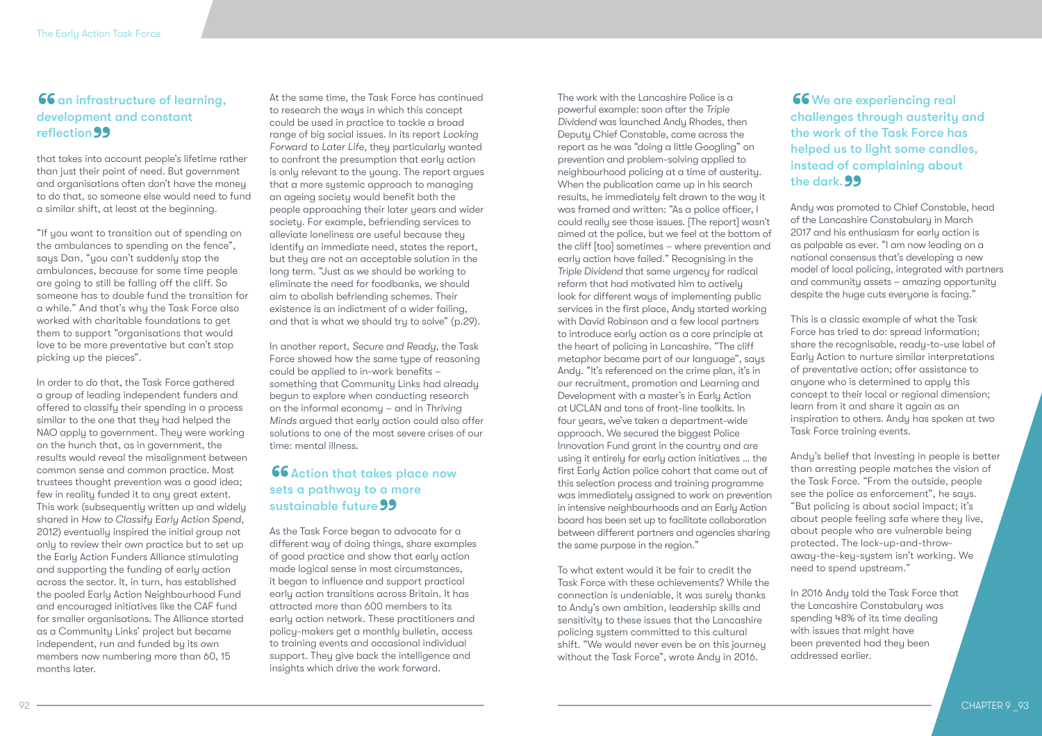> **"an infrastructure of learning, development and constant reflection"**

that takes into account people's lifetime rather than just their point of need. But government and organisations often don't have the money to do that, so someone else would need to fund a similar shift, at least at the beginning.

"If you want to transition out of spending on the ambulances to spending on the fence", says Dan, "you can't suddenly stop the ambulances, because for some time people are going to still be falling off the cliff. So someone has to double fund the transition for a while." And that's why the Task Force also worked with charitable foundations to get them to support "organisations that would love to be more preventative but can't stop picking up the pieces".

In order to do that, the Task Force gathered a group of leading independent funders and offered to classify their spending in a process similar to the one that they had helped the NAO apply to government. They were working on the hunch that, as in government, the results would reveal the misalignment between common sense and common practice. Most trustees thought prevention was a good idea; few in reality funded it to any great extent. This work (subsequently written up and widely shared in *How to Classify Early Action Spend*, 2012) eventually inspired the initial group not only to review their own practice but to set up the Early Action Funders Alliance stimulating and supporting the funding of early action across the sector. It, in turn, has established the pooled Early Action Neighbourhood Fund and encouraged initiatives like the CAF fund for smaller organisations. The Alliance started as a Community Links' project but became independent, run and funded by its own members now numbering more than 60, 15 months later.

At the same time, the Task Force has continued to research the ways in which this concept could be used in practice to tackle a broad range of big social issues. In its report *Looking Forward to Later Life*, they particularly wanted to confront the presumption that early action is only relevant to the young. The report argues that a more systemic approach to managing an ageing society would benefit both the people approaching their later years and wider society. For example, befriending services to alleviate loneliness are useful because they identify an immediate need, states the report, but they are not an acceptable solution in the long term. "Just as we should be working to eliminate the need for foodbanks, we should aim to abolish befriending schemes. Their existence is an indictment of a wider failing, and that is what we should try to solve" (p.29).

In another report, *Secure and Ready*, the Task Force showed how the same type of reasoning could be applied to in-work benefits – something that Community Links had already begun to explore when conducting research on the informal economy – and in *Thriving Minds* argued that early action could also offer solutions to one of the most severe crises of our time: mental illness.

> **"Action that takes place now sets a pathway to a more sustainable future"**

As the Task Force began to advocate for a different way of doing things, share examples of good practice and show that early action made logical sense in most circumstances, it began to influence and support practical early action transitions across Britain. It has attracted more than 600 members to its early action network. These practitioners and policy-makers get a monthly bulletin, access to training events and occasional individual support. They give back the intelligence and insights which drive the work forward.

The work with the Lancashire Police is a powerful example: soon after the *Triple Dividend* was launched Andy Rhodes, then Deputy Chief Constable, came across the report as he was "doing a little Googling" on prevention and problem-solving applied to neighbourhood policing at a time of austerity. When the publication came up in his search results, he immediately felt drawn to the way it was framed and written: "As a police officer, I could really see those issues. [The report] wasn't aimed at the police, but we feel at the bottom of the cliff [too] sometimes – where prevention and early action have failed." Recognising in the *Triple Dividend* that same urgency for radical reform that had motivated him to actively look for different ways of implementing public services in the first place, Andy started working with David Robinson and a few local partners to introduce early action as a core principle at the heart of policing in Lancashire. "The cliff metaphor became part of our language", says Andy. "It's referenced on the crime plan, it's in our recruitment, promotion and Learning and Development with a master's in Early Action at UCLAN and tons of front-line toolkits. In four years, we've taken a department-wide approach. We secured the biggest Police Innovation Fund grant in the country and are using it entirely for early action initiatives … the first Early Action police cohort that came out of this selection process and training programme was immediately assigned to work on prevention in intensive neighbourhoods and an Early Action board has been set up to facilitate collaboration between different partners and agencies sharing the same purpose in the region."

To what extent would it be fair to credit the Task Force with these achievements? While the connection is undeniable, it was surely thanks to Andy's own ambition, leadership skills and sensitivity to these issues that the Lancashire policing system committed to this cultural shift. "We would never even be on this journey without the Task Force", wrote Andy in 2016.

> **"We are experiencing real challenges through austerity and the work of the Task Force has helped us to light some candles, instead of complaining about the dark."**

Andy was promoted to Chief Constable, head of the Lancashire Constabulary in March 2017 and his enthusiasm for early action is as palpable as ever. "I am now leading on a national consensus that's developing a new model of local policing, integrated with partners and community assets – amazing opportunity despite the huge cuts everyone is facing."

This is a classic example of what the Task Force has tried to do: spread information; share the recognisable, ready-to-use label of Early Action to nurture similar interpretations of preventative action; offer assistance to anyone who is determined to apply this concept to their local or regional dimension; learn from it and share it again as an inspiration to others. Andy has spoken at two Task Force training events.

Andy's belief that investing in people is better than arresting people matches the vision of the Task Force. "From the outside, people see the police as enforcement", he says. "But policing is about social impact; it's about people feeling safe where they live, about people who are vulnerable being protected. The lock-up-and-throw-away-the-key-system isn't working. We need to spend upstream."

In 2016 Andy told the Task Force that the Lancashire Constabulary was spending 48% of its time dealing with issues that might have been prevented had they been addressed earlier.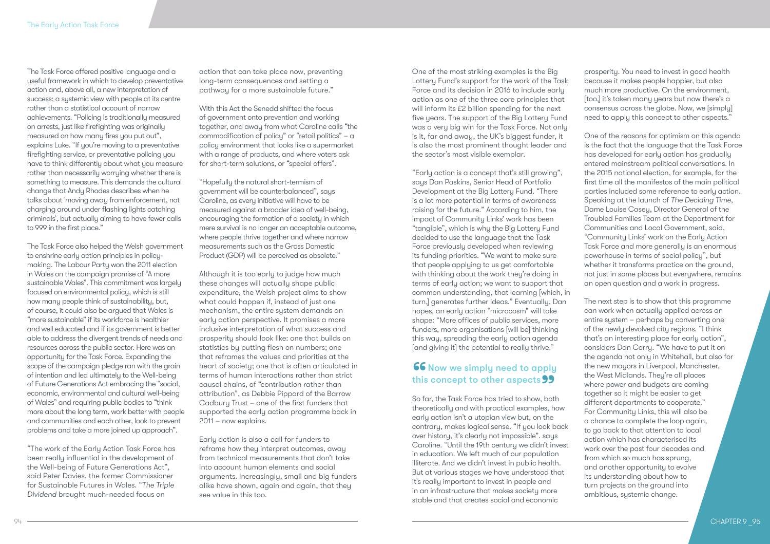The Task Force offered positive language and a useful framework in which to develop preventative action and, above all, a new interpretation of success; a systemic view with people at its centre rather than a statistical account of narrow achievements. "Policing is traditionally measured on arrests, just like firefighting was originally measured on how many fires you put out", explains Luke. "If you're moving to a preventative firefighting service, or preventative policing you have to think differently about what you measure rather than necessarily worrying whether there is something to measure. This demands the cultural change that Andy Rhodes describes when he talks about 'moving away from enforcement, not charging around under flashing lights catching criminals', but actually aiming to have fewer calls to 999 in the first place."

The Task Force also helped the Welsh government to enshrine early action principles in policy-making. The Labour Party won the 2011 election in Wales on the campaign promise of "A more sustainable Wales". This commitment was largely focused on environmental policy, which is still how many people think of sustainability, but, of course, it could also be argued that Wales is "more sustainable" if its workforce is healthier and well educated and if its government is better able to address the divergent trends of needs and resources across the public sector. Here was an opportunity for the Task Force. Expanding the scope of the campaign pledge ran with the grain of intention and led ultimately to the Well-being of Future Generations Act embracing the "social, economic, environmental and cultural well-being of Wales" and requiring public bodies to "think more about the long term, work better with people and communities and each other, look to prevent problems and take a more joined up approach".

"The work of the Early Action Task Force has been really influential in the development of the Well-being of Future Generations Act", said Peter Davies, the former Commissioner for Sustainable Futures in Wales. "*The Triple Dividend* brought much-needed focus on action that can take place now, preventing long-term consequences and setting a pathway for a more sustainable future."

With this Act the Senedd shifted the focus of government onto prevention and working together, and away from what Caroline calls "the commodification of policy" or "retail politics" – a policy environment that looks like a supermarket with a range of products, and where voters ask for short-term solutions, or "special offers".

"Hopefully the natural short-termism of government will be counterbalanced", says Caroline, as every initiative will have to be measured against a broader idea of well-being, encouraging the formation of a society in which mere survival is no longer an acceptable outcome, where people thrive together and where narrow measurements such as the Gross Domestic Product (GDP) will be perceived as obsolete."

Although it is too early to judge how much these changes will actually shape public expenditure, the Welsh project aims to show what could happen if, instead of just one mechanism, the entire system demands an early action perspective. It promises a more inclusive interpretation of what success and prosperity should look like: one that builds on statistics by putting flesh on numbers; one that reframes the values and priorities at the heart of society; one that is often articulated in terms of human interactions rather than strict causal chains, of "contribution rather than attribution", as Debbie Pippard of the Barrow Cadbury Trust – one of the first funders that supported the early action programme back in 2011 – now explains.

Early action is also a call for funders to reframe how they interpret outcomes, away from technical measurements that don't take into account human elements and social arguments. Increasingly, small and big funders alike have shown, again and again, that they see value in this too.

One of the most striking examples is the Big Lottery Fund's support for the work of the Task Force and its decision in 2016 to include early action as one of the three core principles that will inform its £2 billion spending for the next five years. The support of the Big Lottery Fund was a very big win for the Task Force. Not only is it, far and away, the UK's biggest funder, it is also the most prominent thought leader and the sector's most visible exemplar.

"Early action is a concept that's still growing", says Dan Paskins, Senior Head of Portfolio Development at the Big Lottery Fund. "There is a lot more potential in terms of awareness raising for the future." According to him, the impact of Community Links' work has been "tangible", which is why the Big Lottery Fund decided to use the language that the Task Force previously developed when reviewing its funding priorities. "We want to make sure that people applying to us get comfortable with thinking about the work they're doing in terms of early action; we want to support that common understanding, that learning [which, in turn,] generates further ideas." Eventually, Dan hopes, an early action "microcosm" will take shape: "More offices of public services, more funders, more organisations [will be] thinking this way, spreading the early action agenda [and giving it] the potential to really thrive."

> **"Now we simply need to apply this concept to other aspects"**

So far, the Task Force has tried to show, both theoretically and with practical examples, how early action isn't a utopian view but, on the contrary, makes logical sense. "If you look back over history, it's clearly not impossible". says Caroline. "Until the 19th century we didn't invest in education. We left much of our population illiterate. And we didn't invest in public health. But at various stages we have understood that it's really important to invest in people and in an infrastructure that makes society more stable and that creates social and economic prosperity. You need to invest in good health because it makes people happier, but also much more productive. On the environment, [too,] it's taken many years but now there's a consensus across the globe. Now, we [simply] need to apply this concept to other aspects."

One of the reasons for optimism on this agenda is the fact that the language that the Task Force has developed for early action has gradually entered mainstream political conversations. In the 2015 national election, for example, for the first time all the manifestos of the main political parties included some reference to early action. Speaking at the launch of *The Deciding Time*, Dame Louise Casey, Director General of the Troubled Families Team at the Department for Communities and Local Government, said, "Community Links' work on the Early Action Task Force and more generally is an enormous powerhouse in terms of social policy", but whether it transforms practice on the ground, not just in some places but everywhere, remains an open question and a work in progress.

The next step is to show that this programme can work when actually applied across an entire system – perhaps by converting one of the newly devolved city regions. "I think that's an interesting place for early action", considers Dan Corry. "We have to put it on the agenda not only in Whitehall, but also for the new mayors in Liverpool, Manchester, the West Midlands. They're all places where power and budgets are coming together so it might be easier to get different departments to cooperate." For Community Links, this will also be a chance to complete the loop again, to go back to that attention to local action which has characterised its work over the past four decades and from which so much has sprung, and another opportunity to evolve its understanding about how to turn projects on the ground into ambitious, systemic change.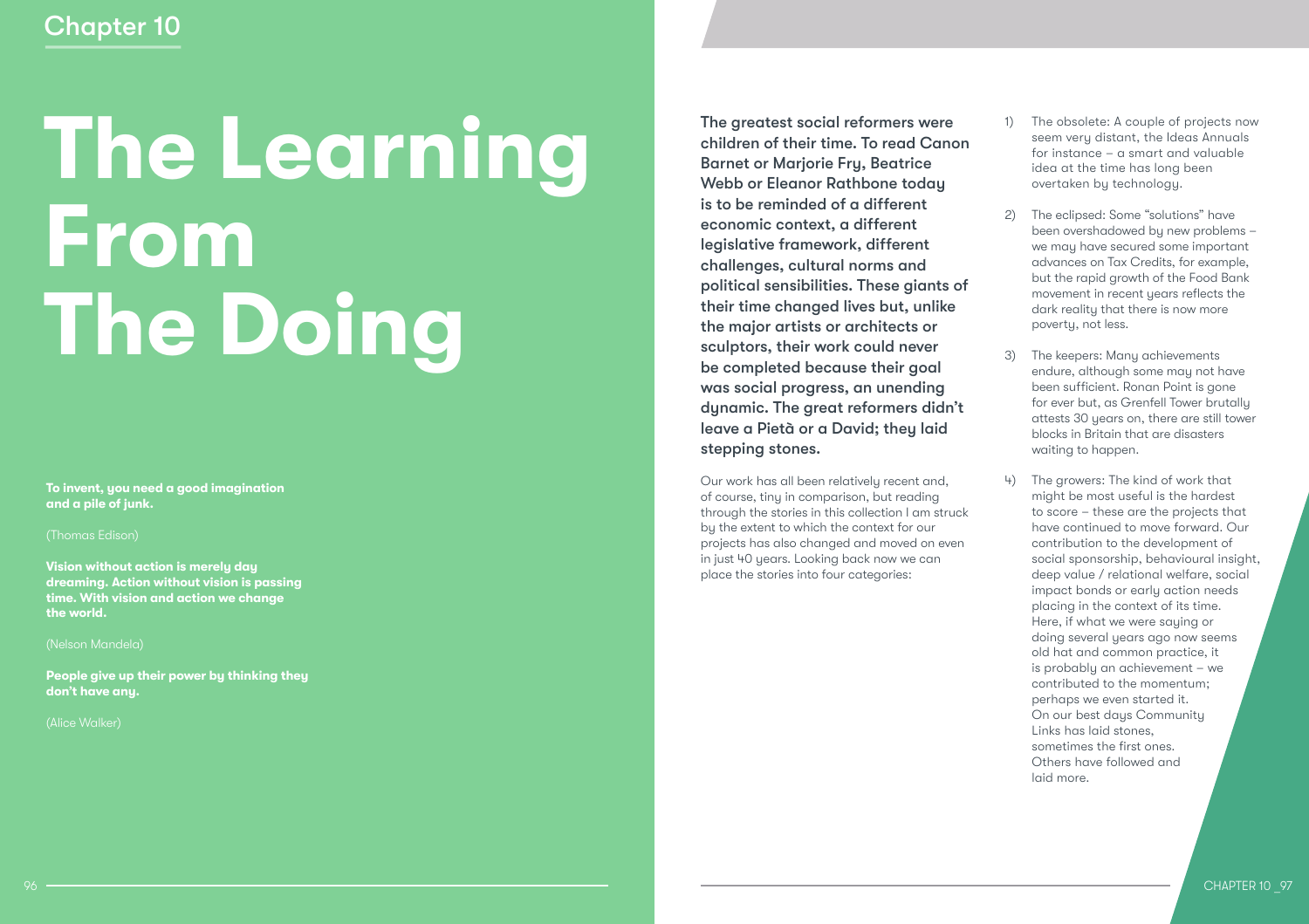Chapter 10

# The Learning From The Doing

**To invent, you need a good imagination and a pile of junk.**

(Thomas Edison)

**Vision without action is merely day dreaming. Action without vision is passing time. With vision and action we change the world.**

(Nelson Mandela)

**People give up their power by thinking they don't have any.**

(Alice Walker)

**The greatest social reformers were children of their time. To read Canon Barnet or Marjorie Fry, Beatrice Webb or Eleanor Rathbone today is to be reminded of a different economic context, a different legislative framework, different challenges, cultural norms and political sensibilities. These giants of their time changed lives but, unlike the major artists or architects or sculptors, their work could never be completed because their goal was social progress, an unending dynamic. The great reformers didn't leave a Pietà or a David; they laid stepping stones.**

Our work has all been relatively recent and, of course, tiny in comparison, but reading through the stories in this collection I am struck by the extent to which the context for our projects has also changed and moved on even in just 40 years. Looking back now we can place the stories into four categories:

1) The obsolete: A couple of projects now seem very distant, the Ideas Annuals for instance – a smart and valuable idea at the time has long been overtaken by technology.

2) The eclipsed: Some "solutions" have been overshadowed by new problems – we may have secured some important advances on Tax Credits, for example, but the rapid growth of the Food Bank movement in recent years reflects the dark reality that there is now more poverty, not less.

3) The keepers: Many achievements endure, although some may not have been sufficient. Ronan Point is gone for ever but, as Grenfell Tower brutally attests 30 years on, there are still tower blocks in Britain that are disasters waiting to happen.

4) The growers: The kind of work that might be most useful is the hardest to score – these are the projects that have continued to move forward. Our contribution to the development of social sponsorship, behavioural insight, deep value / relational welfare, social impact bonds or early action needs placing in the context of its time. Here, if what we were saying or doing several years ago now seems old hat and common practice, it is probably an achievement – we contributed to the momentum; perhaps we even started it. On our best days Community Links has laid stones, sometimes the first ones. Others have followed and laid more.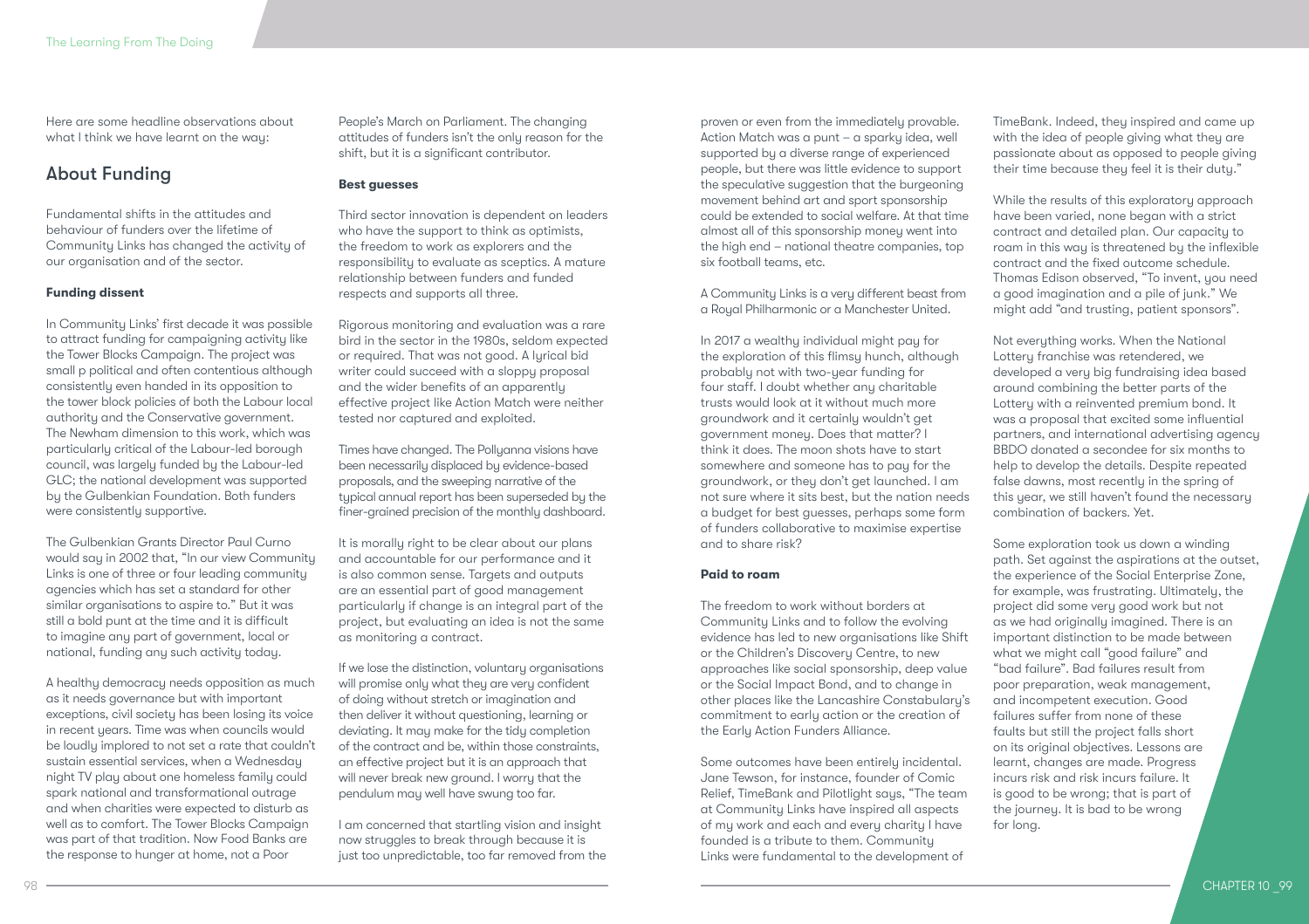Here are some headline observations about what I think we have learnt on the way:

## About Funding

Fundamental shifts in the attitudes and behaviour of funders over the lifetime of Community Links has changed the activity of our organisation and of the sector.

**Funding dissent**

In Community Links' first decade it was possible to attract funding for campaigning activity like the Tower Blocks Campaign. The project was small p political and often contentious although consistently even handed in its opposition to the tower block policies of both the Labour local authority and the Conservative government. The Newham dimension to this work, which was particularly critical of the Labour-led borough council, was largely funded by the Labour-led GLC; the national development was supported by the Gulbenkian Foundation. Both funders were consistently supportive.

The Gulbenkian Grants Director Paul Curno would say in 2002 that, "In our view Community Links is one of three or four leading community agencies which has set a standard for other similar organisations to aspire to." But it was still a bold punt at the time and it is difficult to imagine any part of government, local or national, funding any such activity today.

A healthy democracy needs opposition as much as it needs governance but with important exceptions, civil society has been losing its voice in recent years. Time was when councils would be loudly implored to not set a rate that couldn't sustain essential services, when a Wednesday night TV play about one homeless family could spark national and transformational outrage and when charities were expected to disturb as well as to comfort. The Tower Blocks Campaign was part of that tradition. Now Food Banks are the response to hunger at home, not a Poor People's March on Parliament. The changing attitudes of funders isn't the only reason for the shift, but it is a significant contributor.

**Best guesses**

Third sector innovation is dependent on leaders who have the support to think as optimists, the freedom to work as explorers and the responsibility to evaluate as sceptics. A mature relationship between funders and funded respects and supports all three.

Rigorous monitoring and evaluation was a rare bird in the sector in the 1980s, seldom expected or required. That was not good. A lyrical bid writer could succeed with a sloppy proposal and the wider benefits of an apparently effective project like Action Match were neither tested nor captured and exploited.

Times have changed. The Pollyanna visions have been necessarily displaced by evidence-based proposals, and the sweeping narrative of the typical annual report has been superseded by the finer-grained precision of the monthly dashboard.

It is morally right to be clear about our plans and accountable for our performance and it is also common sense. Targets and outputs are an essential part of good management particularly if change is an integral part of the project, but evaluating an idea is not the same as monitoring a contract.

If we lose the distinction, voluntary organisations will promise only what they are very confident of doing without stretch or imagination and then deliver it without questioning, learning or deviating. It may make for the tidy completion of the contract and be, within those constraints, an effective project but it is an approach that will never break new ground. I worry that the pendulum may well have swung too far.

I am concerned that startling vision and insight now struggles to break through because it is just too unpredictable, too far removed from the proven or even from the immediately provable. Action Match was a punt – a sparky idea, well supported by a diverse range of experienced people, but there was little evidence to support the speculative suggestion that the burgeoning movement behind art and sport sponsorship could be extended to social welfare. At that time almost all of this sponsorship money went into the high end – national theatre companies, top six football teams, etc.

A Community Links is a very different beast from a Royal Philharmonic or a Manchester United.

In 2017 a wealthy individual might pay for the exploration of this flimsy hunch, although probably not with two-year funding for four staff. I doubt whether any charitable trusts would look at it without much more groundwork and it certainly wouldn't get government money. Does that matter? I think it does. The moon shots have to start somewhere and someone has to pay for the groundwork, or they don't get launched. I am not sure where it sits best, but the nation needs a budget for best guesses, perhaps some form of funders collaborative to maximise expertise and to share risk?

**Paid to roam**

The freedom to work without borders at Community Links and to follow the evolving evidence has led to new organisations like Shift or the Children's Discovery Centre, to new approaches like social sponsorship, deep value or the Social Impact Bond, and to change in other places like the Lancashire Constabulary's commitment to early action or the creation of the Early Action Funders Alliance.

Some outcomes have been entirely incidental. Jane Tewson, for instance, founder of Comic Relief, TimeBank and Pilotlight says, "The team at Community Links have inspired all aspects of my work and each and every charity I have founded is a tribute to them. Community Links were fundamental to the development of TimeBank. Indeed, they inspired and came up with the idea of people giving what they are passionate about as opposed to people giving their time because they feel it is their duty."

While the results of this exploratory approach have been varied, none began with a strict contract and detailed plan. Our capacity to roam in this way is threatened by the inflexible contract and the fixed outcome schedule. Thomas Edison observed, "To invent, you need a good imagination and a pile of junk." We might add "and trusting, patient sponsors".

Not everything works. When the National Lottery franchise was retendered, we developed a very big fundraising idea based around combining the better parts of the Lottery with a reinvented premium bond. It was a proposal that excited some influential partners, and international advertising agency BBDO donated a secondee for six months to help to develop the details. Despite repeated false dawns, most recently in the spring of this year, we still haven't found the necessary combination of backers. Yet.

Some exploration took us down a winding path. Set against the aspirations at the outset, the experience of the Social Enterprise Zone, for example, was frustrating. Ultimately, the project did some very good work but not as we had originally imagined. There is an important distinction to be made between what we might call "good failure" and "bad failure". Bad failures result from poor preparation, weak management, and incompetent execution. Good failures suffer from none of these faults but still the project falls short on its original objectives. Lessons are learnt, changes are made. Progress incurs risk and risk incurs failure. It is good to be wrong; that is part of the journey. It is bad to be wrong for long.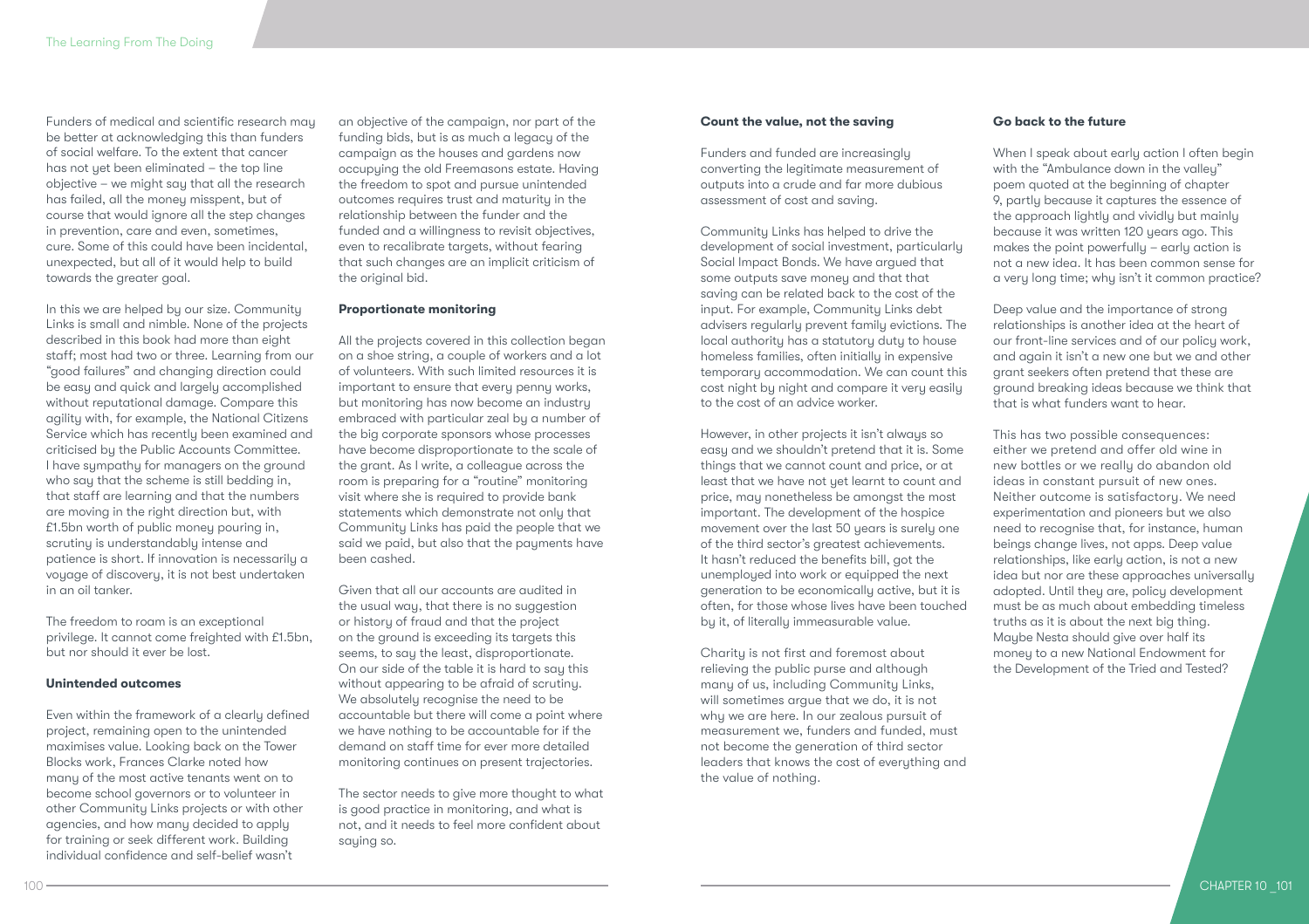Funders of medical and scientific research may be better at acknowledging this than funders of social welfare. To the extent that cancer has not yet been eliminated – the top line objective – we might say that all the research has failed, all the money misspent, but of course that would ignore all the step changes in prevention, care and even, sometimes, cure. Some of this could have been incidental, unexpected, but all of it would help to build towards the greater goal.

In this we are helped by our size. Community Links is small and nimble. None of the projects described in this book had more than eight staff; most had two or three. Learning from our "good failures" and changing direction could be easy and quick and largely accomplished without reputational damage. Compare this agility with, for example, the National Citizens Service which has recently been examined and criticised by the Public Accounts Committee. I have sympathy for managers on the ground who say that the scheme is still bedding in, that staff are learning and that the numbers are moving in the right direction but, with £1.5bn worth of public money pouring in, scrutiny is understandably intense and patience is short. If innovation is necessarily a voyage of discovery, it is not best undertaken in an oil tanker.

The freedom to roam is an exceptional privilege. It cannot come freighted with £1.5bn, but nor should it ever be lost.

**Unintended outcomes**

Even within the framework of a clearly defined project, remaining open to the unintended maximises value. Looking back on the Tower Blocks work, Frances Clarke noted how many of the most active tenants went on to become school governors or to volunteer in other Community Links projects or with other agencies, and how many decided to apply for training or seek different work. Building individual confidence and self-belief wasn't an objective of the campaign, nor part of the funding bids, but is as much a legacy of the campaign as the houses and gardens now occupying the old Freemasons estate. Having the freedom to spot and pursue unintended outcomes requires trust and maturity in the relationship between the funder and the funded and a willingness to revisit objectives, even to recalibrate targets, without fearing that such changes are an implicit criticism of the original bid.

**Proportionate monitoring**

All the projects covered in this collection began on a shoe string, a couple of workers and a lot of volunteers. With such limited resources it is important to ensure that every penny works, but monitoring has now become an industry embraced with particular zeal by a number of the big corporate sponsors whose processes have become disproportionate to the scale of the grant. As I write, a colleague across the room is preparing for a "routine" monitoring visit where she is required to provide bank statements which demonstrate not only that Community Links has paid the people that we said we paid, but also that the payments have been cashed.

Given that all our accounts are audited in the usual way, that there is no suggestion or history of fraud and that the project on the ground is exceeding its targets this seems, to say the least, disproportionate. On our side of the table it is hard to say this without appearing to be afraid of scrutiny. We absolutely recognise the need to be accountable but there will come a point where we have nothing to be accountable for if the demand on staff time for ever more detailed monitoring continues on present trajectories.

The sector needs to give more thought to what is good practice in monitoring, and what is not, and it needs to feel more confident about saying so.

**Count the value, not the saving**

Funders and funded are increasingly converting the legitimate measurement of outputs into a crude and far more dubious assessment of cost and saving.

Community Links has helped to drive the development of social investment, particularly Social Impact Bonds. We have argued that some outputs save money and that that saving can be related back to the cost of the input. For example, Community Links debt advisers regularly prevent family evictions. The local authority has a statutory duty to house homeless families, often initially in expensive temporary accommodation. We can count this cost night by night and compare it very easily to the cost of an advice worker.

However, in other projects it isn't always so easy and we shouldn't pretend that it is. Some things that we cannot count and price, or at least that we have not yet learnt to count and price, may nonetheless be amongst the most important. The development of the hospice movement over the last 50 years is surely one of the third sector's greatest achievements. It hasn't reduced the benefits bill, got the unemployed into work or equipped the next generation to be economically active, but it is often, for those whose lives have been touched by it, of literally immeasurable value.

Charity is not first and foremost about relieving the public purse and although many of us, including Community Links, will sometimes argue that we do, it is not why we are here. In our zealous pursuit of measurement we, funders and funded, must not become the generation of third sector leaders that knows the cost of everything and the value of nothing.

**Go back to the future**

When I speak about early action I often begin with the "Ambulance down in the valley" poem quoted at the beginning of chapter 9, partly because it captures the essence of the approach lightly and vividly but mainly because it was written 120 years ago. This makes the point powerfully – early action is not a new idea. It has been common sense for a very long time; why isn't it common practice?

Deep value and the importance of strong relationships is another idea at the heart of our front-line services and of our policy work, and again it isn't a new one but we and other grant seekers often pretend that these are ground breaking ideas because we think that that is what funders want to hear.

This has two possible consequences: either we pretend and offer old wine in new bottles or we really do abandon old ideas in constant pursuit of new ones. Neither outcome is satisfactory. We need experimentation and pioneers but we also need to recognise that, for instance, human beings change lives, not apps. Deep value relationships, like early action, is not a new idea but nor are these approaches universally adopted. Until they are, policy development must be as much about embedding timeless truths as it is about the next big thing. Maybe Nesta should give over half its money to a new National Endowment for the Development of the Tried and Tested?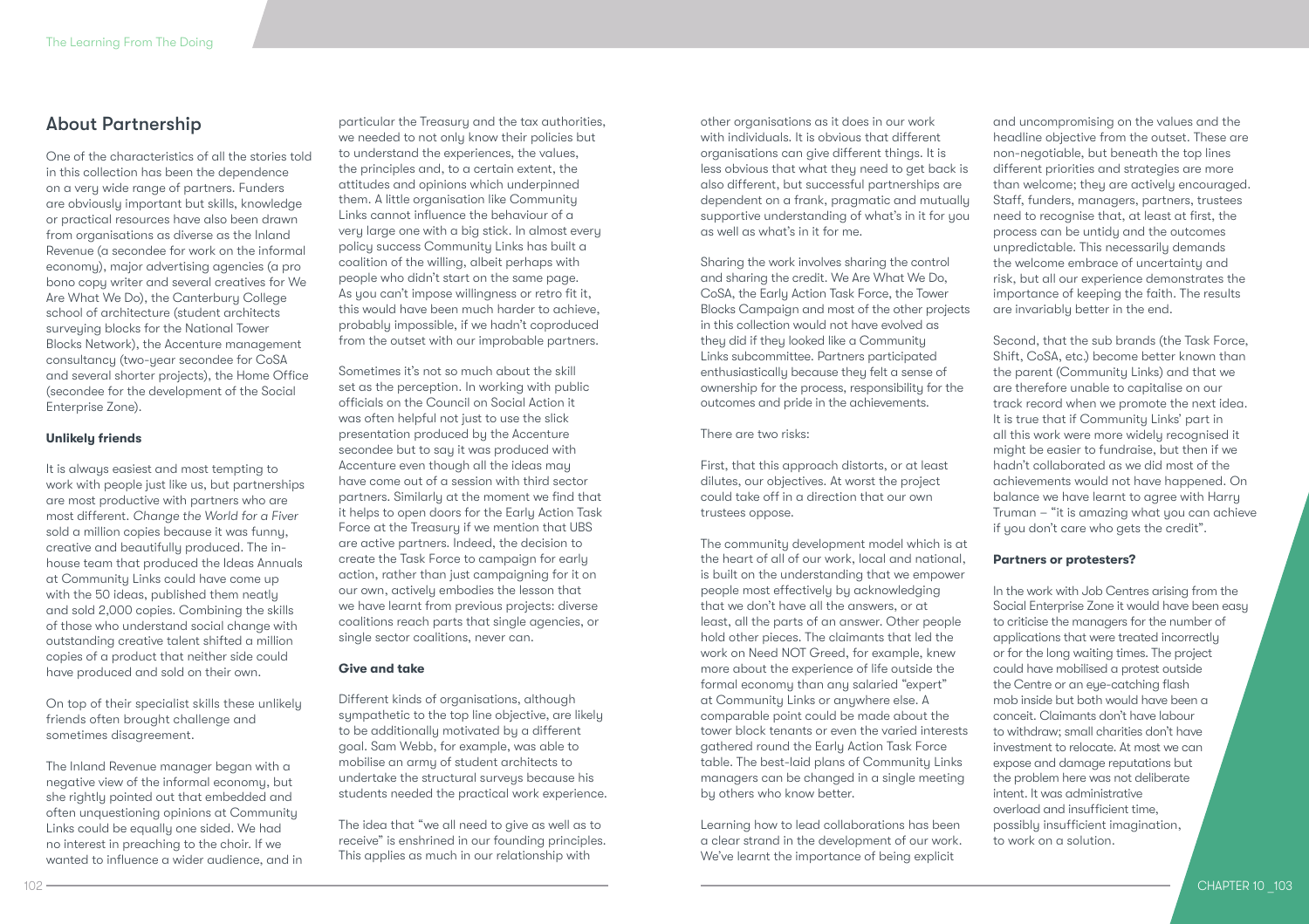## About Partnership

One of the characteristics of all the stories told in this collection has been the dependence on a very wide range of partners. Funders are obviously important but skills, knowledge or practical resources have also been drawn from organisations as diverse as the Inland Revenue (a secondee for work on the informal economy), major advertising agencies (a pro bono copy writer and several creatives for We Are What We Do), the Canterbury College school of architecture (student architects surveying blocks for the National Tower Blocks Network), the Accenture management consultancy (two-year secondee for CoSA and several shorter projects), the Home Office (secondee for the development of the Social Enterprise Zone).

**Unlikely friends**

It is always easiest and most tempting to work with people just like us, but partnerships are most productive with partners who are most different. *Change the World for a Fiver* sold a million copies because it was funny, creative and beautifully produced. The in-house team that produced the Ideas Annuals at Community Links could have come up with the 50 ideas, published them neatly and sold 2,000 copies. Combining the skills of those who understand social change with outstanding creative talent shifted a million copies of a product that neither side could have produced and sold on their own.

On top of their specialist skills these unlikely friends often brought challenge and sometimes disagreement.

The Inland Revenue manager began with a negative view of the informal economy, but she rightly pointed out that embedded and often unquestioning opinions at Community Links could be equally one sided. We had no interest in preaching to the choir. If we wanted to influence a wider audience, and in particular the Treasury and the tax authorities, we needed to not only know their policies but to understand the experiences, the values, the principles and, to a certain extent, the attitudes and opinions which underpinned them. A little organisation like Community Links cannot influence the behaviour of a very large one with a big stick. In almost every policy success Community Links has built a coalition of the willing, albeit perhaps with people who didn't start on the same page. As you can't impose willingness or retro fit it, this would have been much harder to achieve, probably impossible, if we hadn't coproduced from the outset with our improbable partners.

Sometimes it's not so much about the skill set as the perception. In working with public officials on the Council on Social Action it was often helpful not just to use the slick presentation produced by the Accenture secondee but to say it was produced with Accenture even though all the ideas may have come out of a session with third sector partners. Similarly at the moment we find that it helps to open doors for the Early Action Task Force at the Treasury if we mention that UBS are active partners. Indeed, the decision to create the Task Force to campaign for early action, rather than just campaigning for it on our own, actively embodies the lesson that we have learnt from previous projects: diverse coalitions reach parts that single agencies, or single sector coalitions, never can.

**Give and take**

Different kinds of organisations, although sympathetic to the top line objective, are likely to be additionally motivated by a different goal. Sam Webb, for example, was able to mobilise an army of student architects to undertake the structural surveys because his students needed the practical work experience.

The idea that "we all need to give as well as to receive" is enshrined in our founding principles. This applies as much in our relationship with other organisations as it does in our work with individuals. It is obvious that different organisations can give different things. It is less obvious that what they need to get back is also different, but successful partnerships are dependent on a frank, pragmatic and mutually supportive understanding of what's in it for you as well as what's in it for me.

Sharing the work involves sharing the control and sharing the credit. We Are What We Do, CoSA, the Early Action Task Force, the Tower Blocks Campaign and most of the other projects in this collection would not have evolved as they did if they looked like a Community Links subcommittee. Partners participated enthusiastically because they felt a sense of ownership for the process, responsibility for the outcomes and pride in the achievements.

There are two risks:

First, that this approach distorts, or at least dilutes, our objectives. At worst the project could take off in a direction that our own trustees oppose.

The community development model which is at the heart of all of our work, local and national, is built on the understanding that we empower people most effectively by acknowledging that we don't have all the answers, or at least, all the parts of an answer. Other people hold other pieces. The claimants that led the work on Need NOT Greed, for example, knew more about the experience of life outside the formal economy than any salaried "expert" at Community Links or anywhere else. A comparable point could be made about the tower block tenants or even the varied interests gathered round the Early Action Task Force table. The best-laid plans of Community Links managers can be changed in a single meeting by others who know better.

Learning how to lead collaborations has been a clear strand in the development of our work. We've learnt the importance of being explicit and uncompromising on the values and the headline objective from the outset. These are non-negotiable, but beneath the top lines different priorities and strategies are more than welcome; they are actively encouraged. Staff, funders, managers, partners, trustees need to recognise that, at least at first, the process can be untidy and the outcomes unpredictable. This necessarily demands the welcome embrace of uncertainty and risk, but all our experience demonstrates the importance of keeping the faith. The results are invariably better in the end.

Second, that the sub brands (the Task Force, Shift, CoSA, etc.) become better known than the parent (Community Links) and that we are therefore unable to capitalise on our track record when we promote the next idea. It is true that if Community Links' part in all this work were more widely recognised it might be easier to fundraise, but then if we hadn't collaborated as we did most of the achievements would not have happened. On balance we have learnt to agree with Harry Truman – "it is amazing what you can achieve if you don't care who gets the credit".

**Partners or protesters?**

In the work with Job Centres arising from the Social Enterprise Zone it would have been easy to criticise the managers for the number of applications that were treated incorrectly or for the long waiting times. The project could have mobilised a protest outside the Centre or an eye-catching flash mob inside but both would have been a conceit. Claimants don't have labour to withdraw; small charities don't have investment to relocate. At most we can expose and damage reputations but the problem here was not deliberate intent. It was administrative overload and insufficient time, possibly insufficient imagination, to work on a solution.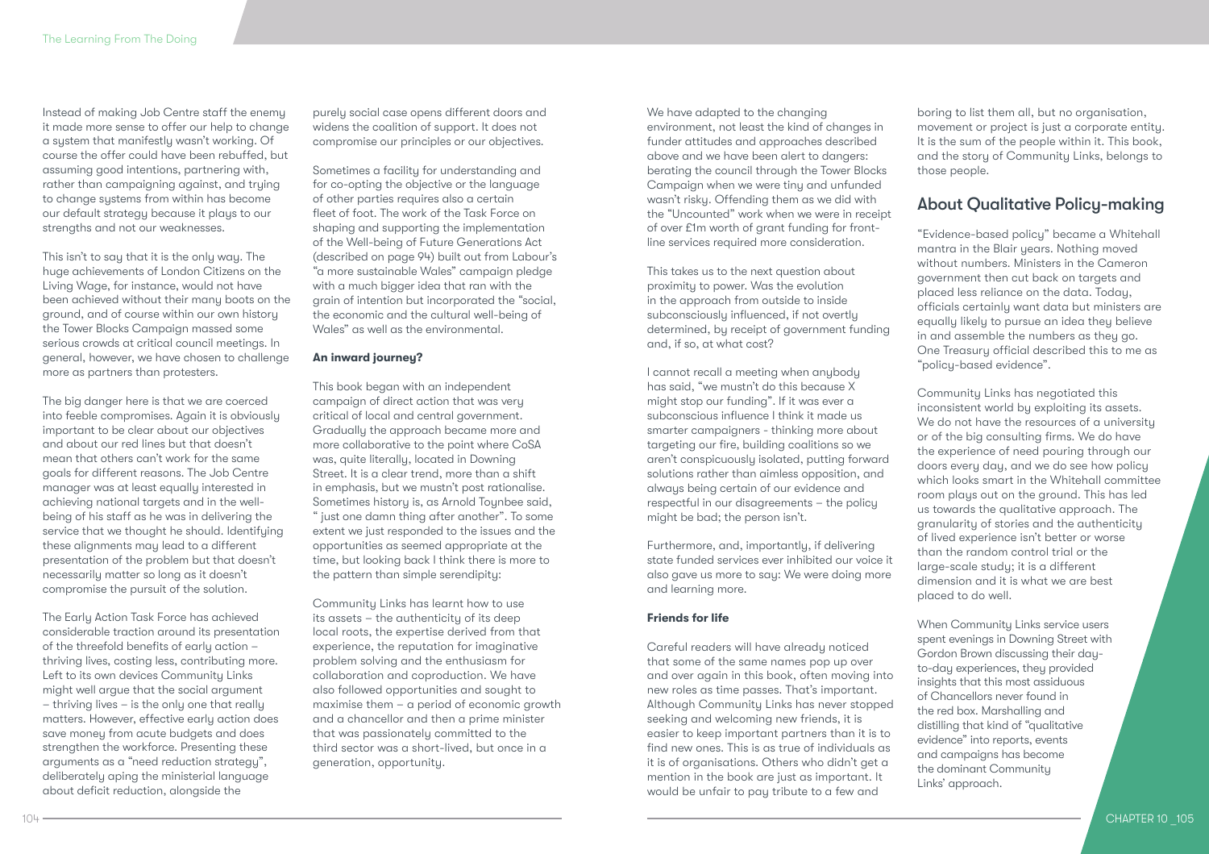Instead of making Job Centre staff the enemy it made more sense to offer our help to change a system that manifestly wasn't working. Of course the offer could have been rebuffed, but assuming good intentions, partnering with, rather than campaigning against, and trying to change systems from within has become our default strategy because it plays to our strengths and not our weaknesses.

This isn't to say that it is the only way. The huge achievements of London Citizens on the Living Wage, for instance, would not have been achieved without their many boots on the ground, and of course within our own history the Tower Blocks Campaign massed some serious crowds at critical council meetings. In general, however, we have chosen to challenge more as partners than protesters.

The big danger here is that we are coerced into feeble compromises. Again it is obviously important to be clear about our objectives and about our red lines but that doesn't mean that others can't work for the same goals for different reasons. The Job Centre manager was at least equally interested in achieving national targets and in the well-being of his staff as he was in delivering the service that we thought he should. Identifying these alignments may lead to a different presentation of the problem but that doesn't necessarily matter so long as it doesn't compromise the pursuit of the solution.

The Early Action Task Force has achieved considerable traction around its presentation of the threefold benefits of early action – thriving lives, costing less, contributing more. Left to its own devices Community Links might well argue that the social argument – thriving lives – is the only one that really matters. However, effective early action does save money from acute budgets and does strengthen the workforce. Presenting these arguments as a "need reduction strategy", deliberately aping the ministerial language about deficit reduction, alongside the purely social case opens different doors and widens the coalition of support. It does not compromise our principles or our objectives.

Sometimes a facility for understanding and for co-opting the objective or the language of other parties requires also a certain fleet of foot. The work of the Task Force on shaping and supporting the implementation of the Well-being of Future Generations Act (described on page 94) built out from Labour's "a more sustainable Wales" campaign pledge with a much bigger idea that ran with the grain of intention but incorporated the "social, the economic and the cultural well-being of Wales" as well as the environmental.

**An inward journey?**

This book began with an independent campaign of direct action that was very critical of local and central government. Gradually the approach became more and more collaborative to the point where CoSA was, quite literally, located in Downing Street. It is a clear trend, more than a shift in emphasis, but we mustn't post rationalise. Sometimes history is, as Arnold Toynbee said, " just one damn thing after another". To some extent we just responded to the issues and the opportunities as seemed appropriate at the time, but looking back I think there is more to the pattern than simple serendipity:

Community Links has learnt how to use its assets – the authenticity of its deep local roots, the expertise derived from that experience, the reputation for imaginative problem solving and the enthusiasm for collaboration and coproduction. We have also followed opportunities and sought to maximise them – a period of economic growth and a chancellor and then a prime minister that was passionately committed to the third sector was a short-lived, but once in a generation, opportunity.

We have adapted to the changing environment, not least the kind of changes in funder attitudes and approaches described above and we have been alert to dangers: berating the council through the Tower Blocks Campaign when we were tiny and unfunded wasn't risky. Offending them as we did with the "Uncounted" work when we were in receipt of over £1m worth of grant funding for front-line services required more consideration.

This takes us to the next question about proximity to power. Was the evolution in the approach from outside to inside subconsciously influenced, if not overtly determined, by receipt of government funding and, if so, at what cost?

I cannot recall a meeting when anybody has said, "we mustn't do this because X might stop our funding". If it was ever a subconscious influence I think it made us smarter campaigners - thinking more about targeting our fire, building coalitions so we aren't conspicuously isolated, putting forward solutions rather than aimless opposition, and always being certain of our evidence and respectful in our disagreements – the policy might be bad; the person isn't.

Furthermore, and, importantly, if delivering state funded services ever inhibited our voice it also gave us more to say: We were doing more and learning more.

**Friends for life**

Careful readers will have already noticed that some of the same names pop up over and over again in this book, often moving into new roles as time passes. That's important. Although Community Links has never stopped seeking and welcoming new friends, it is easier to keep important partners than it is to find new ones. This is as true of individuals as it is of organisations. Others who didn't get a mention in the book are just as important. It would be unfair to pay tribute to a few and boring to list them all, but no organisation, movement or project is just a corporate entity. It is the sum of the people within it. This book, and the story of Community Links, belongs to those people.

## About Qualitative Policy-making

"Evidence-based policy" became a Whitehall mantra in the Blair years. Nothing moved without numbers. Ministers in the Cameron government then cut back on targets and placed less reliance on the data. Today, officials certainly want data but ministers are equally likely to pursue an idea they believe in and assemble the numbers as they go. One Treasury official described this to me as "policy-based evidence".

Community Links has negotiated this inconsistent world by exploiting its assets. We do not have the resources of a university or of the big consulting firms. We do have the experience of need pouring through our doors every day, and we do see how policy which looks smart in the Whitehall committee room plays out on the ground. This has led us towards the qualitative approach. The granularity of stories and the authenticity of lived experience isn't better or worse than the random control trial or the large-scale study; it is a different dimension and it is what we are best placed to do well.

When Community Links service users spent evenings in Downing Street with Gordon Brown discussing their day-to-day experiences, they provided insights that this most assiduous of Chancellors never found in the red box. Marshalling and distilling that kind of "qualitative evidence" into reports, events and campaigns has become the dominant Community Links' approach.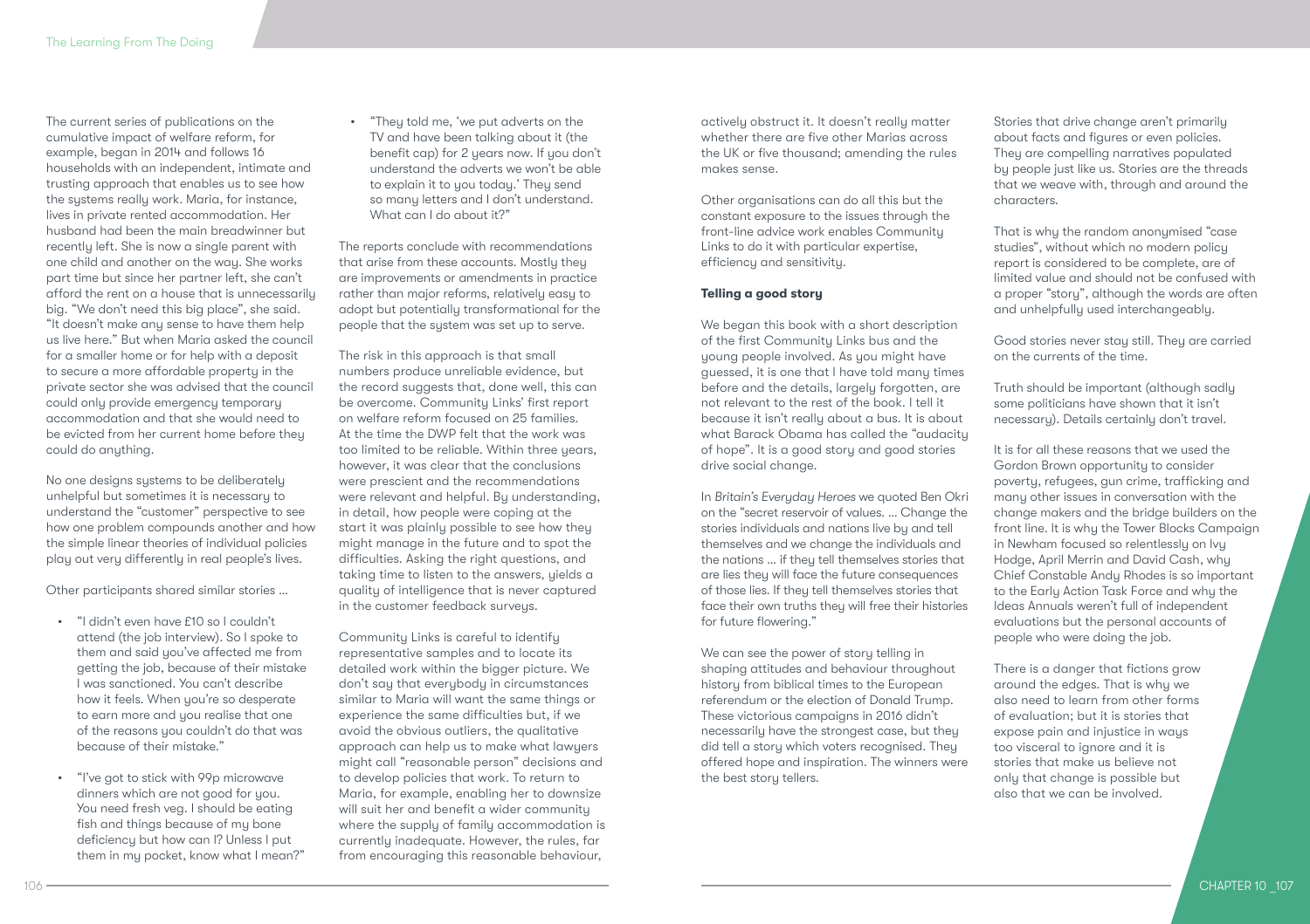The current series of publications on the cumulative impact of welfare reform, for example, began in 2014 and follows 16 households with an independent, intimate and trusting approach that enables us to see how the systems really work. Maria, for instance, lives in private rented accommodation. Her husband had been the main breadwinner but recently left. She is now a single parent with one child and another on the way. She works part time but since her partner left, she can't afford the rent on a house that is unnecessarily big. "We don't need this big place", she said. "It doesn't make any sense to have them help us live here." But when Maria asked the council for a smaller home or for help with a deposit to secure a more affordable property in the private sector she was advised that the council could only provide emergency temporary accommodation and that she would need to be evicted from her current home before they could do anything.

No one designs systems to be deliberately unhelpful but sometimes it is necessary to understand the "customer" perspective to see how one problem compounds another and how the simple linear theories of individual policies play out very differently in real people's lives.

Other participants shared similar stories ...

- "I didn't even have £10 so I couldn't attend (the job interview). So I spoke to them and said you've affected me from getting the job, because of their mistake I was sanctioned. You can't describe how it feels. When you're so desperate to earn more and you realise that one of the reasons you couldn't do that was because of their mistake."
- "I've got to stick with 99p microwave dinners which are not good for you. You need fresh veg. I should be eating fish and things because of my bone deficiency but how can I? Unless I put them in my pocket, know what I mean?"
- "They told me, 'we put adverts on the TV and have been talking about it (the benefit cap) for 2 years now. If you don't understand the adverts we won't be able to explain it to you today.' They send so many letters and I don't understand. What can I do about it?"

The reports conclude with recommendations that arise from these accounts. Mostly they are improvements or amendments in practice rather than major reforms, relatively easy to adopt but potentially transformational for the people that the system was set up to serve.

The risk in this approach is that small numbers produce unreliable evidence, but the record suggests that, done well, this can be overcome. Community Links' first report on welfare reform focused on 25 families. At the time the DWP felt that the work was too limited to be reliable. Within three years, however, it was clear that the conclusions were prescient and the recommendations were relevant and helpful. By understanding, in detail, how people were coping at the start it was plainly possible to see how they might manage in the future and to spot the difficulties. Asking the right questions, and taking time to listen to the answers, yields a quality of intelligence that is never captured in the customer feedback surveys.

Community Links is careful to identify representative samples and to locate its detailed work within the bigger picture. We don't say that everybody in circumstances similar to Maria will want the same things or experience the same difficulties but, if we avoid the obvious outliers, the qualitative approach can help us to make what lawyers might call "reasonable person" decisions and to develop policies that work. To return to Maria, for example, enabling her to downsize will suit her and benefit a wider community where the supply of family accommodation is currently inadequate. However, the rules, far from encouraging this reasonable behaviour, actively obstruct it. It doesn't really matter whether there are five other Marias across the UK or five thousand; amending the rules makes sense.

Other organisations can do all this but the constant exposure to the issues through the front-line advice work enables Community Links to do it with particular expertise, efficiency and sensitivity.

**Telling a good story**

We began this book with a short description of the first Community Links bus and the young people involved. As you might have guessed, it is one that I have told many times before and the details, largely forgotten, are not relevant to the rest of the book. I tell it because it isn't really about a bus. It is about what Barack Obama has called the "audacity of hope". It is a good story and good stories drive social change.

In *Britain's Everyday Heroes* we quoted Ben Okri on the "secret reservoir of values. ... Change the stories individuals and nations live by and tell themselves and we change the individuals and the nations ... if they tell themselves stories that are lies they will face the future consequences of those lies. If they tell themselves stories that face their own truths they will free their histories for future flowering."

We can see the power of story telling in shaping attitudes and behaviour throughout history from biblical times to the European referendum or the election of Donald Trump. These victorious campaigns in 2016 didn't necessarily have the strongest case, but they did tell a story which voters recognised. They offered hope and inspiration. The winners were the best story tellers.

Stories that drive change aren't primarily about facts and figures or even policies. They are compelling narratives populated by people just like us. Stories are the threads that we weave with, through and around the characters.

That is why the random anonymised "case studies", without which no modern policy report is considered to be complete, are of limited value and should not be confused with a proper "story", although the words are often and unhelpfully used interchangeably.

Good stories never stay still. They are carried on the currents of the time.

Truth should be important (although sadly some politicians have shown that it isn't necessary). Details certainly don't travel.

It is for all these reasons that we used the Gordon Brown opportunity to consider poverty, refugees, gun crime, trafficking and many other issues in conversation with the change makers and the bridge builders on the front line. It is why the Tower Blocks Campaign in Newham focused so relentlessly on Ivy Hodge, April Merrin and David Cash, why Chief Constable Andy Rhodes is so important to the Early Action Task Force and why the Ideas Annuals weren't full of independent evaluations but the personal accounts of people who were doing the job.

There is a danger that fictions grow around the edges. That is why we also need to learn from other forms of evaluation; but it is stories that expose pain and injustice in ways too visceral to ignore and it is stories that make us believe not only that change is possible but also that we can be involved.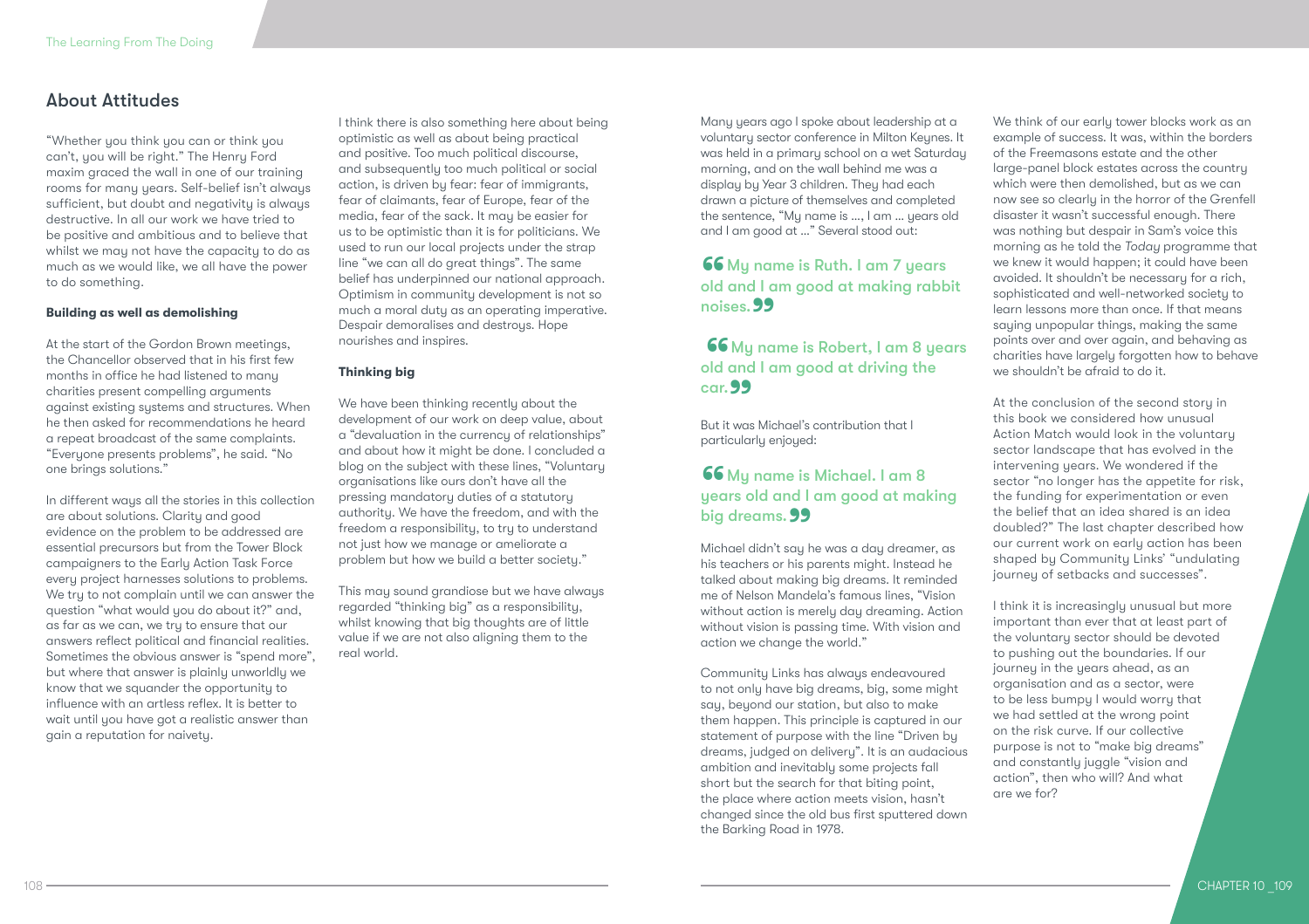## About Attitudes

"Whether you think you can or think you can't, you will be right." The Henry Ford maxim graced the wall in one of our training rooms for many years. Self-belief isn't always sufficient, but doubt and negativity is always destructive. In all our work we have tried to be positive and ambitious and to believe that whilst we may not have the capacity to do as much as we would like, we all have the power to do something.

**Building as well as demolishing**

At the start of the Gordon Brown meetings, the Chancellor observed that in his first few months in office he had listened to many charities present compelling arguments against existing systems and structures. When he then asked for recommendations he heard a repeat broadcast of the same complaints. "Everyone presents problems", he said. "No one brings solutions."

In different ways all the stories in this collection are about solutions. Clarity and good evidence on the problem to be addressed are essential precursors but from the Tower Block campaigners to the Early Action Task Force every project harnesses solutions to problems. We try to not complain until we can answer the question "what would you do about it?" and, as far as we can, we try to ensure that our answers reflect political and financial realities. Sometimes the obvious answer is "spend more", but where that answer is plainly unworldly we know that we squander the opportunity to influence with an artless reflex. It is better to wait until you have got a realistic answer than gain a reputation for naivety.

I think there is also something here about being optimistic as well as about being practical and positive. Too much political discourse, and subsequently too much political or social action, is driven by fear: fear of immigrants, fear of claimants, fear of Europe, fear of the media, fear of the sack. It may be easier for us to be optimistic than it is for politicians. We used to run our local projects under the strap line "we can all do great things". The same belief has underpinned our national approach. Optimism in community development is not so much a moral duty as an operating imperative. Despair demoralises and destroys. Hope nourishes and inspires.

**Thinking big**

We have been thinking recently about the development of our work on deep value, about a "devaluation in the currency of relationships" and about how it might be done. I concluded a blog on the subject with these lines, "Voluntary organisations like ours don't have all the pressing mandatory duties of a statutory authority. We have the freedom, and with the freedom a responsibility, to try to understand not just how we manage or ameliorate a problem but how we build a better society."

This may sound grandiose but we have always regarded "thinking big" as a responsibility, whilst knowing that big thoughts are of little value if we are not also aligning them to the real world.

Many years ago I spoke about leadership at a voluntary sector conference in Milton Keynes. It was held in a primary school on a wet Saturday morning, and on the wall behind me was a display by Year 3 children. They had each drawn a picture of themselves and completed the sentence, "My name is ..., I am ... years old and I am good at ..." Several stood out:

> "My name is Ruth. I am 7 years old and I am good at making rabbit noises."

> "My name is Robert, I am 8 years old and I am good at driving the car."

But it was Michael's contribution that I particularly enjoyed:

> "My name is Michael. I am 8 years old and I am good at making big dreams."

Michael didn't say he was a day dreamer, as his teachers or his parents might. Instead he talked about making big dreams. It reminded me of Nelson Mandela's famous lines, "Vision without action is merely day dreaming. Action without vision is passing time. With vision and action we change the world."

Community Links has always endeavoured to not only have big dreams, big, some might say, beyond our station, but also to make them happen. This principle is captured in our statement of purpose with the line "Driven by dreams, judged on delivery". It is an audacious ambition and inevitably some projects fall short but the search for that biting point, the place where action meets vision, hasn't changed since the old bus first sputtered down the Barking Road in 1978.

We think of our early tower blocks work as an example of success. It was, within the borders of the Freemasons estate and the other large-panel block estates across the country which were then demolished, but as we can now see so clearly in the horror of the Grenfell disaster it wasn't successful enough. There was nothing but despair in Sam's voice this morning as he told the *Today* programme that we knew it would happen; it could have been avoided. It shouldn't be necessary for a rich, sophisticated and well-networked society to learn lessons more than once. If that means saying unpopular things, making the same points over and over again, and behaving as charities have largely forgotten how to behave we shouldn't be afraid to do it.

At the conclusion of the second story in this book we considered how unusual Action Match would look in the voluntary sector landscape that has evolved in the intervening years. We wondered if the sector "no longer has the appetite for risk, the funding for experimentation or even the belief that an idea shared is an idea doubled?" The last chapter described how our current work on early action has been shaped by Community Links' "undulating journey of setbacks and successes".

I think it is increasingly unusual but more important than ever that at least part of the voluntary sector should be devoted to pushing out the boundaries. If our journey in the years ahead, as an organisation and as a sector, were to be less bumpy I would worry that we had settled at the wrong point on the risk curve. If our collective purpose is not to "make big dreams" and constantly juggle "vision and action", then who will? And what are we for?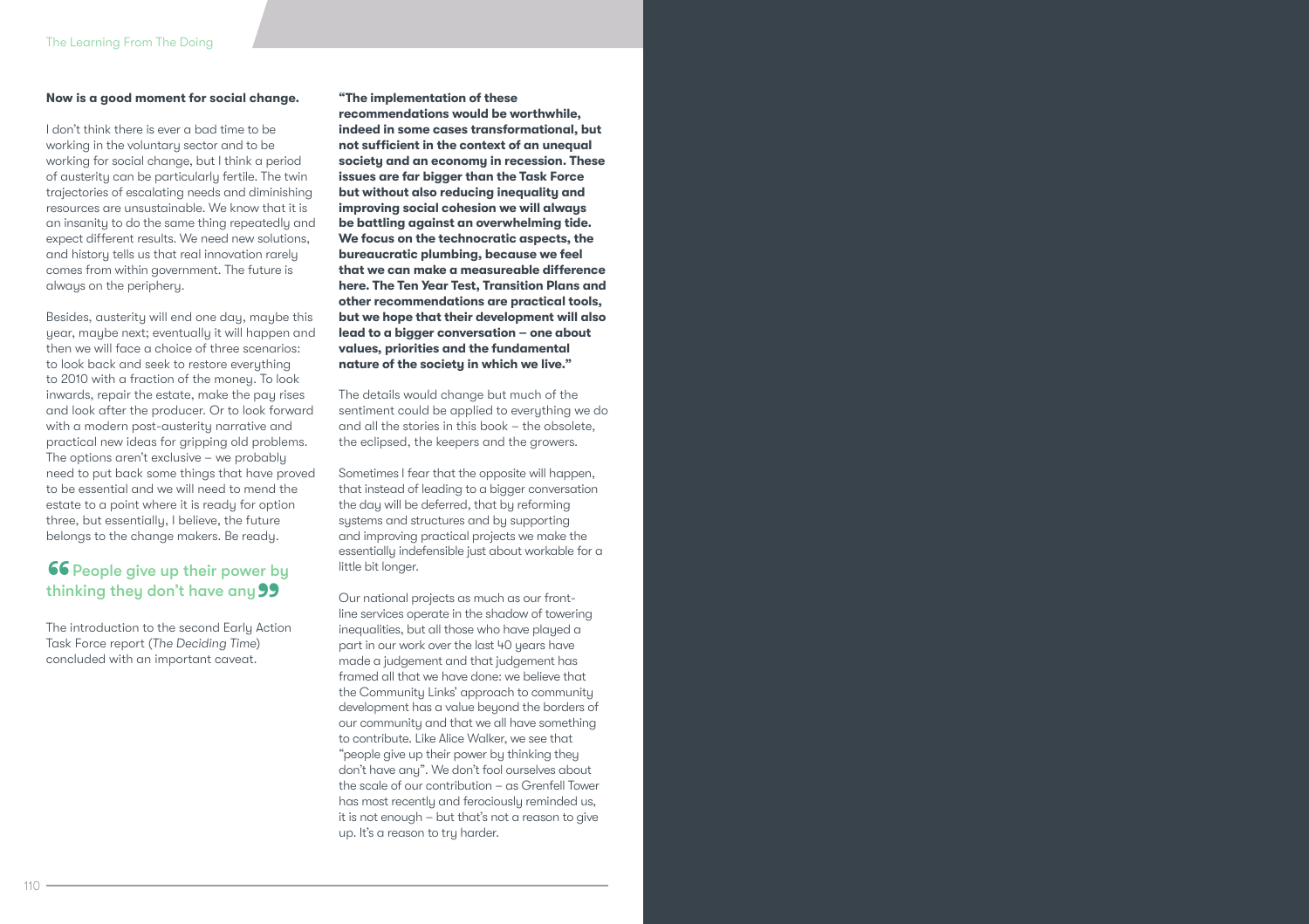**Now is a good moment for social change.**

I don't think there is ever a bad time to be working in the voluntary sector and to be working for social change, but I think a period of austerity can be particularly fertile. The twin trajectories of escalating needs and diminishing resources are unsustainable. We know that it is an insanity to do the same thing repeatedly and expect different results. We need new solutions, and history tells us that real innovation rarely comes from within government. The future is always on the periphery.

Besides, austerity will end one day, maybe this year, maybe next; eventually it will happen and then we will face a choice of three scenarios: to look back and seek to restore everything to 2010 with a fraction of the money. To look inwards, repair the estate, make the pay rises and look after the producer. Or to look forward with a modern post-austerity narrative and practical new ideas for gripping old problems. The options aren't exclusive – we probably need to put back some things that have proved to be essential and we will need to mend the estate to a point where it is ready for option three, but essentially, I believe, the future belongs to the change makers. Be ready.

> "People give up their power by thinking they don't have any"

The introduction to the second Early Action Task Force report (*The Deciding Time*) concluded with an important caveat.

**"The implementation of these recommendations would be worthwhile, indeed in some cases transformational, but not sufficient in the context of an unequal society and an economy in recession. These issues are far bigger than the Task Force but without also reducing inequality and improving social cohesion we will always be battling against an overwhelming tide. We focus on the technocratic aspects, the bureaucratic plumbing, because we feel that we can make a measureable difference here. The Ten Year Test, Transition Plans and other recommendations are practical tools, but we hope that their development will also lead to a bigger conversation – one about values, priorities and the fundamental nature of the society in which we live."**

The details would change but much of the sentiment could be applied to everything we do and all the stories in this book – the obsolete, the eclipsed, the keepers and the growers.

Sometimes I fear that the opposite will happen, that instead of leading to a bigger conversation the day will be deferred, that by reforming systems and structures and by supporting and improving practical projects we make the essentially indefensible just about workable for a little bit longer.

Our national projects as much as our front-line services operate in the shadow of towering inequalities, but all those who have played a part in our work over the last 40 years have made a judgement and that judgement has framed all that we have done: we believe that the Community Links' approach to community development has a value beyond the borders of our community and that we all have something to contribute. Like Alice Walker, we see that "people give up their power by thinking they don't have any". We don't fool ourselves about the scale of our contribution – as Grenfell Tower has most recently and ferociously reminded us, it is not enough – but that's not a reason to give up. It's a reason to try harder.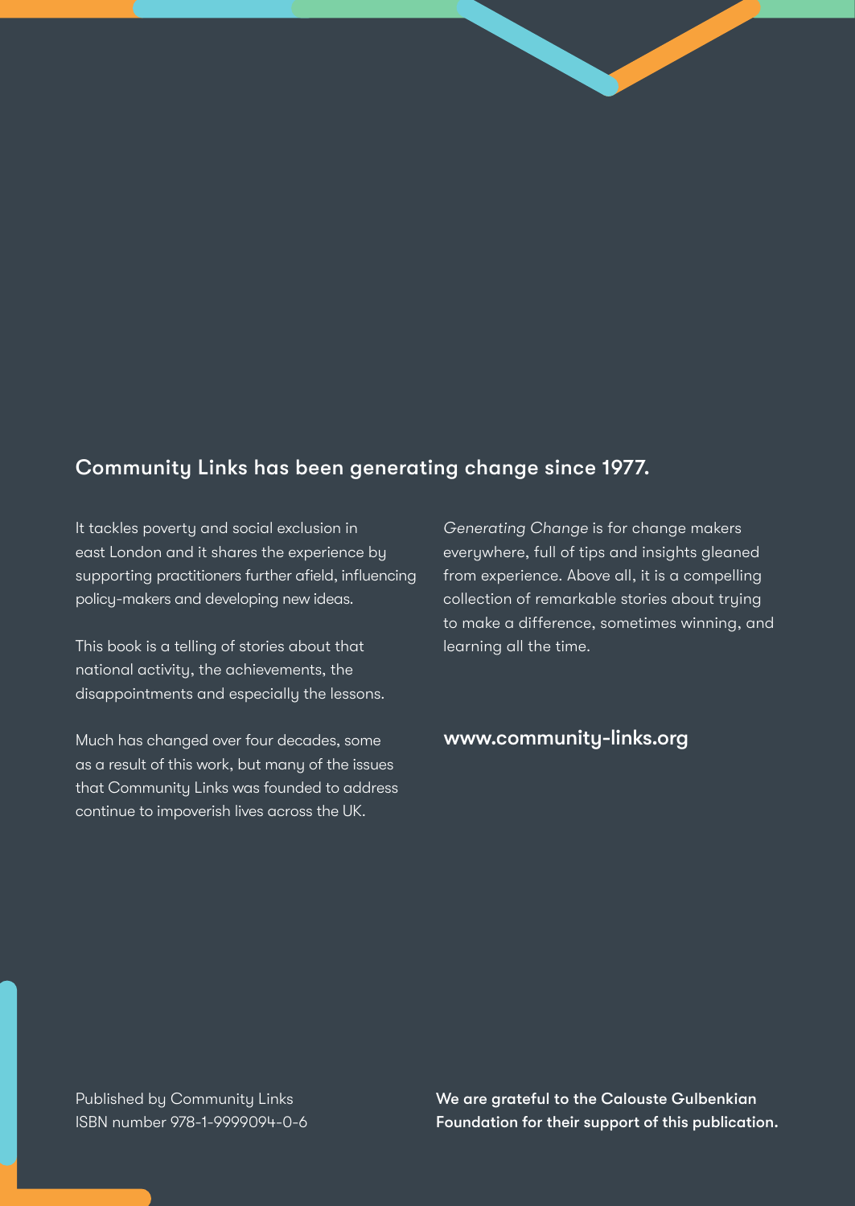## Community Links has been generating change since 1977.

It tackles poverty and social exclusion in east London and it shares the experience by supporting practitioners further afield, influencing policy-makers and developing new ideas.

This book is a telling of stories about that national activity, the achievements, the disappointments and especially the lessons.

Much has changed over four decades, some as a result of this work, but many of the issues that Community Links was founded to address continue to impoverish lives across the UK.

*Generating Change* is for change makers everywhere, full of tips and insights gleaned from experience. Above all, it is a compelling collection of remarkable stories about trying to make a difference, sometimes winning, and learning all the time.

**www.community-links.org**

Published by Community Links
ISBN number 978-1-9999094-0-6

**We are grateful to the Calouste Gulbenkian Foundation for their support of this publication.**